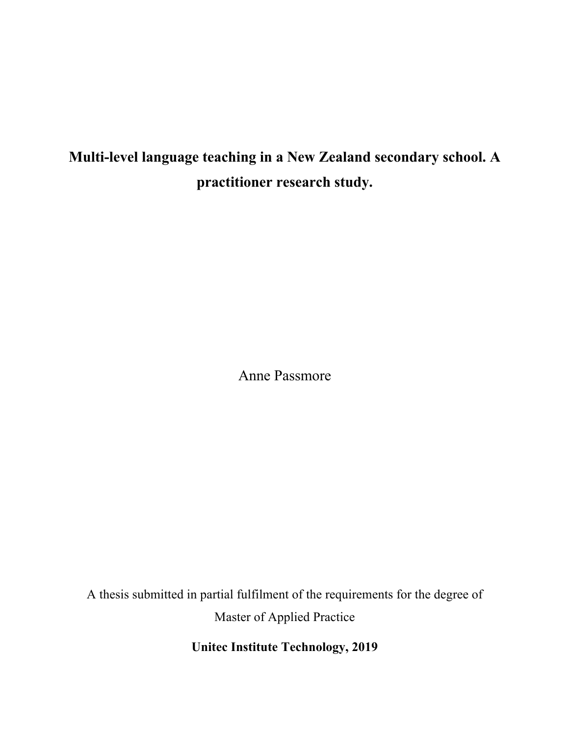# Multi-level language teaching in a New Zealand secondary school. A practitioner research study.

Anne Passmore

A thesis submitted in partial fulfilment of the requirements for the degree of Master of Applied Practice

**Unitec Institute Technology, 2019**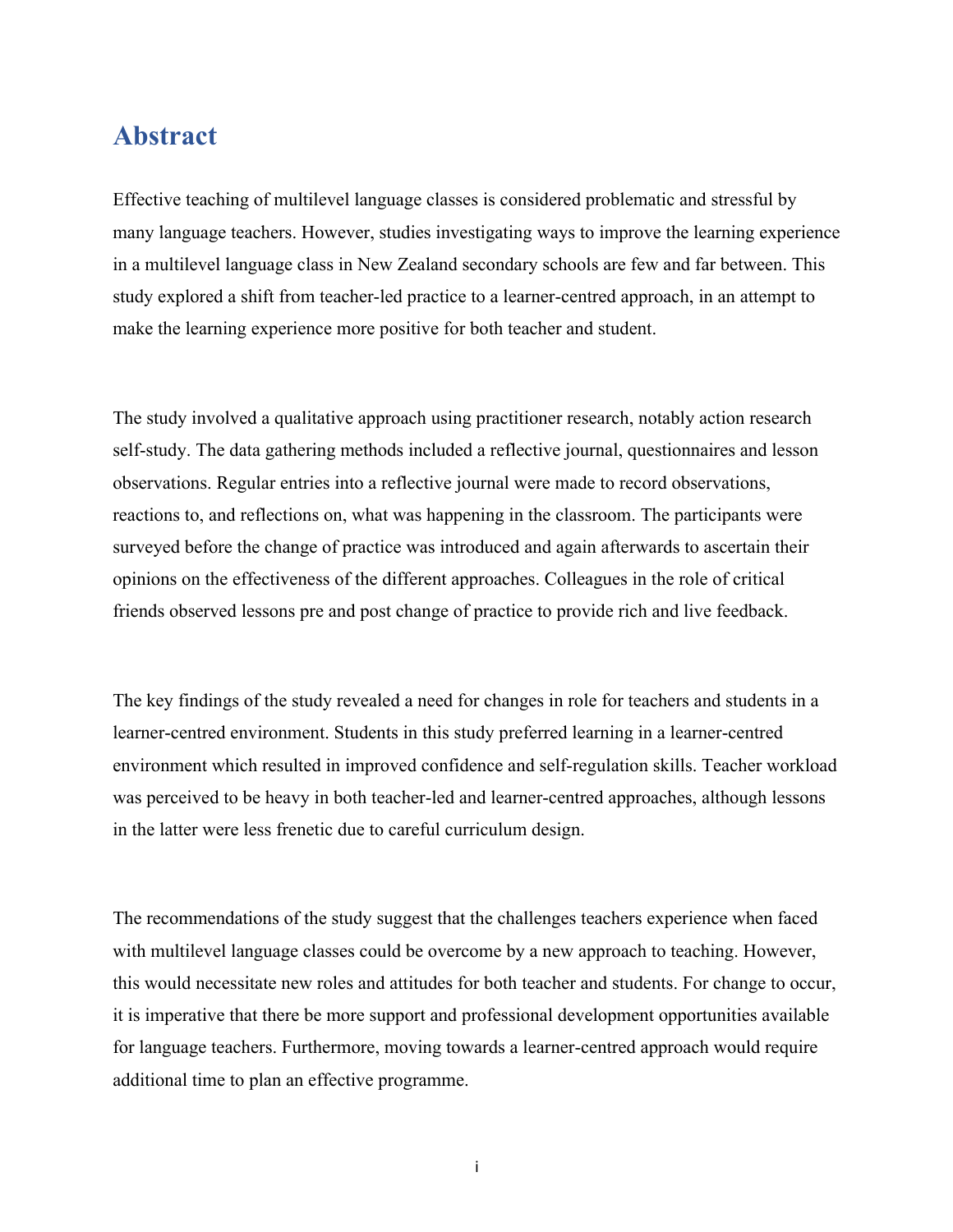# Abstract

Effective teaching of multilevel language classes is considered problematic and stressful by many language teachers. However, studies investigating ways to improve the learning experience in a multilevel language class in New Zealand secondary schools are few and far between. This study explored a shift from teacher-led practice to a learner-centred approach, in an attempt to make the learning experience more positive for both teacher and student.

The study involved a qualitative approach using practitioner research, notably action research self-study. The data gathering methods included a reflective journal, questionnaires and lesson observations. Regular entries into a reflective journal were made to record observations, reactions to, and reflections on, what was happening in the classroom. The participants were surveyed before the change of practice was introduced and again afterwards to ascertain their opinions on the effectiveness of the different approaches. Colleagues in the role of critical friends observed lessons pre and post change of practice to provide rich and live feedback.

The key findings of the study revealed a need for changes in role for teachers and students in a learner-centred environment. Students in this study preferred learning in a learner-centred environment which resulted in improved confidence and self-regulation skills. Teacher workload was perceived to be heavy in both teacher-led and learner-centred approaches, although lessons in the latter were less frenetic due to careful curriculum design.

The recommendations of the study suggest that the challenges teachers experience when faced with multilevel language classes could be overcome by a new approach to teaching. However, this would necessitate new roles and attitudes for both teacher and students. For change to occur, it is imperative that there be more support and professional development opportunities available for language teachers. Furthermore, moving towards a learner-centred approach would require additional time to plan an effective programme.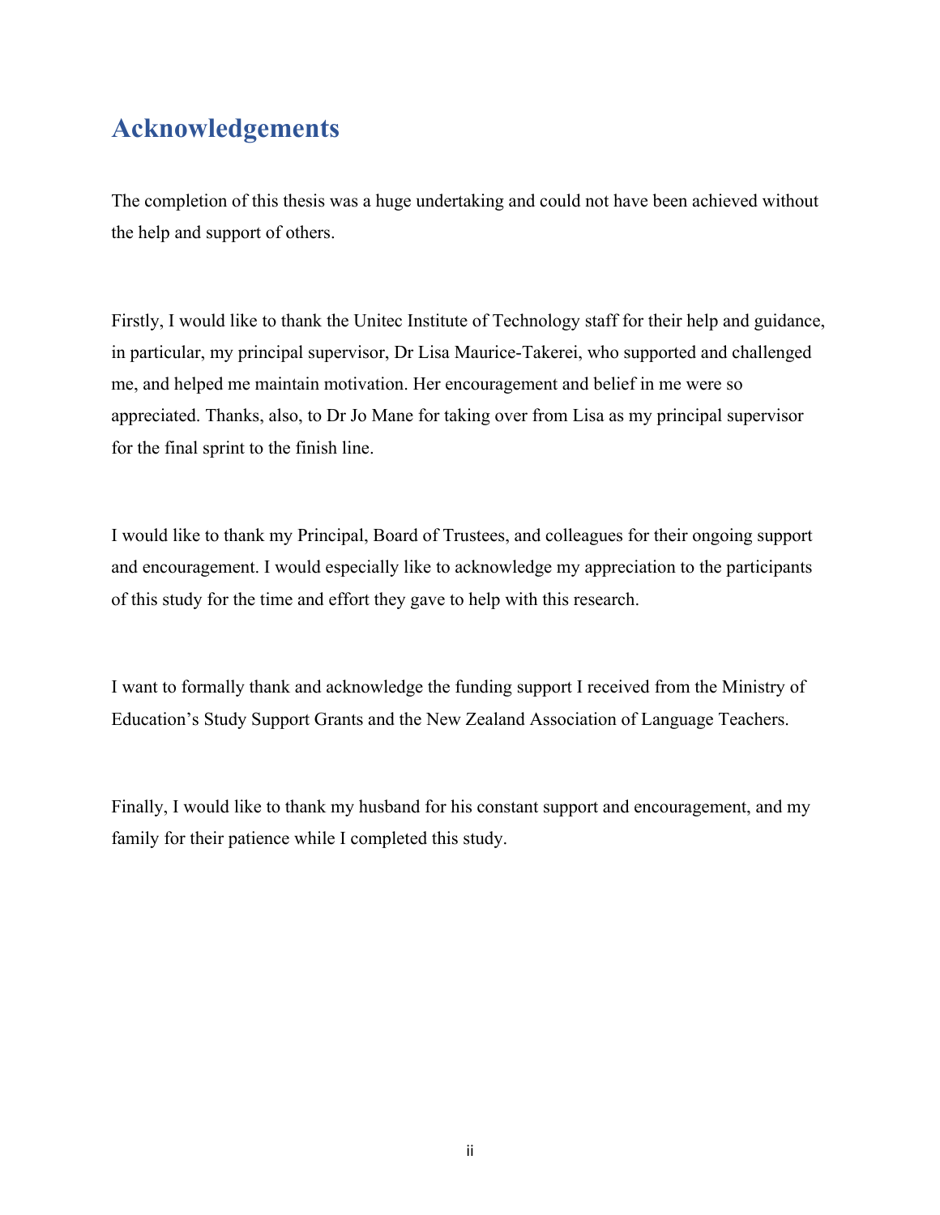# Acknowledgements

The completion of this thesis was a huge undertaking and could not have been achieved without the help and support of others.

Firstly, I would like to thank the Unitec Institute of Technology staff for their help and guidance, in particular, my principal supervisor, Dr Lisa Maurice-Takerei, who supported and challenged me, and helped me maintain motivation. Her encouragement and belief in me were so appreciated. Thanks, also, to Dr Jo Mane for taking over from Lisa as my principal supervisor for the final sprint to the finish line.

I would like to thank my Principal, Board of Trustees, and colleagues for their ongoing support and encouragement. I would especially like to acknowledge my appreciation to the participants of this study for the time and effort they gave to help with this research.

I want to formally thank and acknowledge the funding support I received from the Ministry of Education's Study Support Grants and the New Zealand Association of Language Teachers.

Finally, I would like to thank my husband for his constant support and encouragement, and my family for their patience while I completed this study.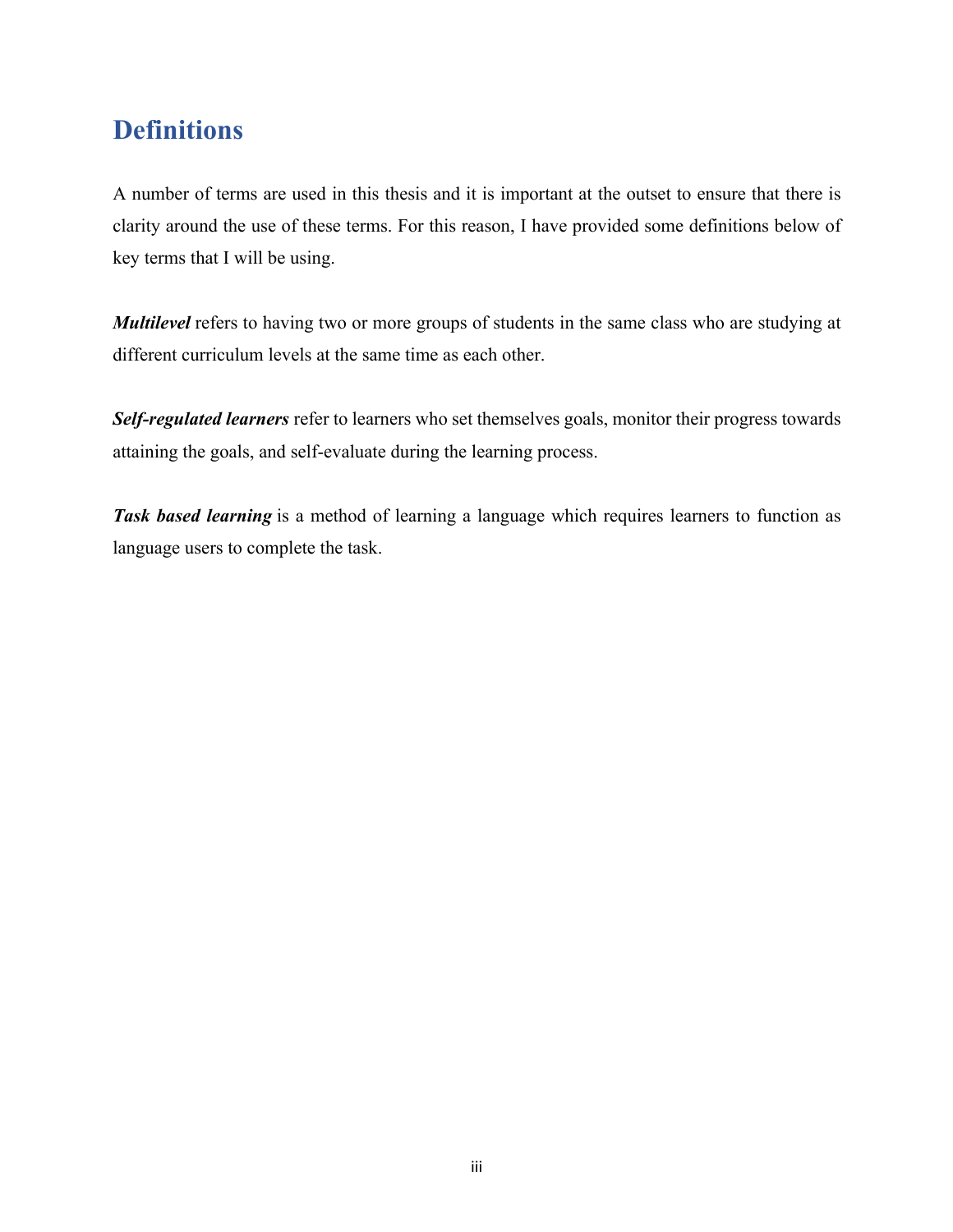# Definitions

A number of terms are used in this thesis and it is important at the outset to ensure that there is clarity around the use of these terms. For this reason, I have provided some definitions below of key terms that I will be using.

***Multilevel*** refers to having two or more groups of students in the same class who are studying at different curriculum levels at the same time as each other.

***Self-regulated learners*** refer to learners who set themselves goals, monitor their progress towards attaining the goals, and self-evaluate during the learning process.

***Task based learning*** is a method of learning a language which requires learners to function as language users to complete the task.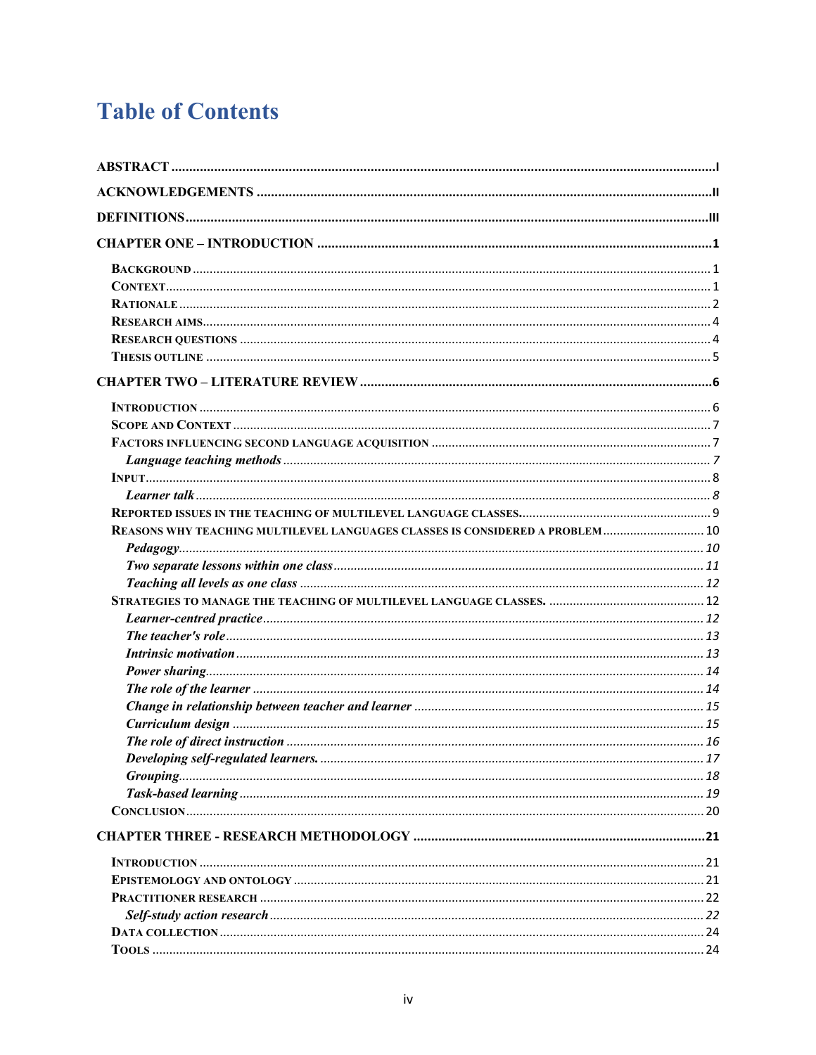# Table of Contents

**ABSTRACT** .......... I

**ACKNOWLEDGEMENTS** .......... II

**DEFINITIONS** .......... III

**CHAPTER ONE – INTRODUCTION** .......... 1

- BACKGROUND .......... 1
- CONTEXT .......... 1
- RATIONALE .......... 2
- RESEARCH AIMS .......... 4
- RESEARCH QUESTIONS .......... 4
- THESIS OUTLINE .......... 5

**CHAPTER TWO – LITERATURE REVIEW** .......... 6

- INTRODUCTION .......... 6
- SCOPE AND CONTEXT .......... 7
- FACTORS INFLUENCING SECOND LANGUAGE ACQUISITION .......... 7
  - *Language teaching methods* .......... 7
- INPUT .......... 8
  - *Learner talk* .......... 8
- REPORTED ISSUES IN THE TEACHING OF MULTILEVEL LANGUAGE CLASSES .......... 9
- REASONS WHY TEACHING MULTILEVEL LANGUAGES CLASSES IS CONSIDERED A PROBLEM .......... 10
  - *Pedagogy* .......... 10
  - *Two separate lessons within one class* .......... 11
  - *Teaching all levels as one class* .......... 12
- STRATEGIES TO MANAGE THE TEACHING OF MULTILEVEL LANGUAGE CLASSES. .......... 12
  - *Learner-centred practice* .......... 12
  - *The teacher's role* .......... 13
  - *Intrinsic motivation* .......... 13
  - *Power sharing* .......... 14
  - *The role of the learner* .......... 14
  - *Change in relationship between teacher and learner* .......... 15
  - *Curriculum design* .......... 15
  - *The role of direct instruction* .......... 16
  - *Developing self-regulated learners.* .......... 17
  - *Grouping* .......... 18
  - *Task-based learning* .......... 19
- CONCLUSION .......... 20

**CHAPTER THREE - RESEARCH METHODOLOGY** .......... 21

- INTRODUCTION .......... 21
- EPISTEMOLOGY AND ONTOLOGY .......... 21
- PRACTITIONER RESEARCH .......... 22
  - *Self-study action research* .......... 22
- DATA COLLECTION .......... 24
- TOOLS .......... 24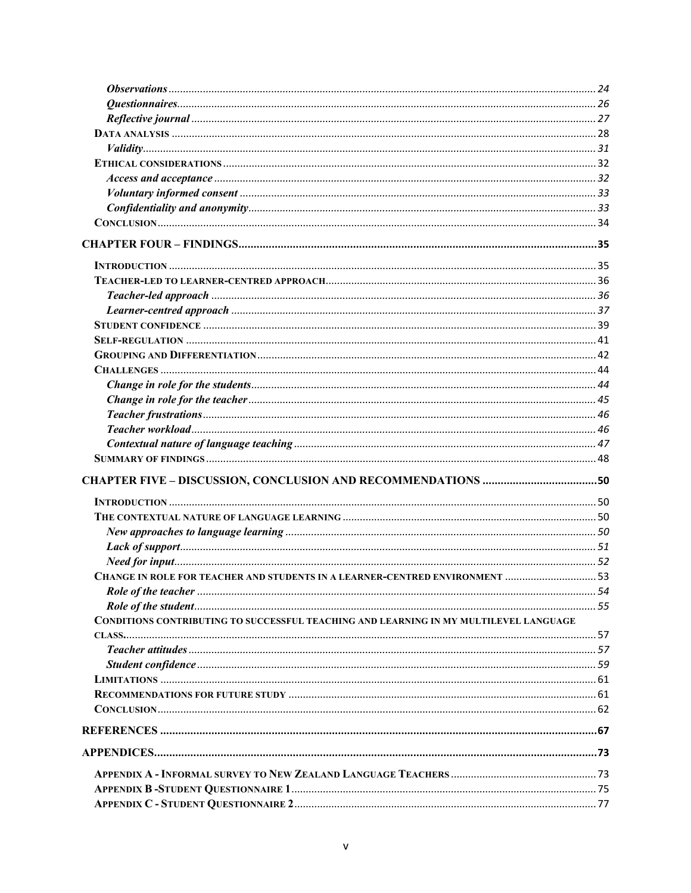*Observations* ...................................................................................................................................... 24
*Questionnaires*.................................................................................................................................... 26
*Reflective journal* ............................................................................................................................... 27
DATA ANALYSIS ....................................................................................................................................... 28
*Validity*................................................................................................................................................ 31
ETHICAL CONSIDERATIONS .................................................................................................................... 32
*Access and acceptance* ...................................................................................................................... 32
*Voluntary informed consent* .............................................................................................................. 33
*Confidentiality and anonymity*........................................................................................................... 33
CONCLUSION............................................................................................................................................ 34

**CHAPTER FOUR – FINDINGS....................................................................................................................35**

INTRODUCTION ........................................................................................................................................ 35
TEACHER-LED TO LEARNER-CENTRED APPROACH.................................................................................. 36
*Teacher-led approach* ........................................................................................................................ 36
*Learner-centred approach* .................................................................................................................. 37
STUDENT CONFIDENCE ........................................................................................................................... 39
SELF-REGULATION ................................................................................................................................. 41
GROUPING AND DIFFERENTIATION......................................................................................................... 42
CHALLENGES ........................................................................................................................................... 44
*Change in role for the students*.......................................................................................................... 44
*Change in role for the teacher* ........................................................................................................... 45
*Teacher frustrations*........................................................................................................................... 46
*Teacher workload*............................................................................................................................... 46
*Contextual nature of language teaching* ............................................................................................ 47
SUMMARY OF FINDINGS .......................................................................................................................... 48

**CHAPTER FIVE – DISCUSSION, CONCLUSION AND RECOMMENDATIONS ......................................50**

INTRODUCTION ........................................................................................................................................ 50
THE CONTEXTUAL NATURE OF LANGUAGE LEARNING ........................................................................... 50
*New approaches to language learning* ............................................................................................... 50
*Lack of support*................................................................................................................................... 51
*Need for input*..................................................................................................................................... 52
CHANGE IN ROLE FOR TEACHER AND STUDENTS IN A LEARNER-CENTRED ENVIRONMENT ................................ 53
*Role of the teacher* ............................................................................................................................. 54
*Role of the student*.............................................................................................................................. 55
CONDITIONS CONTRIBUTING TO SUCCESSFUL TEACHING AND LEARNING IN MY MULTILEVEL LANGUAGE CLASS...................................................................................................................................................... 57
*Teacher attitudes* ................................................................................................................................ 57
*Student confidence* ............................................................................................................................. 59
LIMITATIONS ........................................................................................................................................... 61
RECOMMENDATIONS FOR FUTURE STUDY ............................................................................................. 61
CONCLUSION............................................................................................................................................ 62

**REFERENCES ...................................................................................................................................................67**

**APPENDICES.....................................................................................................................................................73**

APPENDIX A - INFORMAL SURVEY TO NEW ZEALAND LANGUAGE TEACHERS ................................................. 73
APPENDIX B -STUDENT QUESTIONNAIRE 1.......................................................................................................... 75
APPENDIX C - STUDENT QUESTIONNAIRE 2......................................................................................................... 77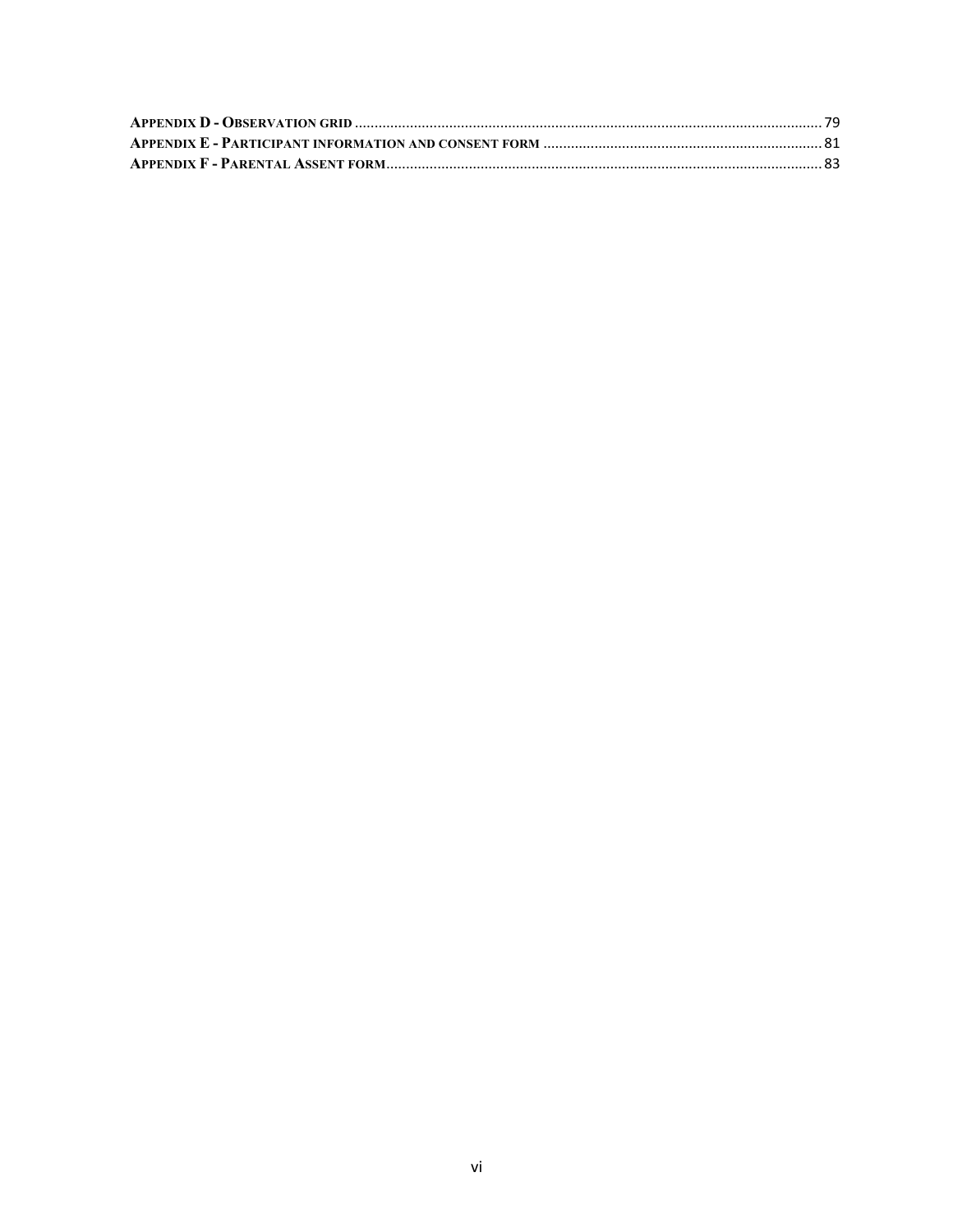**APPENDIX D - OBSERVATION GRID** ........................................................................................................................ 79
**APPENDIX E - PARTICIPANT INFORMATION AND CONSENT FORM** ....................................................................... 81
**APPENDIX F - PARENTAL ASSENT FORM**............................................................................................................... 83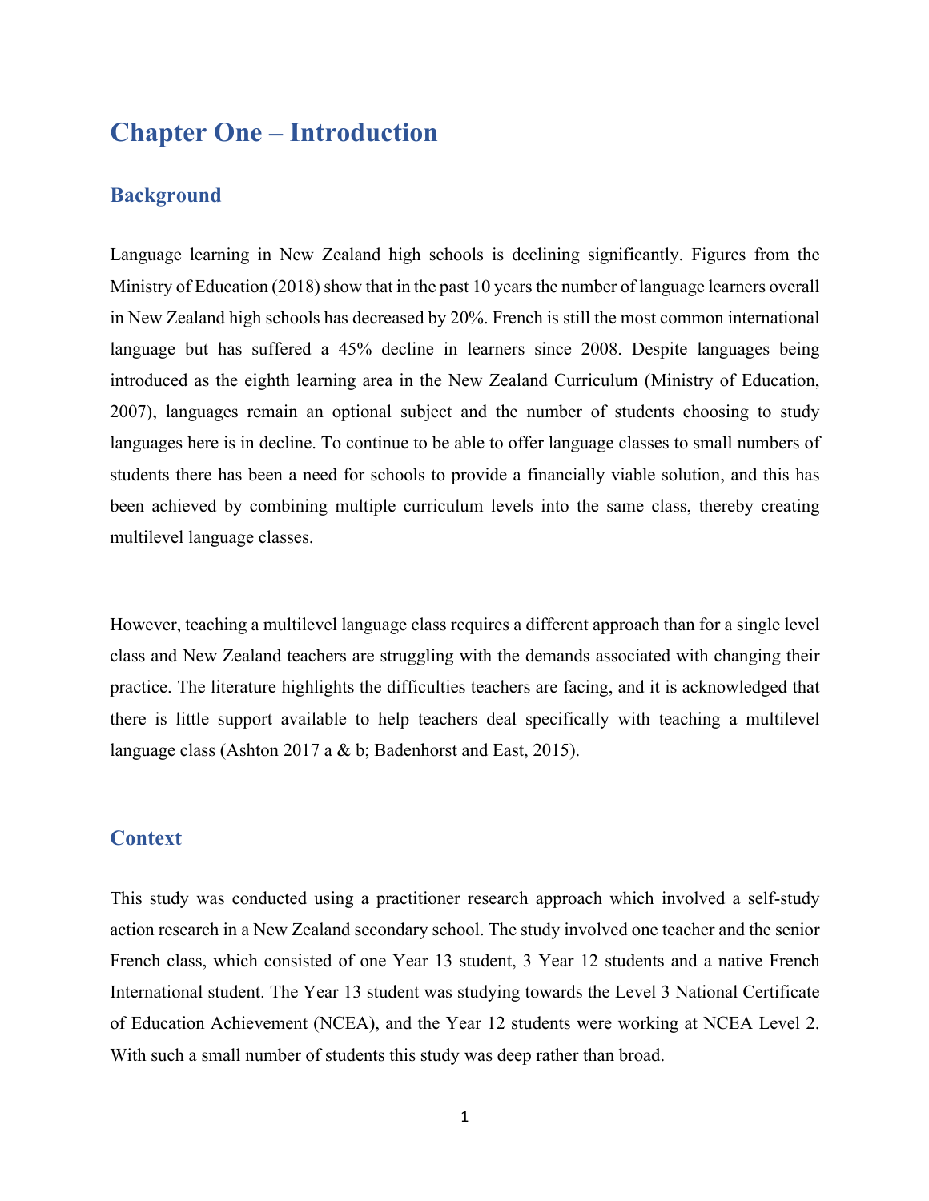# Chapter One – Introduction

## Background

Language learning in New Zealand high schools is declining significantly. Figures from the Ministry of Education (2018) show that in the past 10 years the number of language learners overall in New Zealand high schools has decreased by 20%. French is still the most common international language but has suffered a 45% decline in learners since 2008. Despite languages being introduced as the eighth learning area in the New Zealand Curriculum (Ministry of Education, 2007), languages remain an optional subject and the number of students choosing to study languages here is in decline. To continue to be able to offer language classes to small numbers of students there has been a need for schools to provide a financially viable solution, and this has been achieved by combining multiple curriculum levels into the same class, thereby creating multilevel language classes.

However, teaching a multilevel language class requires a different approach than for a single level class and New Zealand teachers are struggling with the demands associated with changing their practice. The literature highlights the difficulties teachers are facing, and it is acknowledged that there is little support available to help teachers deal specifically with teaching a multilevel language class (Ashton 2017 a & b; Badenhorst and East, 2015).

## Context

This study was conducted using a practitioner research approach which involved a self-study action research in a New Zealand secondary school. The study involved one teacher and the senior French class, which consisted of one Year 13 student, 3 Year 12 students and a native French International student. The Year 13 student was studying towards the Level 3 National Certificate of Education Achievement (NCEA), and the Year 12 students were working at NCEA Level 2. With such a small number of students this study was deep rather than broad.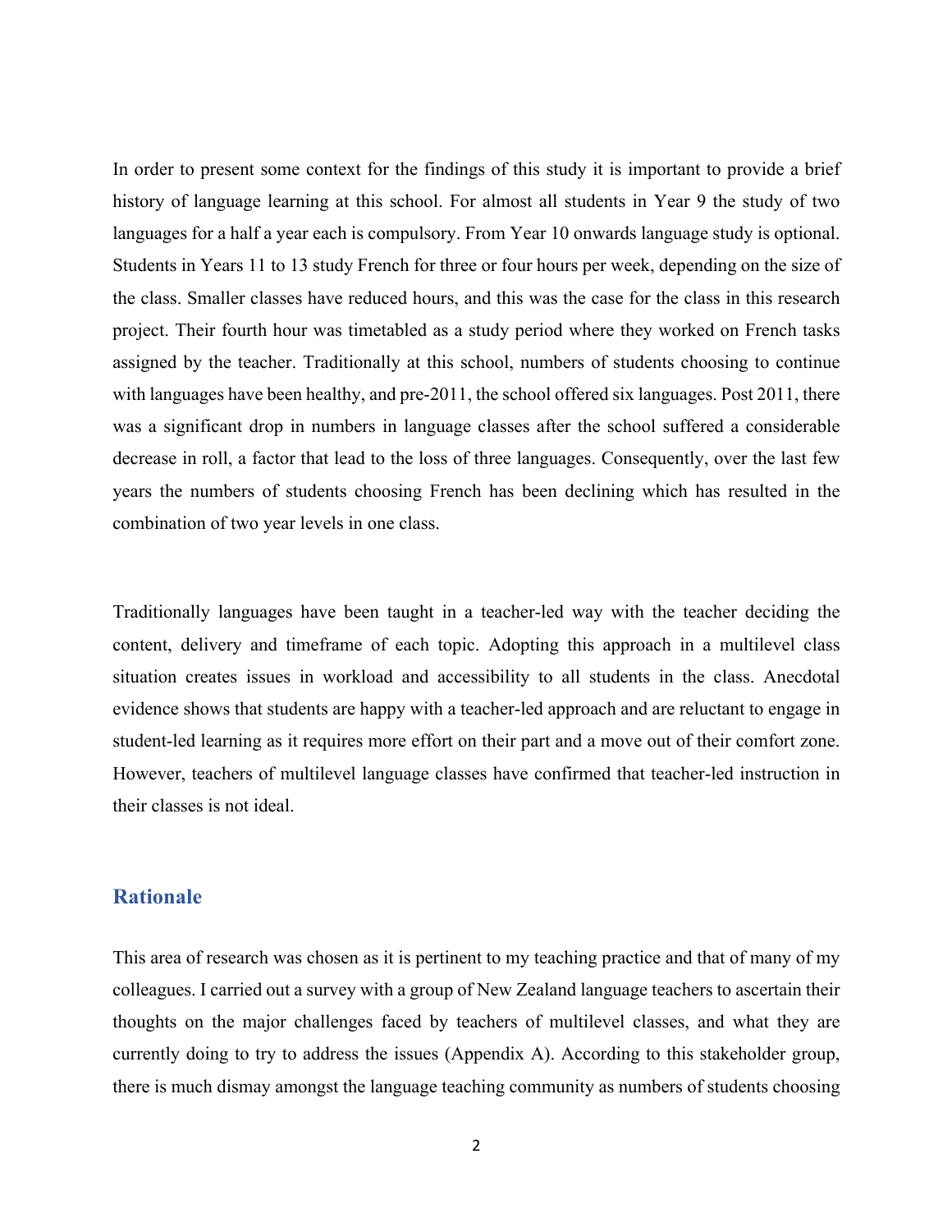In order to present some context for the findings of this study it is important to provide a brief history of language learning at this school. For almost all students in Year 9 the study of two languages for a half a year each is compulsory. From Year 10 onwards language study is optional. Students in Years 11 to 13 study French for three or four hours per week, depending on the size of the class. Smaller classes have reduced hours, and this was the case for the class in this research project. Their fourth hour was timetabled as a study period where they worked on French tasks assigned by the teacher. Traditionally at this school, numbers of students choosing to continue with languages have been healthy, and pre-2011, the school offered six languages. Post 2011, there was a significant drop in numbers in language classes after the school suffered a considerable decrease in roll, a factor that lead to the loss of three languages. Consequently, over the last few years the numbers of students choosing French has been declining which has resulted in the combination of two year levels in one class.

Traditionally languages have been taught in a teacher-led way with the teacher deciding the content, delivery and timeframe of each topic. Adopting this approach in a multilevel class situation creates issues in workload and accessibility to all students in the class. Anecdotal evidence shows that students are happy with a teacher-led approach and are reluctant to engage in student-led learning as it requires more effort on their part and a move out of their comfort zone. However, teachers of multilevel language classes have confirmed that teacher-led instruction in their classes is not ideal.

## Rationale

This area of research was chosen as it is pertinent to my teaching practice and that of many of my colleagues. I carried out a survey with a group of New Zealand language teachers to ascertain their thoughts on the major challenges faced by teachers of multilevel classes, and what they are currently doing to try to address the issues (Appendix A). According to this stakeholder group, there is much dismay amongst the language teaching community as numbers of students choosing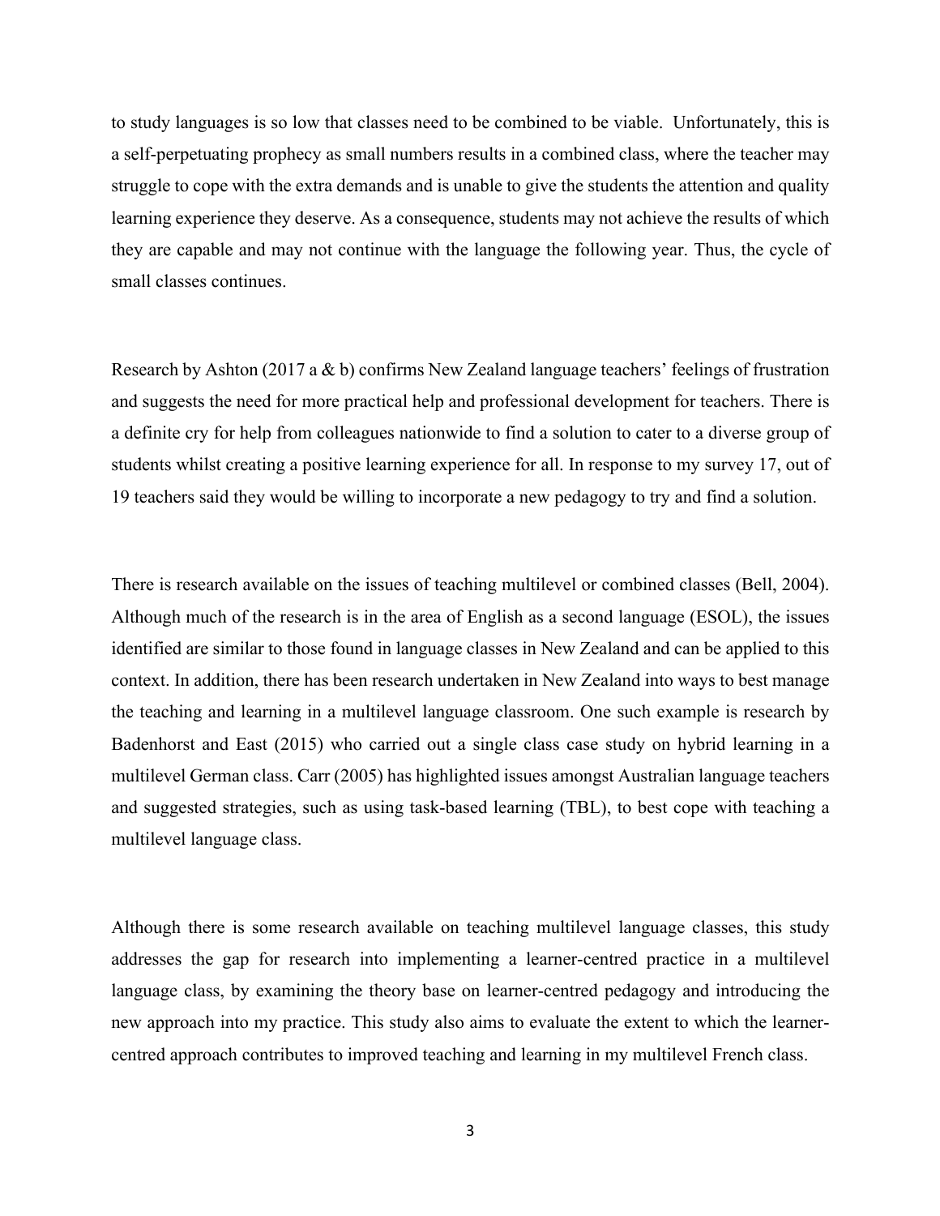to study languages is so low that classes need to be combined to be viable. Unfortunately, this is a self-perpetuating prophecy as small numbers results in a combined class, where the teacher may struggle to cope with the extra demands and is unable to give the students the attention and quality learning experience they deserve. As a consequence, students may not achieve the results of which they are capable and may not continue with the language the following year. Thus, the cycle of small classes continues.

Research by Ashton (2017 a & b) confirms New Zealand language teachers' feelings of frustration and suggests the need for more practical help and professional development for teachers. There is a definite cry for help from colleagues nationwide to find a solution to cater to a diverse group of students whilst creating a positive learning experience for all. In response to my survey 17, out of 19 teachers said they would be willing to incorporate a new pedagogy to try and find a solution.

There is research available on the issues of teaching multilevel or combined classes (Bell, 2004). Although much of the research is in the area of English as a second language (ESOL), the issues identified are similar to those found in language classes in New Zealand and can be applied to this context. In addition, there has been research undertaken in New Zealand into ways to best manage the teaching and learning in a multilevel language classroom. One such example is research by Badenhorst and East (2015) who carried out a single class case study on hybrid learning in a multilevel German class. Carr (2005) has highlighted issues amongst Australian language teachers and suggested strategies, such as using task-based learning (TBL), to best cope with teaching a multilevel language class.

Although there is some research available on teaching multilevel language classes, this study addresses the gap for research into implementing a learner-centred practice in a multilevel language class, by examining the theory base on learner-centred pedagogy and introducing the new approach into my practice. This study also aims to evaluate the extent to which the learner-centred approach contributes to improved teaching and learning in my multilevel French class.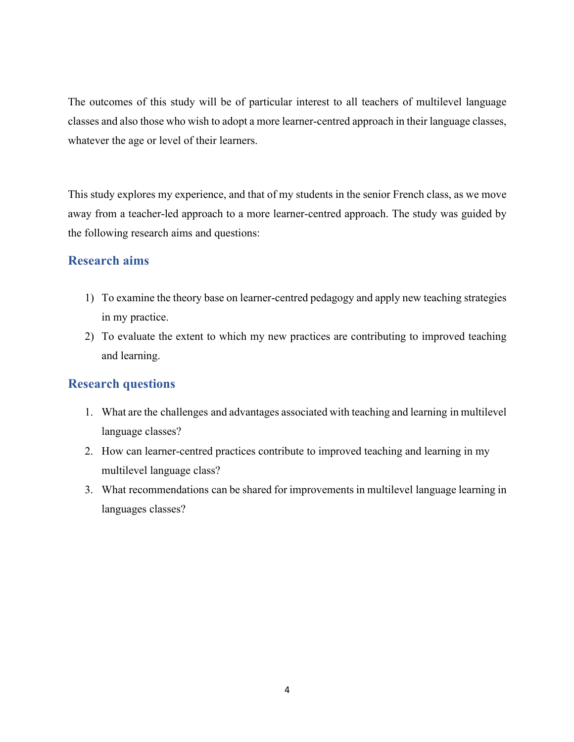The outcomes of this study will be of particular interest to all teachers of multilevel language classes and also those who wish to adopt a more learner-centred approach in their language classes, whatever the age or level of their learners.

This study explores my experience, and that of my students in the senior French class, as we move away from a teacher-led approach to a more learner-centred approach. The study was guided by the following research aims and questions:

## Research aims

1) To examine the theory base on learner-centred pedagogy and apply new teaching strategies in my practice.
2) To evaluate the extent to which my new practices are contributing to improved teaching and learning.

## Research questions

1. What are the challenges and advantages associated with teaching and learning in multilevel language classes?
2. How can learner-centred practices contribute to improved teaching and learning in my multilevel language class?
3. What recommendations can be shared for improvements in multilevel language learning in languages classes?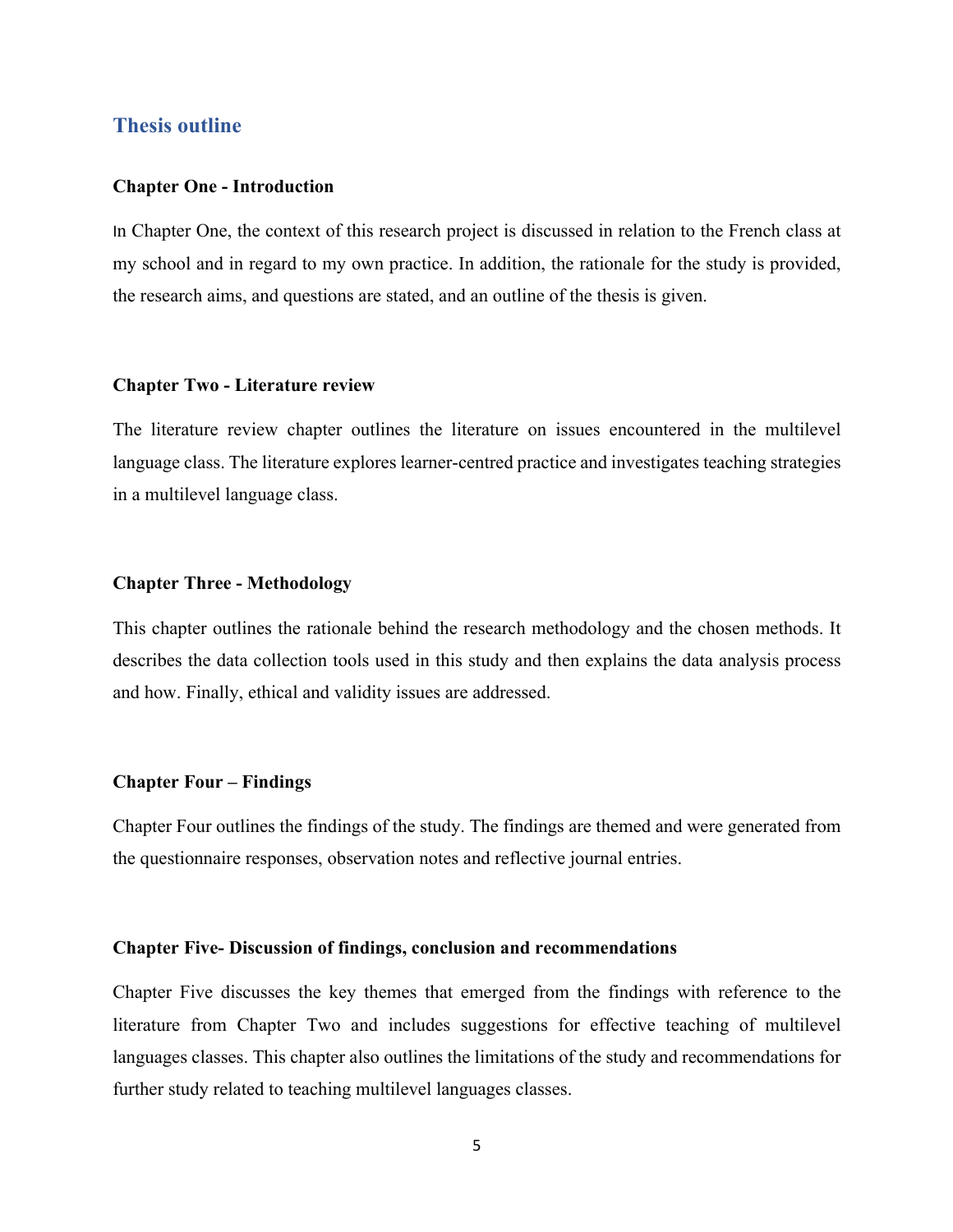## Thesis outline

### Chapter One - Introduction

In Chapter One, the context of this research project is discussed in relation to the French class at my school and in regard to my own practice. In addition, the rationale for the study is provided, the research aims, and questions are stated, and an outline of the thesis is given.

### Chapter Two - Literature review

The literature review chapter outlines the literature on issues encountered in the multilevel language class. The literature explores learner-centred practice and investigates teaching strategies in a multilevel language class.

### Chapter Three - Methodology

This chapter outlines the rationale behind the research methodology and the chosen methods. It describes the data collection tools used in this study and then explains the data analysis process and how. Finally, ethical and validity issues are addressed.

### Chapter Four – Findings

Chapter Four outlines the findings of the study. The findings are themed and were generated from the questionnaire responses, observation notes and reflective journal entries.

### Chapter Five- Discussion of findings, conclusion and recommendations

Chapter Five discusses the key themes that emerged from the findings with reference to the literature from Chapter Two and includes suggestions for effective teaching of multilevel languages classes. This chapter also outlines the limitations of the study and recommendations for further study related to teaching multilevel languages classes.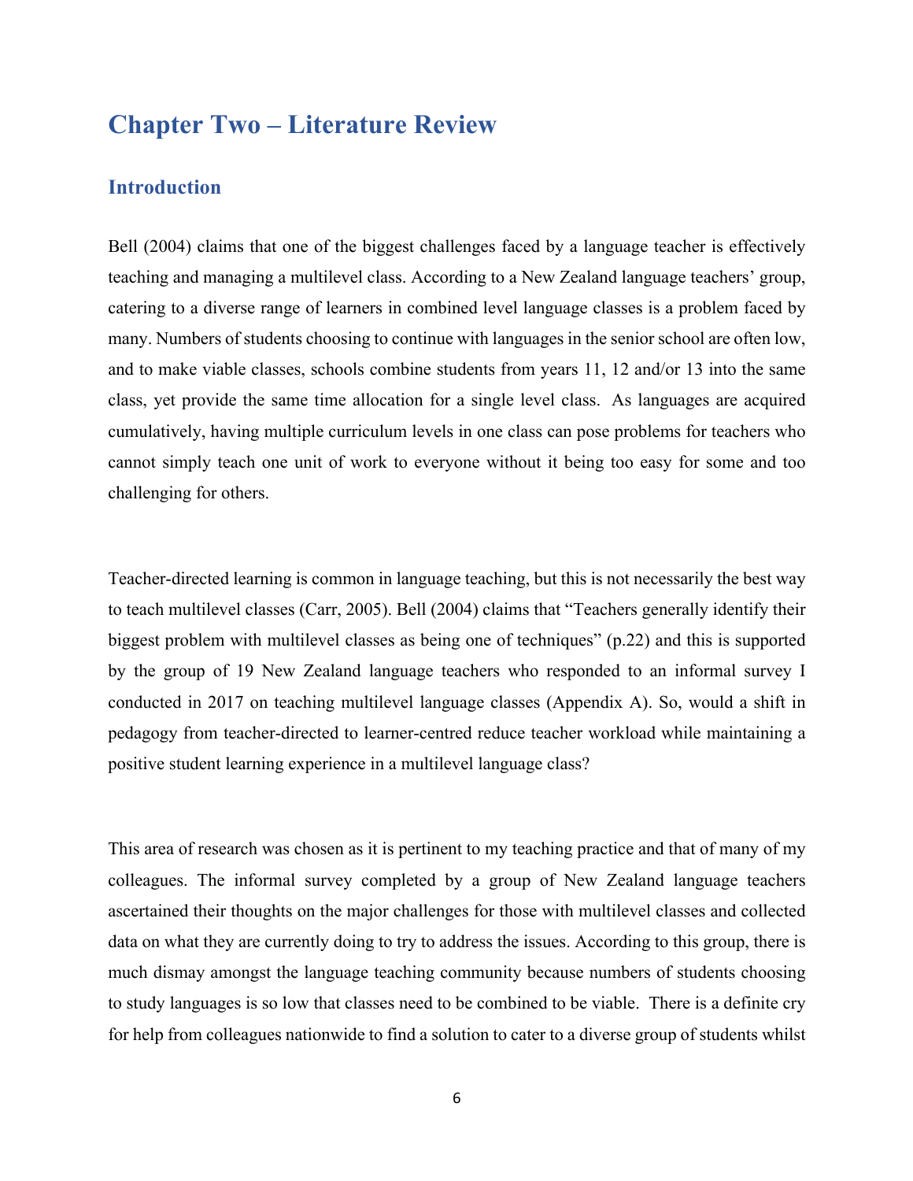# Chapter Two – Literature Review

## Introduction

Bell (2004) claims that one of the biggest challenges faced by a language teacher is effectively teaching and managing a multilevel class. According to a New Zealand language teachers' group, catering to a diverse range of learners in combined level language classes is a problem faced by many. Numbers of students choosing to continue with languages in the senior school are often low, and to make viable classes, schools combine students from years 11, 12 and/or 13 into the same class, yet provide the same time allocation for a single level class. As languages are acquired cumulatively, having multiple curriculum levels in one class can pose problems for teachers who cannot simply teach one unit of work to everyone without it being too easy for some and too challenging for others.

Teacher-directed learning is common in language teaching, but this is not necessarily the best way to teach multilevel classes (Carr, 2005). Bell (2004) claims that "Teachers generally identify their biggest problem with multilevel classes as being one of techniques" (p.22) and this is supported by the group of 19 New Zealand language teachers who responded to an informal survey I conducted in 2017 on teaching multilevel language classes (Appendix A). So, would a shift in pedagogy from teacher-directed to learner-centred reduce teacher workload while maintaining a positive student learning experience in a multilevel language class?

This area of research was chosen as it is pertinent to my teaching practice and that of many of my colleagues. The informal survey completed by a group of New Zealand language teachers ascertained their thoughts on the major challenges for those with multilevel classes and collected data on what they are currently doing to try to address the issues. According to this group, there is much dismay amongst the language teaching community because numbers of students choosing to study languages is so low that classes need to be combined to be viable. There is a definite cry for help from colleagues nationwide to find a solution to cater to a diverse group of students whilst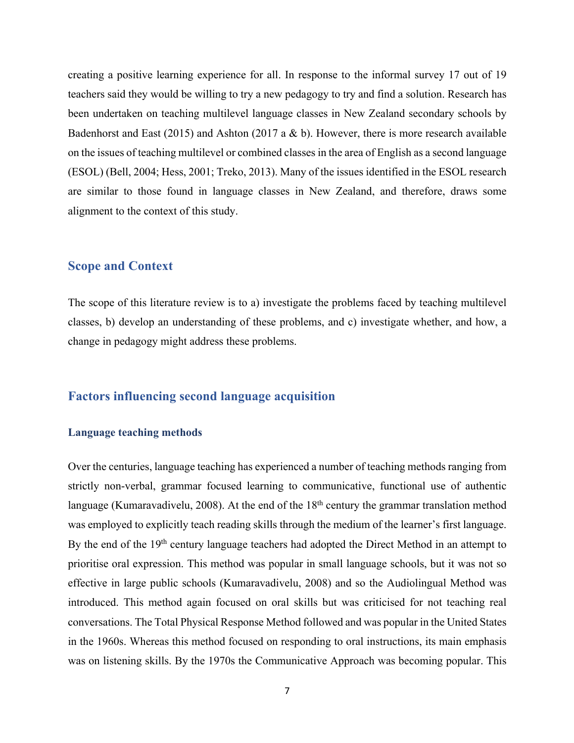creating a positive learning experience for all. In response to the informal survey 17 out of 19 teachers said they would be willing to try a new pedagogy to try and find a solution. Research has been undertaken on teaching multilevel language classes in New Zealand secondary schools by Badenhorst and East (2015) and Ashton (2017 a & b). However, there is more research available on the issues of teaching multilevel or combined classes in the area of English as a second language (ESOL) (Bell, 2004; Hess, 2001; Treko, 2013). Many of the issues identified in the ESOL research are similar to those found in language classes in New Zealand, and therefore, draws some alignment to the context of this study.

## Scope and Context

The scope of this literature review is to a) investigate the problems faced by teaching multilevel classes, b) develop an understanding of these problems, and c) investigate whether, and how, a change in pedagogy might address these problems.

## Factors influencing second language acquisition

### Language teaching methods

Over the centuries, language teaching has experienced a number of teaching methods ranging from strictly non-verbal, grammar focused learning to communicative, functional use of authentic language (Kumaravadivelu, 2008). At the end of the 18th century the grammar translation method was employed to explicitly teach reading skills through the medium of the learner's first language. By the end of the 19th century language teachers had adopted the Direct Method in an attempt to prioritise oral expression. This method was popular in small language schools, but it was not so effective in large public schools (Kumaravadivelu, 2008) and so the Audiolingual Method was introduced. This method again focused on oral skills but was criticised for not teaching real conversations. The Total Physical Response Method followed and was popular in the United States in the 1960s. Whereas this method focused on responding to oral instructions, its main emphasis was on listening skills. By the 1970s the Communicative Approach was becoming popular. This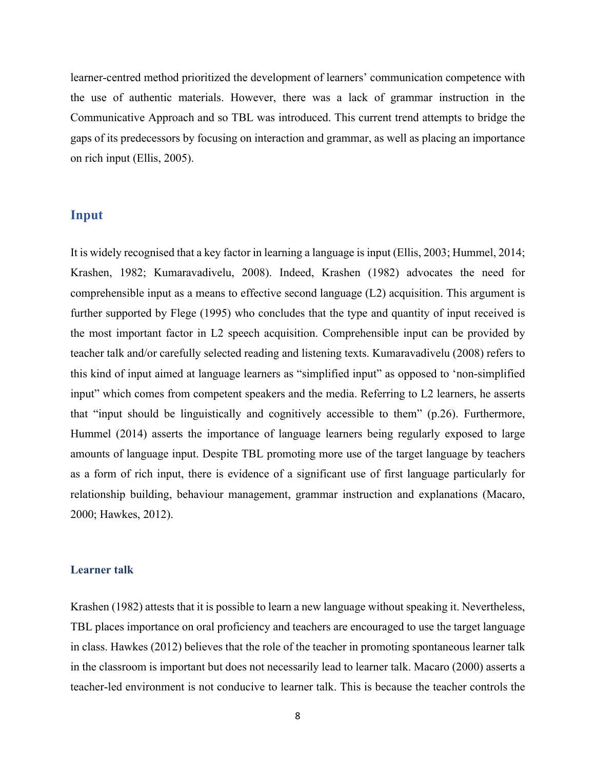learner-centred method prioritized the development of learners' communication competence with the use of authentic materials. However, there was a lack of grammar instruction in the Communicative Approach and so TBL was introduced. This current trend attempts to bridge the gaps of its predecessors by focusing on interaction and grammar, as well as placing an importance on rich input (Ellis, 2005).

## Input

It is widely recognised that a key factor in learning a language is input (Ellis, 2003; Hummel, 2014; Krashen, 1982; Kumaravadivelu, 2008). Indeed, Krashen (1982) advocates the need for comprehensible input as a means to effective second language (L2) acquisition. This argument is further supported by Flege (1995) who concludes that the type and quantity of input received is the most important factor in L2 speech acquisition. Comprehensible input can be provided by teacher talk and/or carefully selected reading and listening texts. Kumaravadivelu (2008) refers to this kind of input aimed at language learners as "simplified input" as opposed to 'non-simplified input" which comes from competent speakers and the media. Referring to L2 learners, he asserts that "input should be linguistically and cognitively accessible to them" (p.26). Furthermore, Hummel (2014) asserts the importance of language learners being regularly exposed to large amounts of language input. Despite TBL promoting more use of the target language by teachers as a form of rich input, there is evidence of a significant use of first language particularly for relationship building, behaviour management, grammar instruction and explanations (Macaro, 2000; Hawkes, 2012).

### Learner talk

Krashen (1982) attests that it is possible to learn a new language without speaking it. Nevertheless, TBL places importance on oral proficiency and teachers are encouraged to use the target language in class. Hawkes (2012) believes that the role of the teacher in promoting spontaneous learner talk in the classroom is important but does not necessarily lead to learner talk. Macaro (2000) asserts a teacher-led environment is not conducive to learner talk. This is because the teacher controls the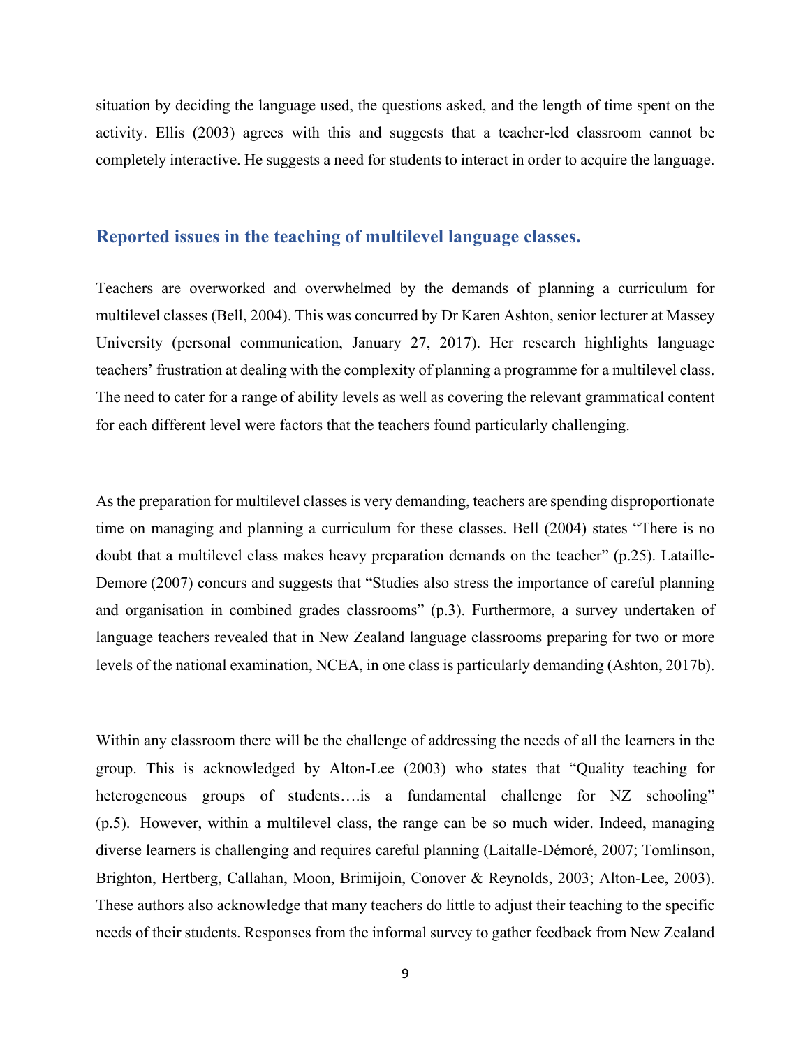situation by deciding the language used, the questions asked, and the length of time spent on the activity. Ellis (2003) agrees with this and suggests that a teacher-led classroom cannot be completely interactive. He suggests a need for students to interact in order to acquire the language.

## Reported issues in the teaching of multilevel language classes.

Teachers are overworked and overwhelmed by the demands of planning a curriculum for multilevel classes (Bell, 2004). This was concurred by Dr Karen Ashton, senior lecturer at Massey University (personal communication, January 27, 2017). Her research highlights language teachers' frustration at dealing with the complexity of planning a programme for a multilevel class. The need to cater for a range of ability levels as well as covering the relevant grammatical content for each different level were factors that the teachers found particularly challenging.

As the preparation for multilevel classes is very demanding, teachers are spending disproportionate time on managing and planning a curriculum for these classes. Bell (2004) states "There is no doubt that a multilevel class makes heavy preparation demands on the teacher" (p.25). Lataille-Demore (2007) concurs and suggests that "Studies also stress the importance of careful planning and organisation in combined grades classrooms" (p.3). Furthermore, a survey undertaken of language teachers revealed that in New Zealand language classrooms preparing for two or more levels of the national examination, NCEA, in one class is particularly demanding (Ashton, 2017b).

Within any classroom there will be the challenge of addressing the needs of all the learners in the group. This is acknowledged by Alton-Lee (2003) who states that "Quality teaching for heterogeneous groups of students….is a fundamental challenge for NZ schooling" (p.5). However, within a multilevel class, the range can be so much wider. Indeed, managing diverse learners is challenging and requires careful planning (Laitalle-Démoré, 2007; Tomlinson, Brighton, Hertberg, Callahan, Moon, Brimijoin, Conover & Reynolds, 2003; Alton-Lee, 2003). These authors also acknowledge that many teachers do little to adjust their teaching to the specific needs of their students. Responses from the informal survey to gather feedback from New Zealand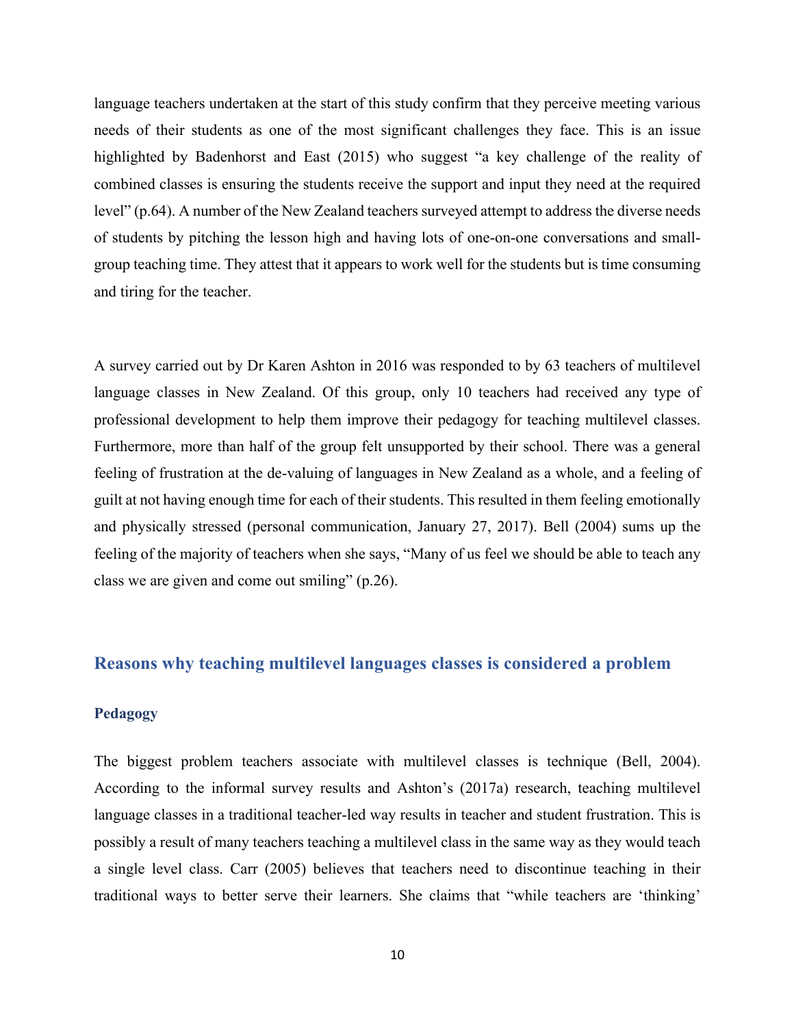language teachers undertaken at the start of this study confirm that they perceive meeting various needs of their students as one of the most significant challenges they face. This is an issue highlighted by Badenhorst and East (2015) who suggest "a key challenge of the reality of combined classes is ensuring the students receive the support and input they need at the required level" (p.64). A number of the New Zealand teachers surveyed attempt to address the diverse needs of students by pitching the lesson high and having lots of one-on-one conversations and small-group teaching time. They attest that it appears to work well for the students but is time consuming and tiring for the teacher.

A survey carried out by Dr Karen Ashton in 2016 was responded to by 63 teachers of multilevel language classes in New Zealand. Of this group, only 10 teachers had received any type of professional development to help them improve their pedagogy for teaching multilevel classes. Furthermore, more than half of the group felt unsupported by their school. There was a general feeling of frustration at the de-valuing of languages in New Zealand as a whole, and a feeling of guilt at not having enough time for each of their students. This resulted in them feeling emotionally and physically stressed (personal communication, January 27, 2017). Bell (2004) sums up the feeling of the majority of teachers when she says, "Many of us feel we should be able to teach any class we are given and come out smiling" (p.26).

## Reasons why teaching multilevel languages classes is considered a problem

### Pedagogy

The biggest problem teachers associate with multilevel classes is technique (Bell, 2004). According to the informal survey results and Ashton's (2017a) research, teaching multilevel language classes in a traditional teacher-led way results in teacher and student frustration. This is possibly a result of many teachers teaching a multilevel class in the same way as they would teach a single level class. Carr (2005) believes that teachers need to discontinue teaching in their traditional ways to better serve their learners. She claims that "while teachers are 'thinking'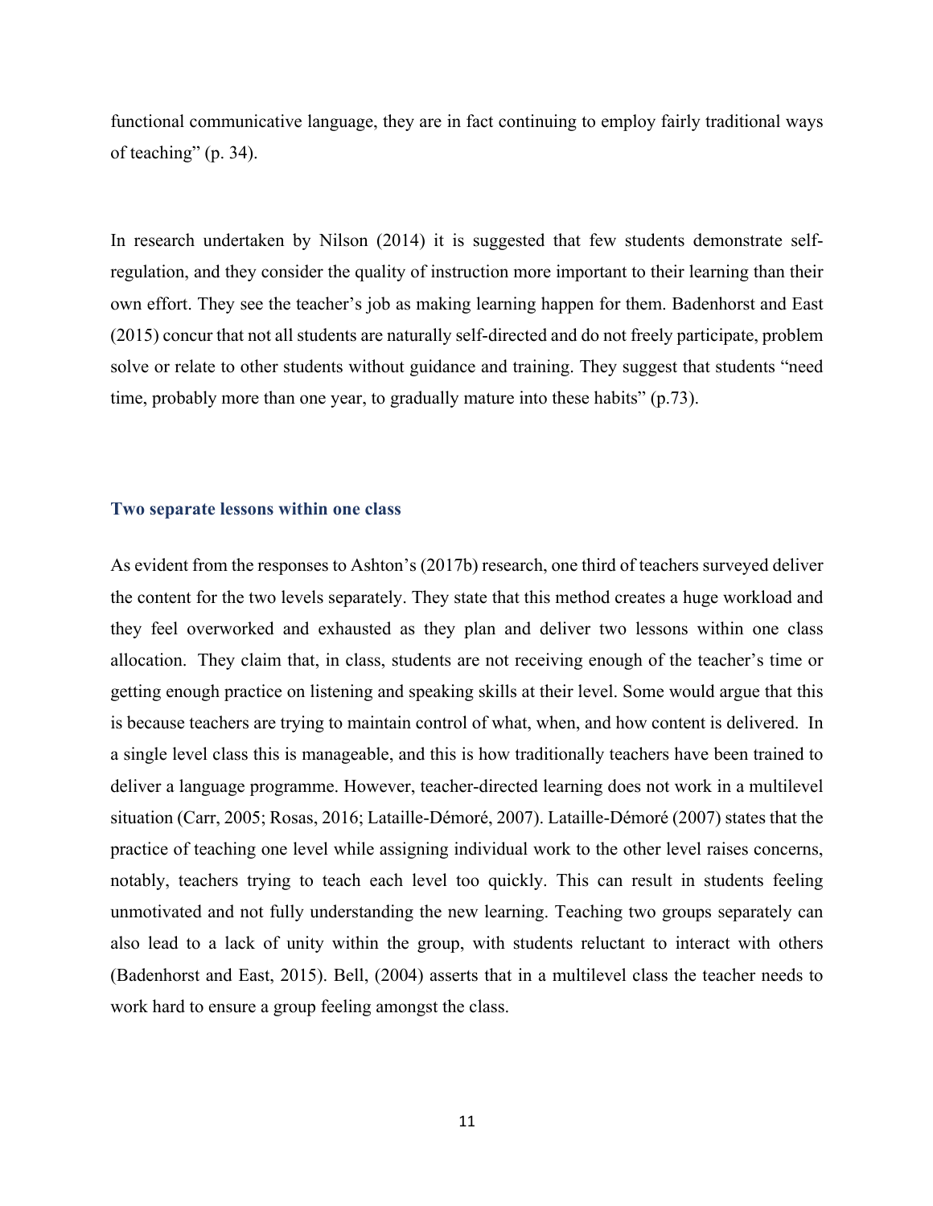functional communicative language, they are in fact continuing to employ fairly traditional ways of teaching" (p. 34).

In research undertaken by Nilson (2014) it is suggested that few students demonstrate self-regulation, and they consider the quality of instruction more important to their learning than their own effort. They see the teacher's job as making learning happen for them. Badenhorst and East (2015) concur that not all students are naturally self-directed and do not freely participate, problem solve or relate to other students without guidance and training. They suggest that students "need time, probably more than one year, to gradually mature into these habits" (p.73).

### Two separate lessons within one class

As evident from the responses to Ashton's (2017b) research, one third of teachers surveyed deliver the content for the two levels separately. They state that this method creates a huge workload and they feel overworked and exhausted as they plan and deliver two lessons within one class allocation. They claim that, in class, students are not receiving enough of the teacher's time or getting enough practice on listening and speaking skills at their level. Some would argue that this is because teachers are trying to maintain control of what, when, and how content is delivered. In a single level class this is manageable, and this is how traditionally teachers have been trained to deliver a language programme. However, teacher-directed learning does not work in a multilevel situation (Carr, 2005; Rosas, 2016; Lataille-Démoré, 2007). Lataille-Démoré (2007) states that the practice of teaching one level while assigning individual work to the other level raises concerns, notably, teachers trying to teach each level too quickly. This can result in students feeling unmotivated and not fully understanding the new learning. Teaching two groups separately can also lead to a lack of unity within the group, with students reluctant to interact with others (Badenhorst and East, 2015). Bell, (2004) asserts that in a multilevel class the teacher needs to work hard to ensure a group feeling amongst the class.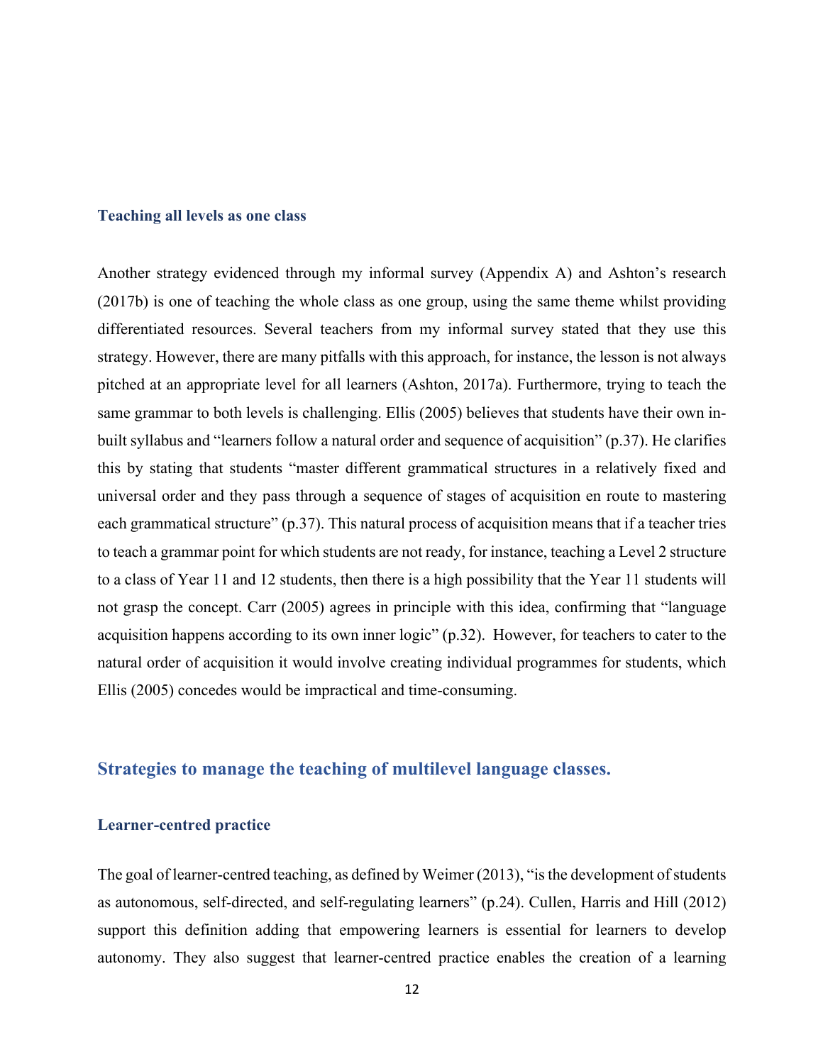### Teaching all levels as one class

Another strategy evidenced through my informal survey (Appendix A) and Ashton's research (2017b) is one of teaching the whole class as one group, using the same theme whilst providing differentiated resources. Several teachers from my informal survey stated that they use this strategy. However, there are many pitfalls with this approach, for instance, the lesson is not always pitched at an appropriate level for all learners (Ashton, 2017a). Furthermore, trying to teach the same grammar to both levels is challenging. Ellis (2005) believes that students have their own in-built syllabus and "learners follow a natural order and sequence of acquisition" (p.37). He clarifies this by stating that students "master different grammatical structures in a relatively fixed and universal order and they pass through a sequence of stages of acquisition en route to mastering each grammatical structure" (p.37). This natural process of acquisition means that if a teacher tries to teach a grammar point for which students are not ready, for instance, teaching a Level 2 structure to a class of Year 11 and 12 students, then there is a high possibility that the Year 11 students will not grasp the concept. Carr (2005) agrees in principle with this idea, confirming that "language acquisition happens according to its own inner logic" (p.32). However, for teachers to cater to the natural order of acquisition it would involve creating individual programmes for students, which Ellis (2005) concedes would be impractical and time-consuming.

## Strategies to manage the teaching of multilevel language classes.

### Learner-centred practice

The goal of learner-centred teaching, as defined by Weimer (2013), "is the development of students as autonomous, self-directed, and self-regulating learners" (p.24). Cullen, Harris and Hill (2012) support this definition adding that empowering learners is essential for learners to develop autonomy. They also suggest that learner-centred practice enables the creation of a learning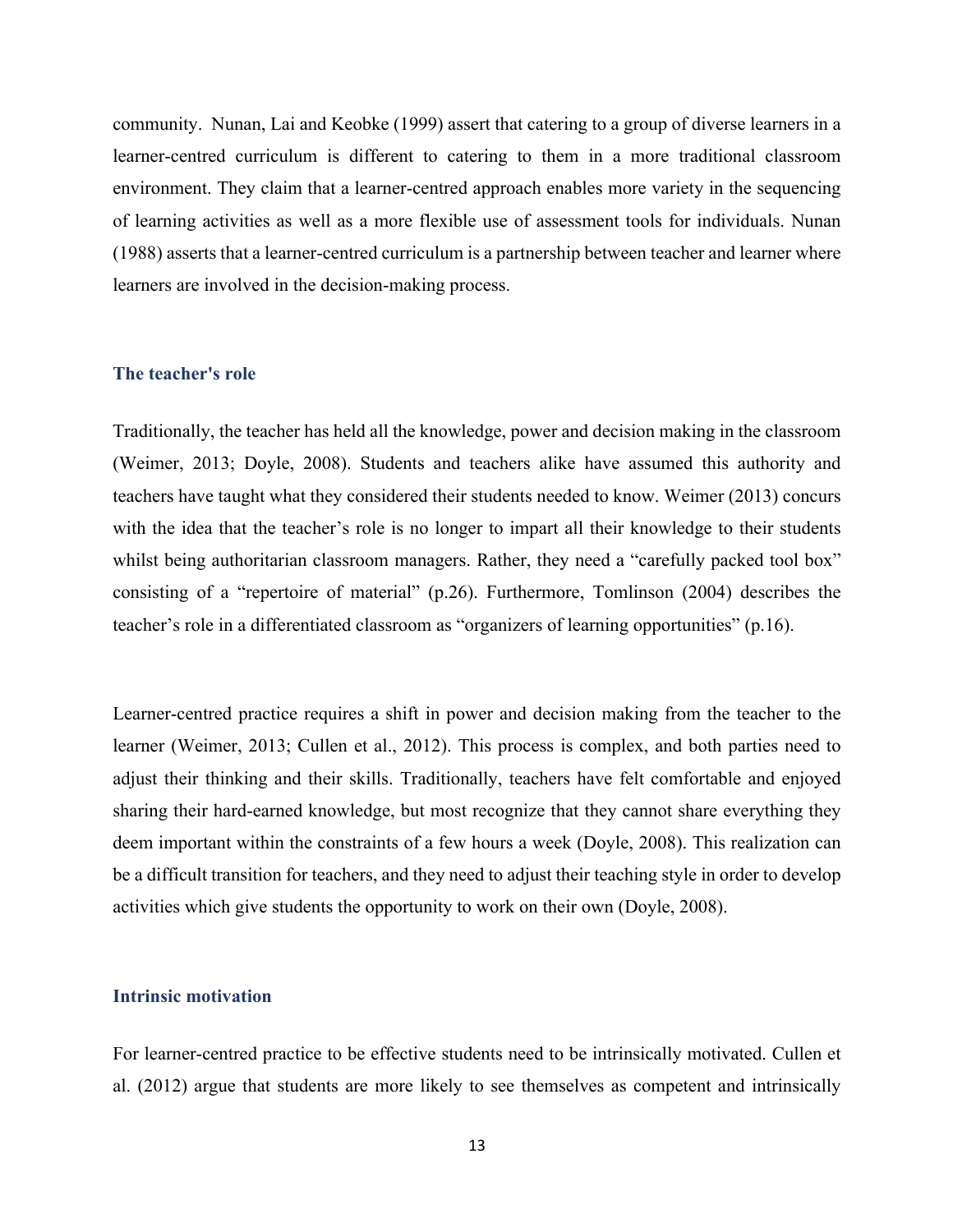community. Nunan, Lai and Keobke (1999) assert that catering to a group of diverse learners in a learner-centred curriculum is different to catering to them in a more traditional classroom environment. They claim that a learner-centred approach enables more variety in the sequencing of learning activities as well as a more flexible use of assessment tools for individuals. Nunan (1988) asserts that a learner-centred curriculum is a partnership between teacher and learner where learners are involved in the decision-making process.

### The teacher's role

Traditionally, the teacher has held all the knowledge, power and decision making in the classroom (Weimer, 2013; Doyle, 2008). Students and teachers alike have assumed this authority and teachers have taught what they considered their students needed to know. Weimer (2013) concurs with the idea that the teacher's role is no longer to impart all their knowledge to their students whilst being authoritarian classroom managers. Rather, they need a "carefully packed tool box" consisting of a "repertoire of material" (p.26). Furthermore, Tomlinson (2004) describes the teacher's role in a differentiated classroom as "organizers of learning opportunities" (p.16).

Learner-centred practice requires a shift in power and decision making from the teacher to the learner (Weimer, 2013; Cullen et al., 2012). This process is complex, and both parties need to adjust their thinking and their skills. Traditionally, teachers have felt comfortable and enjoyed sharing their hard-earned knowledge, but most recognize that they cannot share everything they deem important within the constraints of a few hours a week (Doyle, 2008). This realization can be a difficult transition for teachers, and they need to adjust their teaching style in order to develop activities which give students the opportunity to work on their own (Doyle, 2008).

### Intrinsic motivation

For learner-centred practice to be effective students need to be intrinsically motivated. Cullen et al. (2012) argue that students are more likely to see themselves as competent and intrinsically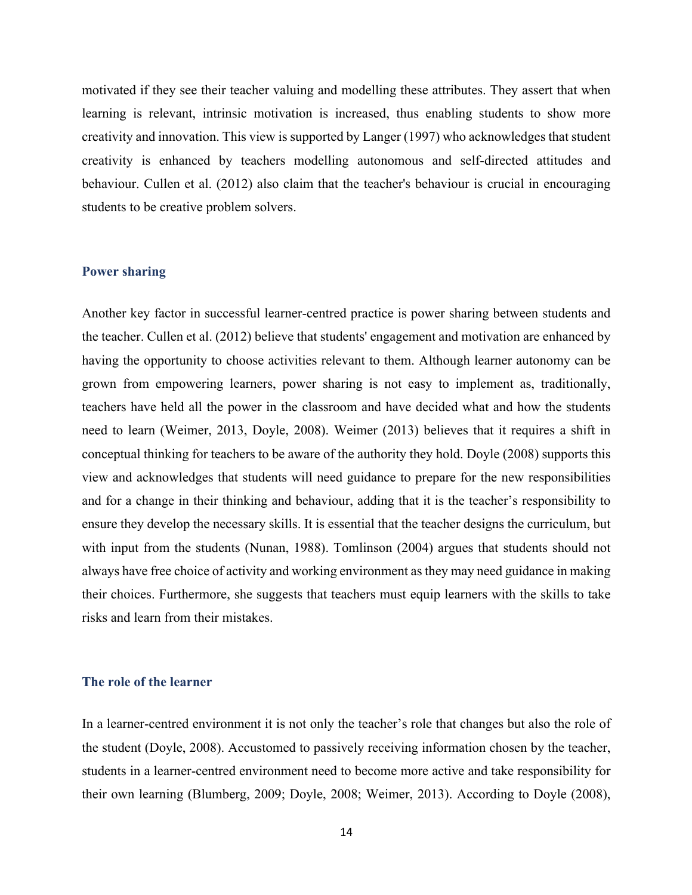motivated if they see their teacher valuing and modelling these attributes. They assert that when learning is relevant, intrinsic motivation is increased, thus enabling students to show more creativity and innovation. This view is supported by Langer (1997) who acknowledges that student creativity is enhanced by teachers modelling autonomous and self-directed attitudes and behaviour. Cullen et al. (2012) also claim that the teacher's behaviour is crucial in encouraging students to be creative problem solvers.

### Power sharing

Another key factor in successful learner-centred practice is power sharing between students and the teacher. Cullen et al. (2012) believe that students' engagement and motivation are enhanced by having the opportunity to choose activities relevant to them. Although learner autonomy can be grown from empowering learners, power sharing is not easy to implement as, traditionally, teachers have held all the power in the classroom and have decided what and how the students need to learn (Weimer, 2013, Doyle, 2008). Weimer (2013) believes that it requires a shift in conceptual thinking for teachers to be aware of the authority they hold. Doyle (2008) supports this view and acknowledges that students will need guidance to prepare for the new responsibilities and for a change in their thinking and behaviour, adding that it is the teacher's responsibility to ensure they develop the necessary skills. It is essential that the teacher designs the curriculum, but with input from the students (Nunan, 1988). Tomlinson (2004) argues that students should not always have free choice of activity and working environment as they may need guidance in making their choices. Furthermore, she suggests that teachers must equip learners with the skills to take risks and learn from their mistakes.

### The role of the learner

In a learner-centred environment it is not only the teacher's role that changes but also the role of the student (Doyle, 2008). Accustomed to passively receiving information chosen by the teacher, students in a learner-centred environment need to become more active and take responsibility for their own learning (Blumberg, 2009; Doyle, 2008; Weimer, 2013). According to Doyle (2008),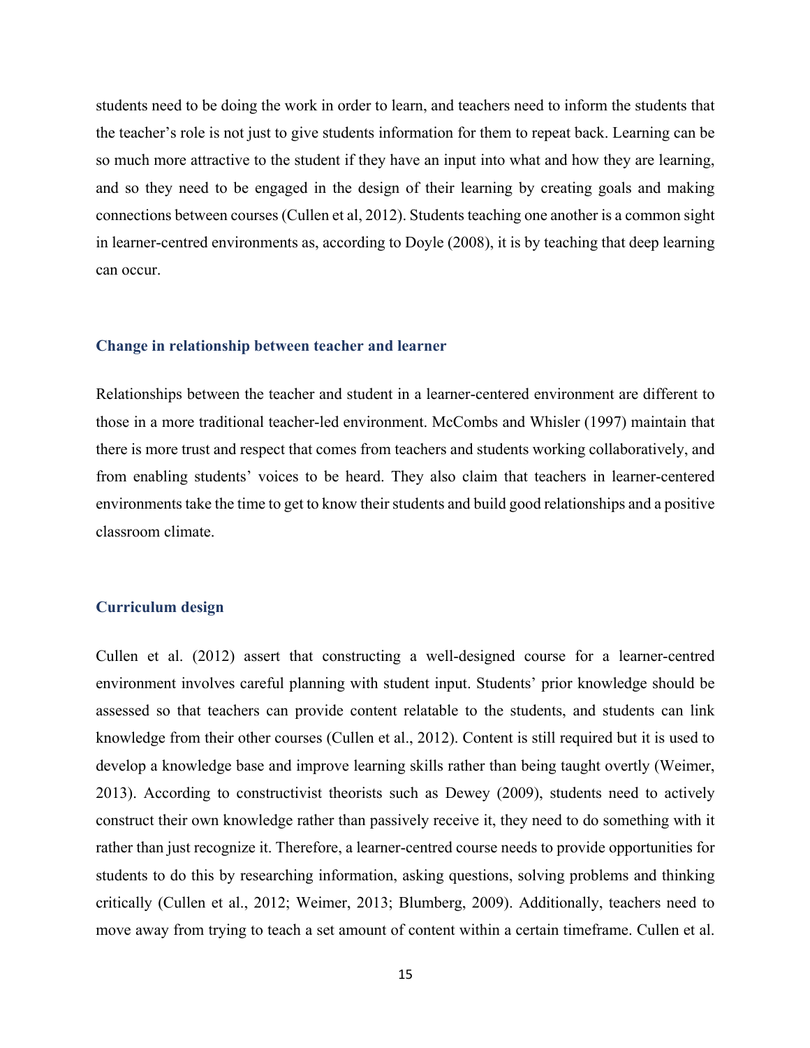students need to be doing the work in order to learn, and teachers need to inform the students that the teacher's role is not just to give students information for them to repeat back. Learning can be so much more attractive to the student if they have an input into what and how they are learning, and so they need to be engaged in the design of their learning by creating goals and making connections between courses (Cullen et al, 2012). Students teaching one another is a common sight in learner-centred environments as, according to Doyle (2008), it is by teaching that deep learning can occur.

### Change in relationship between teacher and learner

Relationships between the teacher and student in a learner-centered environment are different to those in a more traditional teacher-led environment. McCombs and Whisler (1997) maintain that there is more trust and respect that comes from teachers and students working collaboratively, and from enabling students' voices to be heard. They also claim that teachers in learner-centered environments take the time to get to know their students and build good relationships and a positive classroom climate.

### Curriculum design

Cullen et al. (2012) assert that constructing a well-designed course for a learner-centred environment involves careful planning with student input. Students' prior knowledge should be assessed so that teachers can provide content relatable to the students, and students can link knowledge from their other courses (Cullen et al., 2012). Content is still required but it is used to develop a knowledge base and improve learning skills rather than being taught overtly (Weimer, 2013). According to constructivist theorists such as Dewey (2009), students need to actively construct their own knowledge rather than passively receive it, they need to do something with it rather than just recognize it. Therefore, a learner-centred course needs to provide opportunities for students to do this by researching information, asking questions, solving problems and thinking critically (Cullen et al., 2012; Weimer, 2013; Blumberg, 2009). Additionally, teachers need to move away from trying to teach a set amount of content within a certain timeframe. Cullen et al.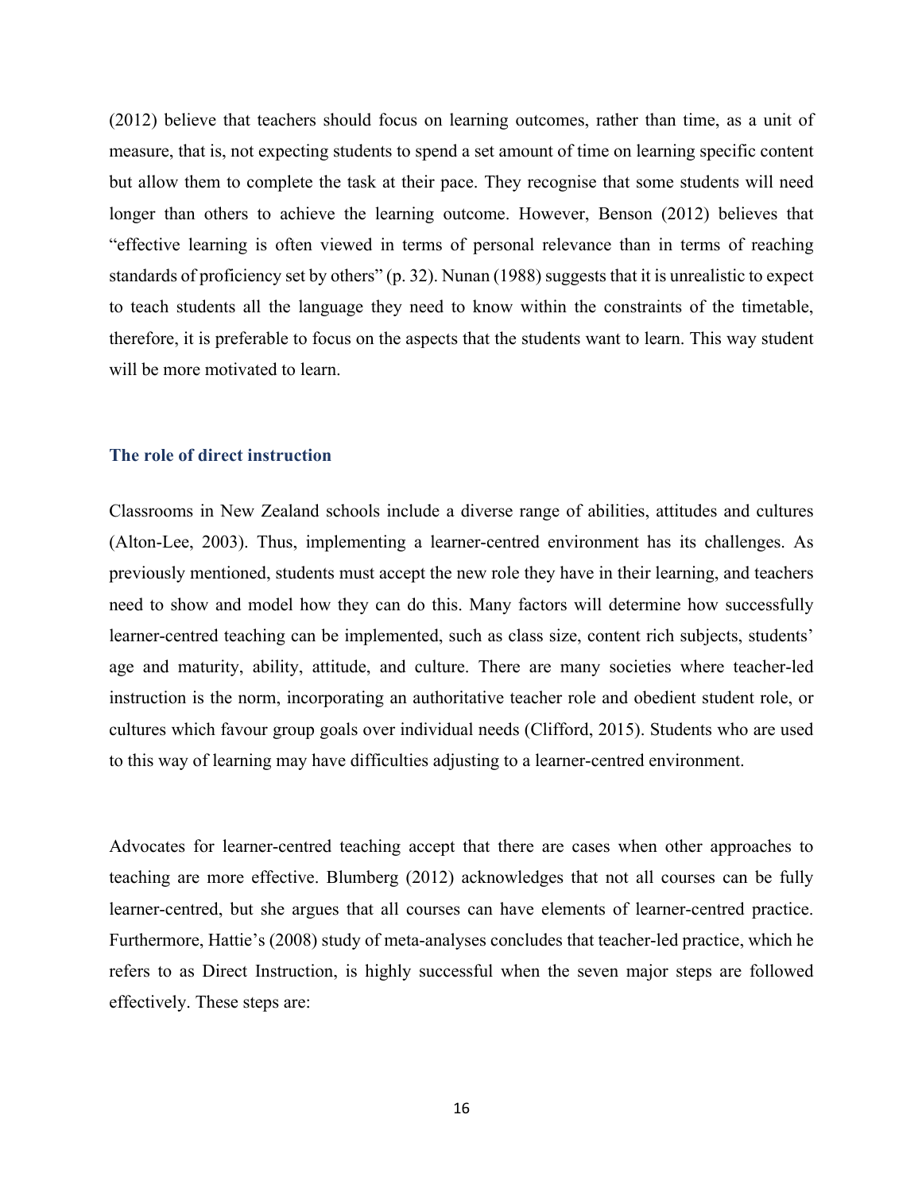(2012) believe that teachers should focus on learning outcomes, rather than time, as a unit of measure, that is, not expecting students to spend a set amount of time on learning specific content but allow them to complete the task at their pace. They recognise that some students will need longer than others to achieve the learning outcome. However, Benson (2012) believes that "effective learning is often viewed in terms of personal relevance than in terms of reaching standards of proficiency set by others" (p. 32). Nunan (1988) suggests that it is unrealistic to expect to teach students all the language they need to know within the constraints of the timetable, therefore, it is preferable to focus on the aspects that the students want to learn. This way student will be more motivated to learn.

### The role of direct instruction

Classrooms in New Zealand schools include a diverse range of abilities, attitudes and cultures (Alton-Lee, 2003). Thus, implementing a learner-centred environment has its challenges. As previously mentioned, students must accept the new role they have in their learning, and teachers need to show and model how they can do this. Many factors will determine how successfully learner-centred teaching can be implemented, such as class size, content rich subjects, students' age and maturity, ability, attitude, and culture. There are many societies where teacher-led instruction is the norm, incorporating an authoritative teacher role and obedient student role, or cultures which favour group goals over individual needs (Clifford, 2015). Students who are used to this way of learning may have difficulties adjusting to a learner-centred environment.

Advocates for learner-centred teaching accept that there are cases when other approaches to teaching are more effective. Blumberg (2012) acknowledges that not all courses can be fully learner-centred, but she argues that all courses can have elements of learner-centred practice. Furthermore, Hattie's (2008) study of meta-analyses concludes that teacher-led practice, which he refers to as Direct Instruction, is highly successful when the seven major steps are followed effectively. These steps are: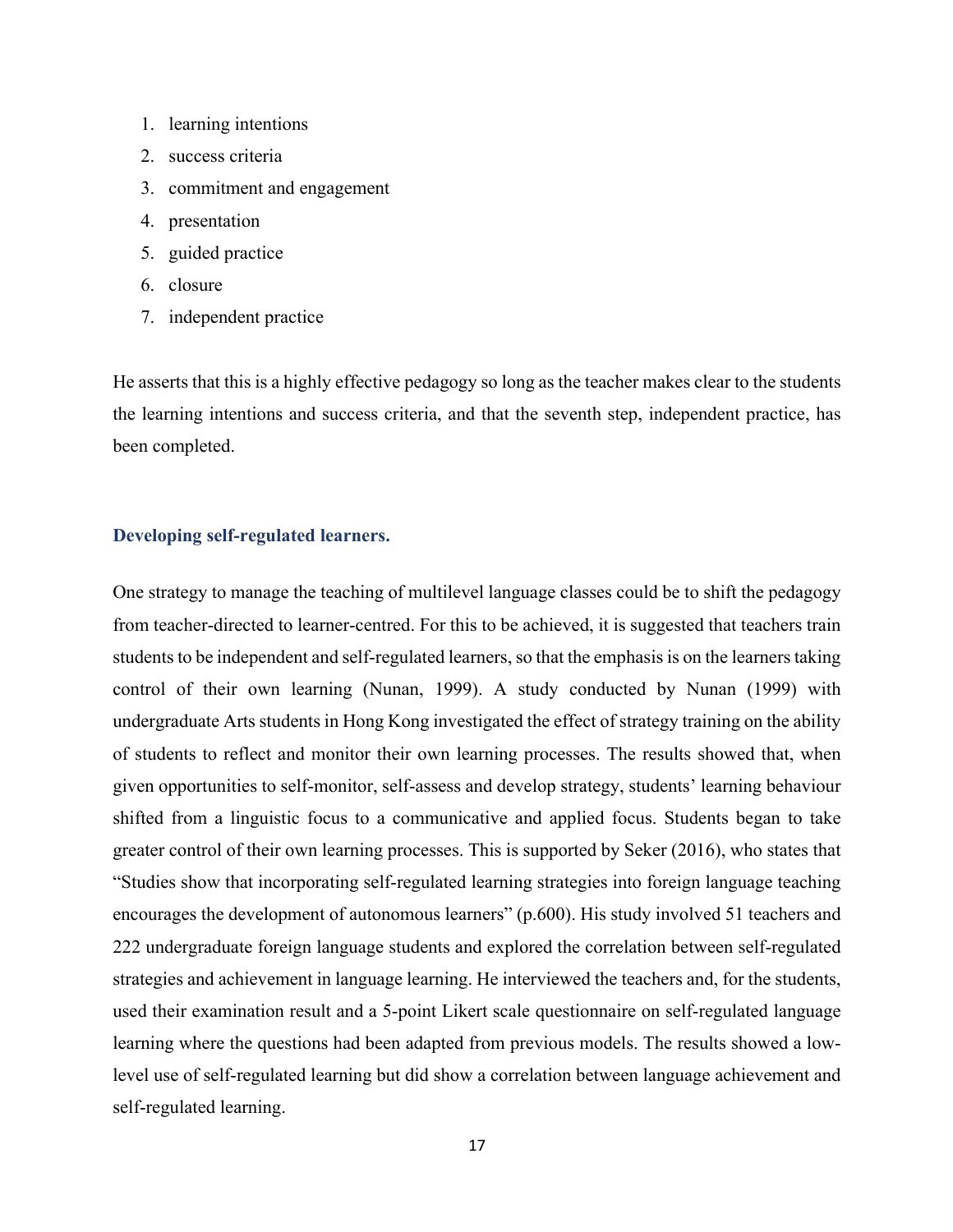1. learning intentions
2. success criteria
3. commitment and engagement
4. presentation
5. guided practice
6. closure
7. independent practice

He asserts that this is a highly effective pedagogy so long as the teacher makes clear to the students the learning intentions and success criteria, and that the seventh step, independent practice, has been completed.

### Developing self-regulated learners.

One strategy to manage the teaching of multilevel language classes could be to shift the pedagogy from teacher-directed to learner-centred. For this to be achieved, it is suggested that teachers train students to be independent and self-regulated learners, so that the emphasis is on the learners taking control of their own learning (Nunan, 1999). A study conducted by Nunan (1999) with undergraduate Arts students in Hong Kong investigated the effect of strategy training on the ability of students to reflect and monitor their own learning processes. The results showed that, when given opportunities to self-monitor, self-assess and develop strategy, students' learning behaviour shifted from a linguistic focus to a communicative and applied focus. Students began to take greater control of their own learning processes. This is supported by Seker (2016), who states that "Studies show that incorporating self-regulated learning strategies into foreign language teaching encourages the development of autonomous learners" (p.600). His study involved 51 teachers and 222 undergraduate foreign language students and explored the correlation between self-regulated strategies and achievement in language learning. He interviewed the teachers and, for the students, used their examination result and a 5-point Likert scale questionnaire on self-regulated language learning where the questions had been adapted from previous models. The results showed a low-level use of self-regulated learning but did show a correlation between language achievement and self-regulated learning.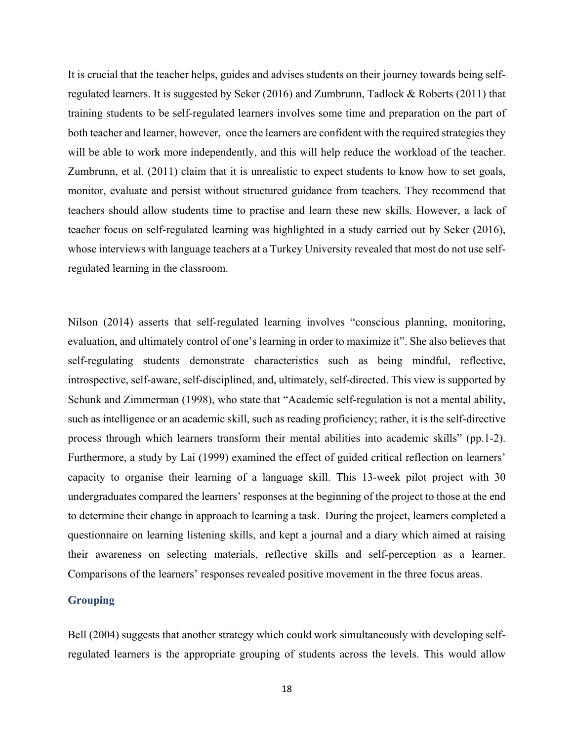It is crucial that the teacher helps, guides and advises students on their journey towards being self-regulated learners. It is suggested by Seker (2016) and Zumbrunn, Tadlock & Roberts (2011) that training students to be self-regulated learners involves some time and preparation on the part of both teacher and learner, however, once the learners are confident with the required strategies they will be able to work more independently, and this will help reduce the workload of the teacher. Zumbrunn, et al. (2011) claim that it is unrealistic to expect students to know how to set goals, monitor, evaluate and persist without structured guidance from teachers. They recommend that teachers should allow students time to practise and learn these new skills. However, a lack of teacher focus on self-regulated learning was highlighted in a study carried out by Seker (2016), whose interviews with language teachers at a Turkey University revealed that most do not use self-regulated learning in the classroom.

Nilson (2014) asserts that self-regulated learning involves "conscious planning, monitoring, evaluation, and ultimately control of one's learning in order to maximize it". She also believes that self-regulating students demonstrate characteristics such as being mindful, reflective, introspective, self-aware, self-disciplined, and, ultimately, self-directed. This view is supported by Schunk and Zimmerman (1998), who state that "Academic self-regulation is not a mental ability, such as intelligence or an academic skill, such as reading proficiency; rather, it is the self-directive process through which learners transform their mental abilities into academic skills" (pp.1-2). Furthermore, a study by Lai (1999) examined the effect of guided critical reflection on learners' capacity to organise their learning of a language skill. This 13-week pilot project with 30 undergraduates compared the learners' responses at the beginning of the project to those at the end to determine their change in approach to learning a task. During the project, learners completed a questionnaire on learning listening skills, and kept a journal and a diary which aimed at raising their awareness on selecting materials, reflective skills and self-perception as a learner. Comparisons of the learners' responses revealed positive movement in the three focus areas.

### Grouping

Bell (2004) suggests that another strategy which could work simultaneously with developing self-regulated learners is the appropriate grouping of students across the levels. This would allow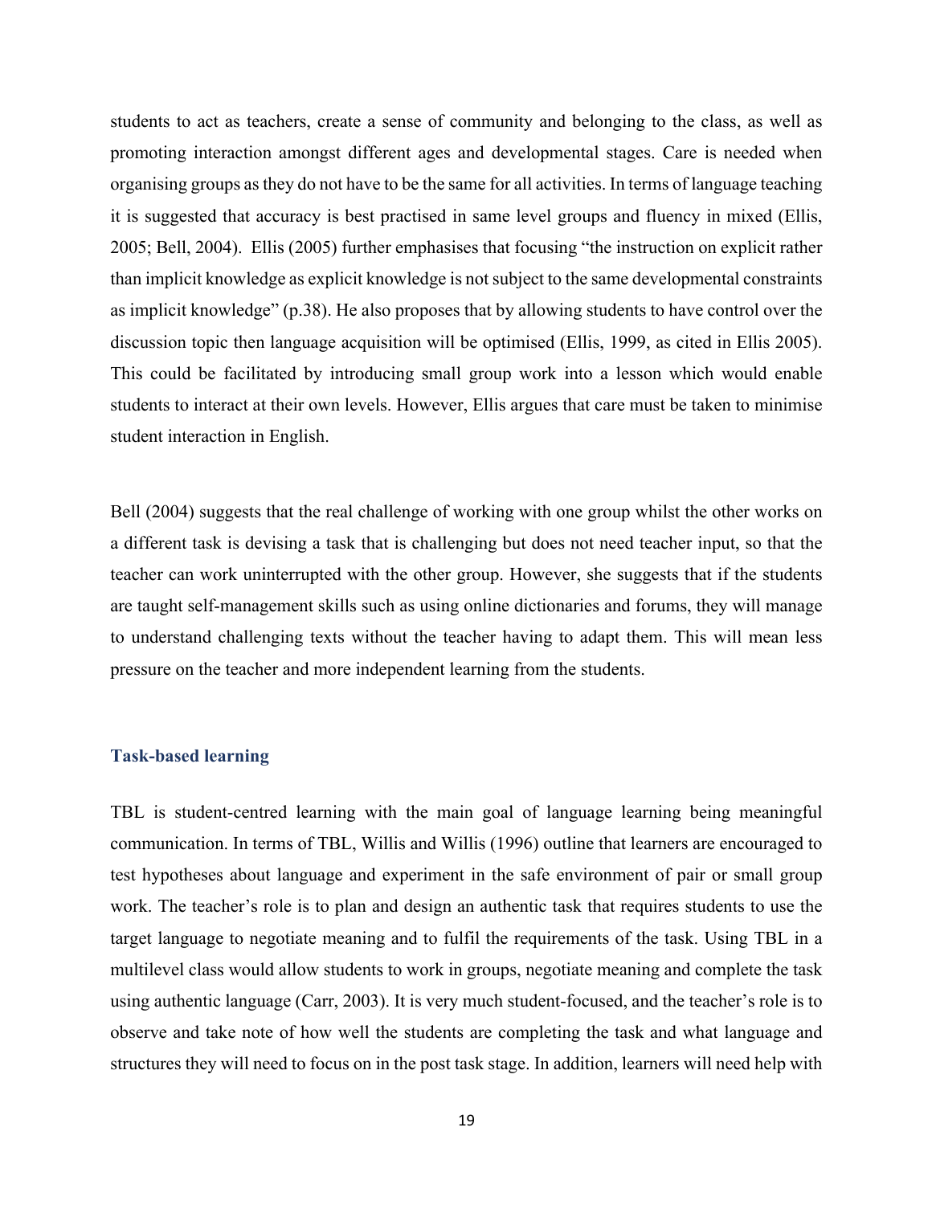students to act as teachers, create a sense of community and belonging to the class, as well as promoting interaction amongst different ages and developmental stages. Care is needed when organising groups as they do not have to be the same for all activities. In terms of language teaching it is suggested that accuracy is best practised in same level groups and fluency in mixed (Ellis, 2005; Bell, 2004). Ellis (2005) further emphasises that focusing "the instruction on explicit rather than implicit knowledge as explicit knowledge is not subject to the same developmental constraints as implicit knowledge" (p.38). He also proposes that by allowing students to have control over the discussion topic then language acquisition will be optimised (Ellis, 1999, as cited in Ellis 2005). This could be facilitated by introducing small group work into a lesson which would enable students to interact at their own levels. However, Ellis argues that care must be taken to minimise student interaction in English.

Bell (2004) suggests that the real challenge of working with one group whilst the other works on a different task is devising a task that is challenging but does not need teacher input, so that the teacher can work uninterrupted with the other group. However, she suggests that if the students are taught self-management skills such as using online dictionaries and forums, they will manage to understand challenging texts without the teacher having to adapt them. This will mean less pressure on the teacher and more independent learning from the students.

### Task-based learning

TBL is student-centred learning with the main goal of language learning being meaningful communication. In terms of TBL, Willis and Willis (1996) outline that learners are encouraged to test hypotheses about language and experiment in the safe environment of pair or small group work. The teacher's role is to plan and design an authentic task that requires students to use the target language to negotiate meaning and to fulfil the requirements of the task. Using TBL in a multilevel class would allow students to work in groups, negotiate meaning and complete the task using authentic language (Carr, 2003). It is very much student-focused, and the teacher's role is to observe and take note of how well the students are completing the task and what language and structures they will need to focus on in the post task stage. In addition, learners will need help with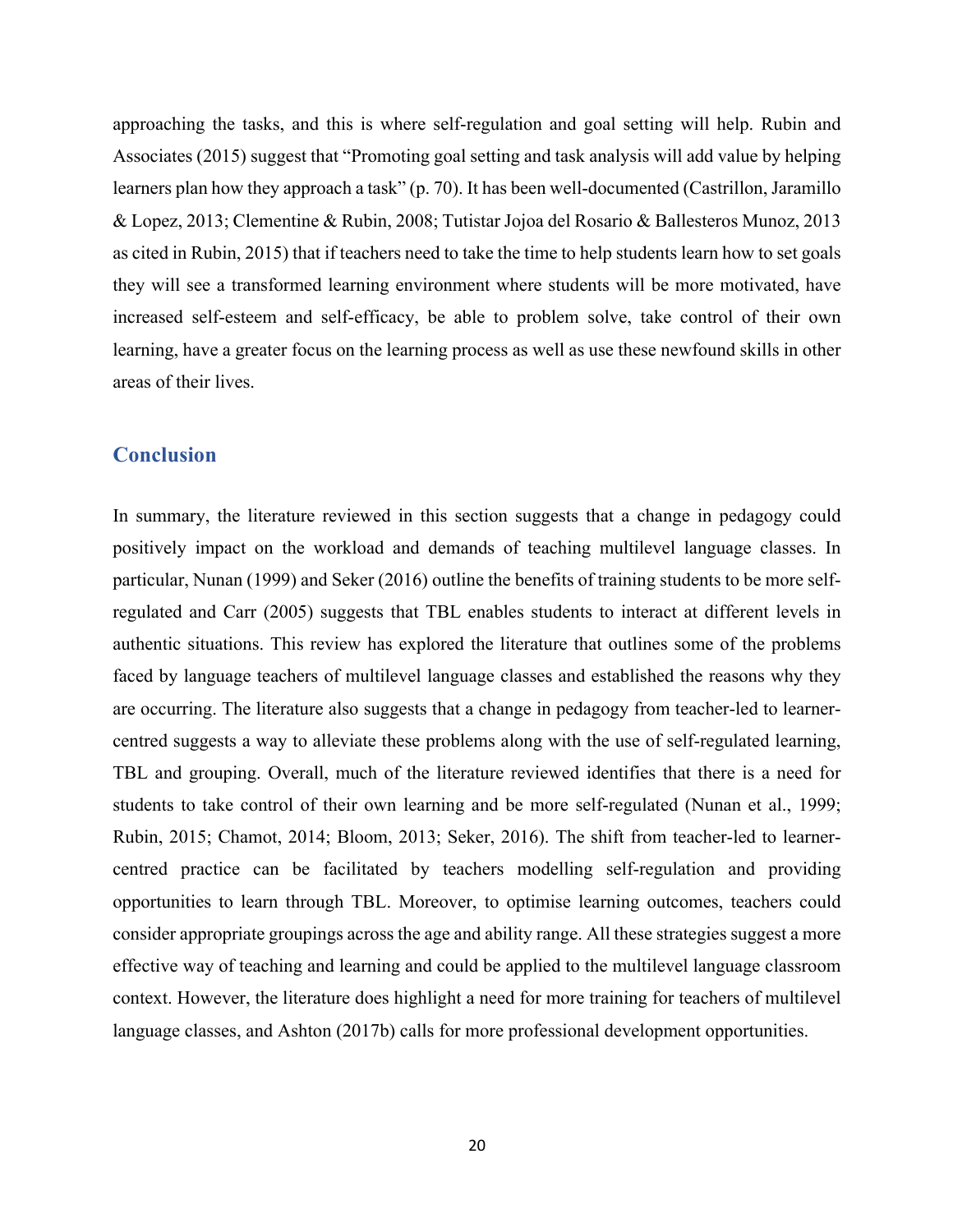approaching the tasks, and this is where self-regulation and goal setting will help. Rubin and Associates (2015) suggest that "Promoting goal setting and task analysis will add value by helping learners plan how they approach a task" (p. 70). It has been well-documented (Castrillon, Jaramillo & Lopez, 2013; Clementine & Rubin, 2008; Tutistar Jojoa del Rosario & Ballesteros Munoz, 2013 as cited in Rubin, 2015) that if teachers need to take the time to help students learn how to set goals they will see a transformed learning environment where students will be more motivated, have increased self-esteem and self-efficacy, be able to problem solve, take control of their own learning, have a greater focus on the learning process as well as use these newfound skills in other areas of their lives.

## Conclusion

In summary, the literature reviewed in this section suggests that a change in pedagogy could positively impact on the workload and demands of teaching multilevel language classes. In particular, Nunan (1999) and Seker (2016) outline the benefits of training students to be more self-regulated and Carr (2005) suggests that TBL enables students to interact at different levels in authentic situations. This review has explored the literature that outlines some of the problems faced by language teachers of multilevel language classes and established the reasons why they are occurring. The literature also suggests that a change in pedagogy from teacher-led to learner-centred suggests a way to alleviate these problems along with the use of self-regulated learning, TBL and grouping. Overall, much of the literature reviewed identifies that there is a need for students to take control of their own learning and be more self-regulated (Nunan et al., 1999; Rubin, 2015; Chamot, 2014; Bloom, 2013; Seker, 2016). The shift from teacher-led to learner-centred practice can be facilitated by teachers modelling self-regulation and providing opportunities to learn through TBL. Moreover, to optimise learning outcomes, teachers could consider appropriate groupings across the age and ability range. All these strategies suggest a more effective way of teaching and learning and could be applied to the multilevel language classroom context. However, the literature does highlight a need for more training for teachers of multilevel language classes, and Ashton (2017b) calls for more professional development opportunities.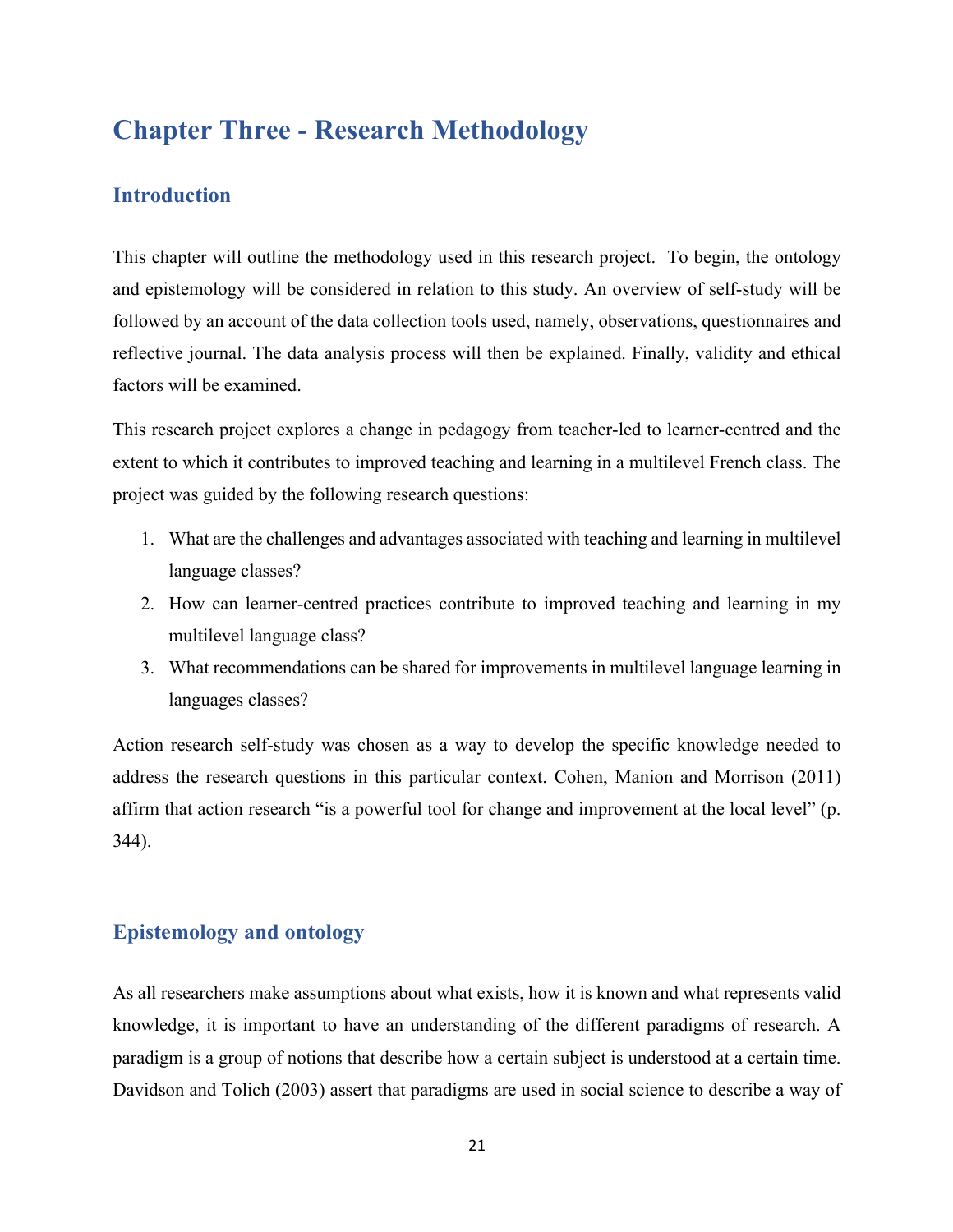# Chapter Three - Research Methodology

## Introduction

This chapter will outline the methodology used in this research project. To begin, the ontology and epistemology will be considered in relation to this study. An overview of self-study will be followed by an account of the data collection tools used, namely, observations, questionnaires and reflective journal. The data analysis process will then be explained. Finally, validity and ethical factors will be examined.

This research project explores a change in pedagogy from teacher-led to learner-centred and the extent to which it contributes to improved teaching and learning in a multilevel French class. The project was guided by the following research questions:

1. What are the challenges and advantages associated with teaching and learning in multilevel language classes?
2. How can learner-centred practices contribute to improved teaching and learning in my multilevel language class?
3. What recommendations can be shared for improvements in multilevel language learning in languages classes?

Action research self-study was chosen as a way to develop the specific knowledge needed to address the research questions in this particular context. Cohen, Manion and Morrison (2011) affirm that action research "is a powerful tool for change and improvement at the local level" (p. 344).

## Epistemology and ontology

As all researchers make assumptions about what exists, how it is known and what represents valid knowledge, it is important to have an understanding of the different paradigms of research. A paradigm is a group of notions that describe how a certain subject is understood at a certain time. Davidson and Tolich (2003) assert that paradigms are used in social science to describe a way of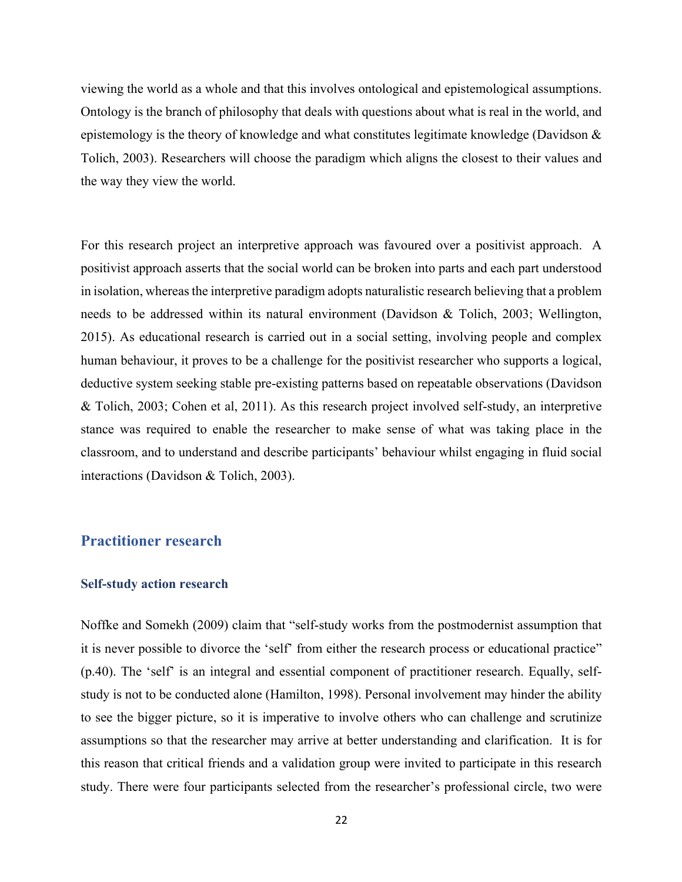viewing the world as a whole and that this involves ontological and epistemological assumptions. Ontology is the branch of philosophy that deals with questions about what is real in the world, and epistemology is the theory of knowledge and what constitutes legitimate knowledge (Davidson & Tolich, 2003). Researchers will choose the paradigm which aligns the closest to their values and the way they view the world.

For this research project an interpretive approach was favoured over a positivist approach. A positivist approach asserts that the social world can be broken into parts and each part understood in isolation, whereas the interpretive paradigm adopts naturalistic research believing that a problem needs to be addressed within its natural environment (Davidson & Tolich, 2003; Wellington, 2015). As educational research is carried out in a social setting, involving people and complex human behaviour, it proves to be a challenge for the positivist researcher who supports a logical, deductive system seeking stable pre-existing patterns based on repeatable observations (Davidson & Tolich, 2003; Cohen et al, 2011). As this research project involved self-study, an interpretive stance was required to enable the researcher to make sense of what was taking place in the classroom, and to understand and describe participants' behaviour whilst engaging in fluid social interactions (Davidson & Tolich, 2003).

## Practitioner research

### Self-study action research

Noffke and Somekh (2009) claim that "self-study works from the postmodernist assumption that it is never possible to divorce the 'self' from either the research process or educational practice" (p.40). The 'self' is an integral and essential component of practitioner research. Equally, self-study is not to be conducted alone (Hamilton, 1998). Personal involvement may hinder the ability to see the bigger picture, so it is imperative to involve others who can challenge and scrutinize assumptions so that the researcher may arrive at better understanding and clarification. It is for this reason that critical friends and a validation group were invited to participate in this research study. There were four participants selected from the researcher's professional circle, two were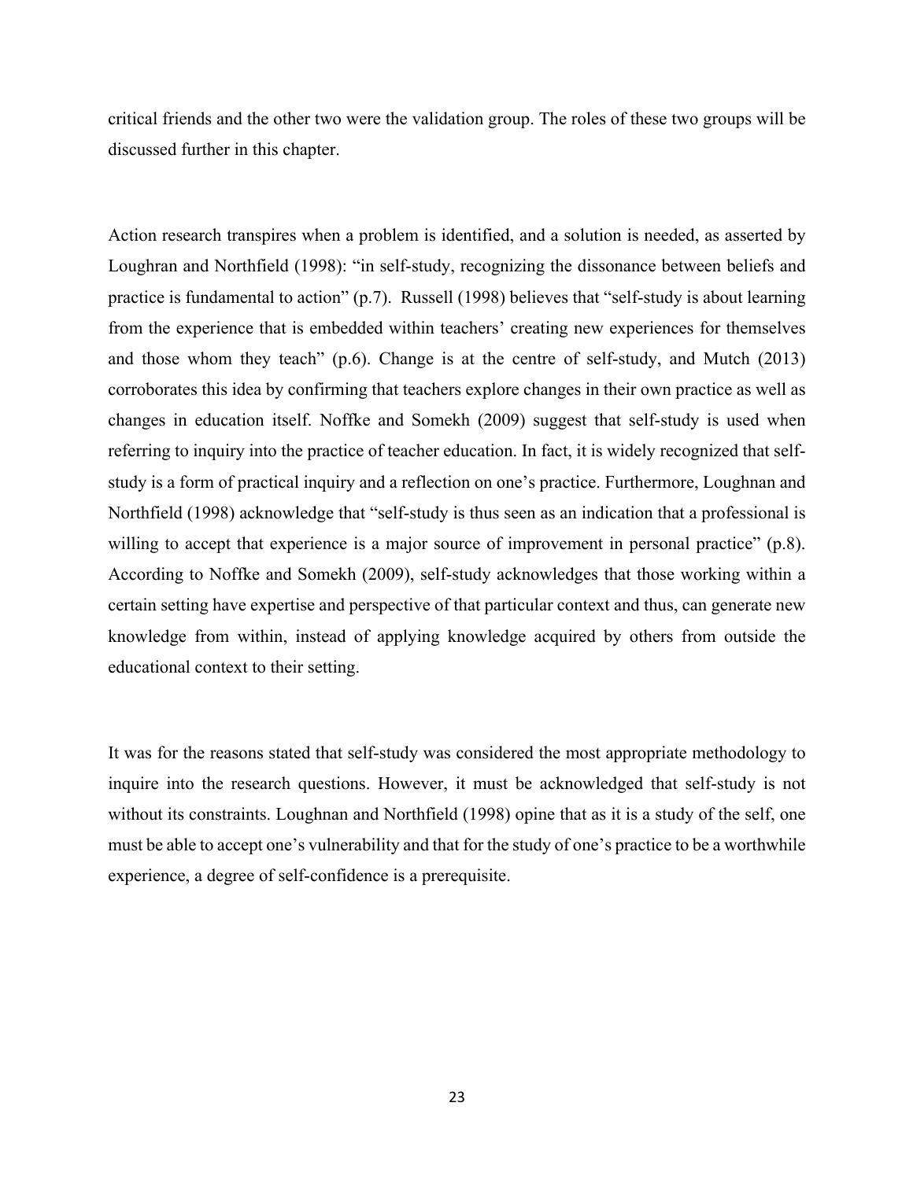critical friends and the other two were the validation group. The roles of these two groups will be discussed further in this chapter.

Action research transpires when a problem is identified, and a solution is needed, as asserted by Loughran and Northfield (1998): "in self-study, recognizing the dissonance between beliefs and practice is fundamental to action" (p.7). Russell (1998) believes that "self-study is about learning from the experience that is embedded within teachers' creating new experiences for themselves and those whom they teach" (p.6). Change is at the centre of self-study, and Mutch (2013) corroborates this idea by confirming that teachers explore changes in their own practice as well as changes in education itself. Noffke and Somekh (2009) suggest that self-study is used when referring to inquiry into the practice of teacher education. In fact, it is widely recognized that self-study is a form of practical inquiry and a reflection on one's practice. Furthermore, Loughnan and Northfield (1998) acknowledge that "self-study is thus seen as an indication that a professional is willing to accept that experience is a major source of improvement in personal practice" (p.8). According to Noffke and Somekh (2009), self-study acknowledges that those working within a certain setting have expertise and perspective of that particular context and thus, can generate new knowledge from within, instead of applying knowledge acquired by others from outside the educational context to their setting.

It was for the reasons stated that self-study was considered the most appropriate methodology to inquire into the research questions. However, it must be acknowledged that self-study is not without its constraints. Loughnan and Northfield (1998) opine that as it is a study of the self, one must be able to accept one's vulnerability and that for the study of one's practice to be a worthwhile experience, a degree of self-confidence is a prerequisite.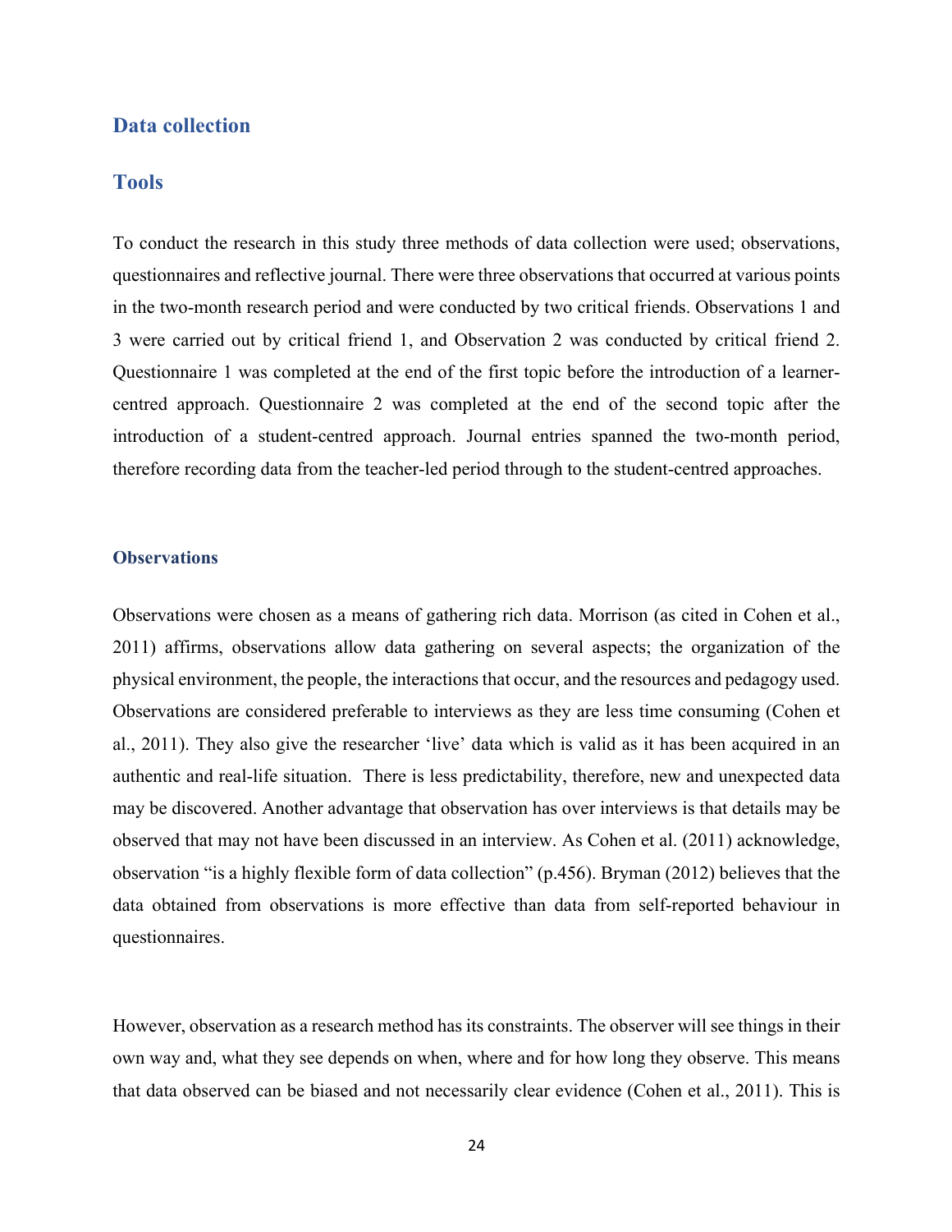## Data collection

## Tools

To conduct the research in this study three methods of data collection were used; observations, questionnaires and reflective journal. There were three observations that occurred at various points in the two-month research period and were conducted by two critical friends. Observations 1 and 3 were carried out by critical friend 1, and Observation 2 was conducted by critical friend 2. Questionnaire 1 was completed at the end of the first topic before the introduction of a learner-centred approach. Questionnaire 2 was completed at the end of the second topic after the introduction of a student-centred approach. Journal entries spanned the two-month period, therefore recording data from the teacher-led period through to the student-centred approaches.

### Observations

Observations were chosen as a means of gathering rich data. Morrison (as cited in Cohen et al., 2011) affirms, observations allow data gathering on several aspects; the organization of the physical environment, the people, the interactions that occur, and the resources and pedagogy used. Observations are considered preferable to interviews as they are less time consuming (Cohen et al., 2011). They also give the researcher 'live' data which is valid as it has been acquired in an authentic and real-life situation. There is less predictability, therefore, new and unexpected data may be discovered. Another advantage that observation has over interviews is that details may be observed that may not have been discussed in an interview. As Cohen et al. (2011) acknowledge, observation "is a highly flexible form of data collection" (p.456). Bryman (2012) believes that the data obtained from observations is more effective than data from self-reported behaviour in questionnaires.

However, observation as a research method has its constraints. The observer will see things in their own way and, what they see depends on when, where and for how long they observe. This means that data observed can be biased and not necessarily clear evidence (Cohen et al., 2011). This is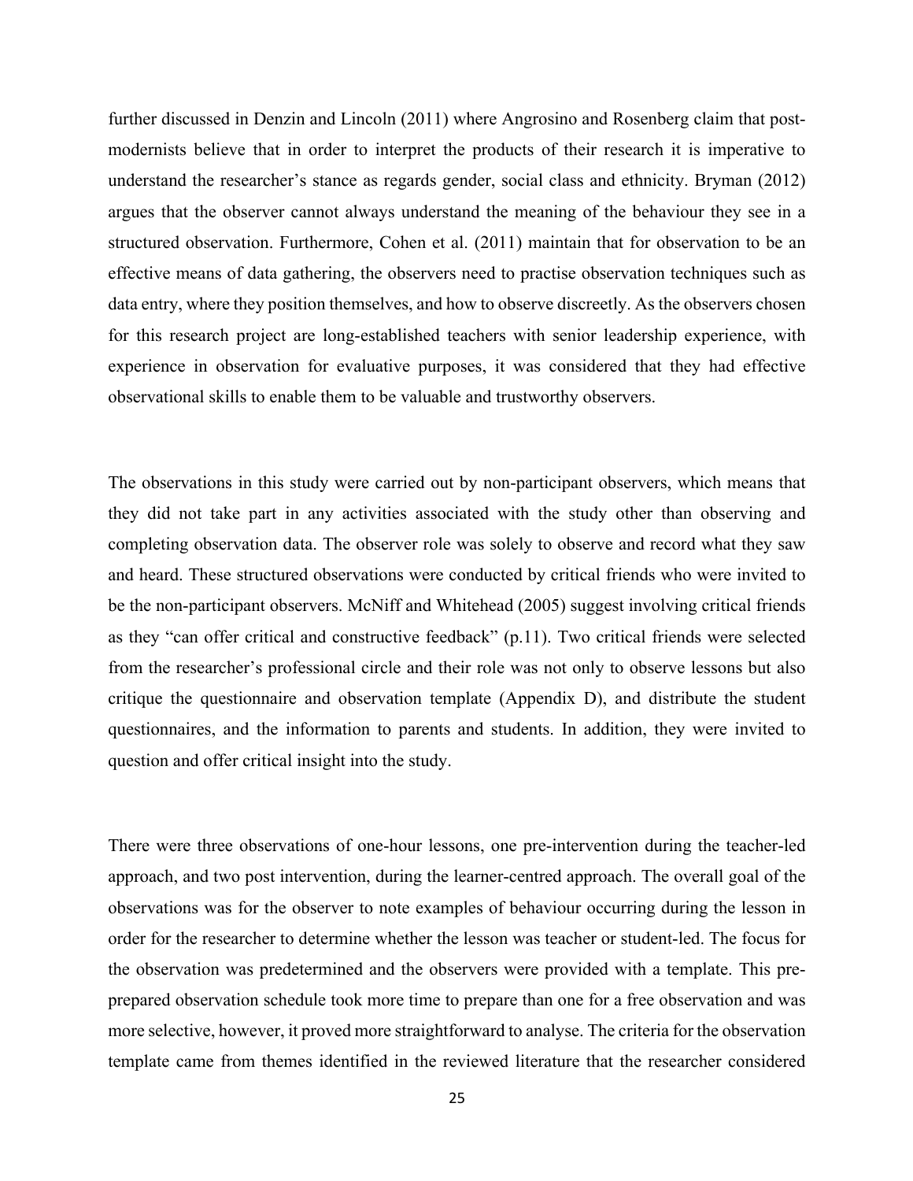further discussed in Denzin and Lincoln (2011) where Angrosino and Rosenberg claim that post-modernists believe that in order to interpret the products of their research it is imperative to understand the researcher's stance as regards gender, social class and ethnicity. Bryman (2012) argues that the observer cannot always understand the meaning of the behaviour they see in a structured observation. Furthermore, Cohen et al. (2011) maintain that for observation to be an effective means of data gathering, the observers need to practise observation techniques such as data entry, where they position themselves, and how to observe discreetly. As the observers chosen for this research project are long-established teachers with senior leadership experience, with experience in observation for evaluative purposes, it was considered that they had effective observational skills to enable them to be valuable and trustworthy observers.

The observations in this study were carried out by non-participant observers, which means that they did not take part in any activities associated with the study other than observing and completing observation data. The observer role was solely to observe and record what they saw and heard. These structured observations were conducted by critical friends who were invited to be the non-participant observers. McNiff and Whitehead (2005) suggest involving critical friends as they "can offer critical and constructive feedback" (p.11). Two critical friends were selected from the researcher's professional circle and their role was not only to observe lessons but also critique the questionnaire and observation template (Appendix D), and distribute the student questionnaires, and the information to parents and students. In addition, they were invited to question and offer critical insight into the study.

There were three observations of one-hour lessons, one pre-intervention during the teacher-led approach, and two post intervention, during the learner-centred approach. The overall goal of the observations was for the observer to note examples of behaviour occurring during the lesson in order for the researcher to determine whether the lesson was teacher or student-led. The focus for the observation was predetermined and the observers were provided with a template. This pre-prepared observation schedule took more time to prepare than one for a free observation and was more selective, however, it proved more straightforward to analyse. The criteria for the observation template came from themes identified in the reviewed literature that the researcher considered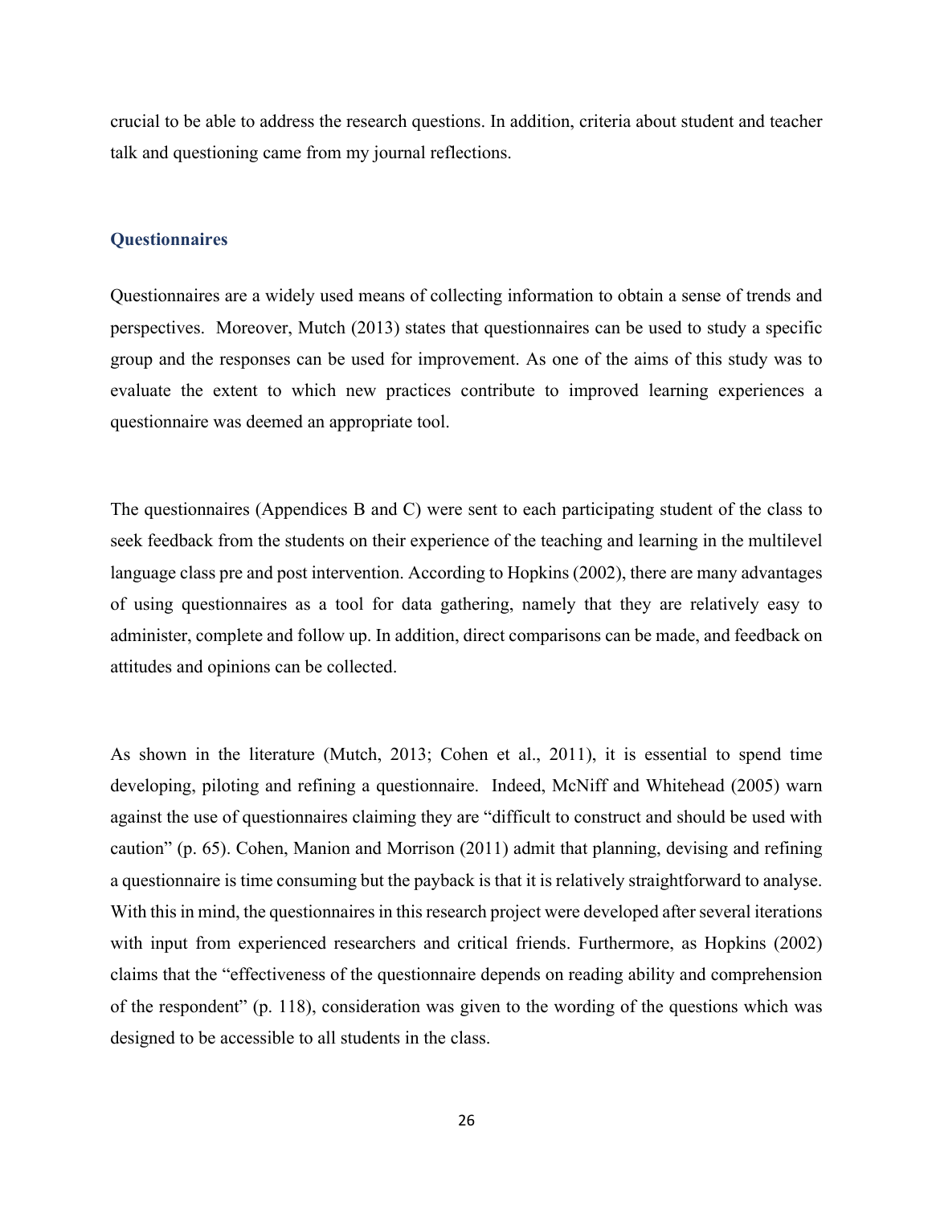crucial to be able to address the research questions. In addition, criteria about student and teacher talk and questioning came from my journal reflections.

### Questionnaires

Questionnaires are a widely used means of collecting information to obtain a sense of trends and perspectives. Moreover, Mutch (2013) states that questionnaires can be used to study a specific group and the responses can be used for improvement. As one of the aims of this study was to evaluate the extent to which new practices contribute to improved learning experiences a questionnaire was deemed an appropriate tool.

The questionnaires (Appendices B and C) were sent to each participating student of the class to seek feedback from the students on their experience of the teaching and learning in the multilevel language class pre and post intervention. According to Hopkins (2002), there are many advantages of using questionnaires as a tool for data gathering, namely that they are relatively easy to administer, complete and follow up. In addition, direct comparisons can be made, and feedback on attitudes and opinions can be collected.

As shown in the literature (Mutch, 2013; Cohen et al., 2011), it is essential to spend time developing, piloting and refining a questionnaire. Indeed, McNiff and Whitehead (2005) warn against the use of questionnaires claiming they are "difficult to construct and should be used with caution" (p. 65). Cohen, Manion and Morrison (2011) admit that planning, devising and refining a questionnaire is time consuming but the payback is that it is relatively straightforward to analyse. With this in mind, the questionnaires in this research project were developed after several iterations with input from experienced researchers and critical friends. Furthermore, as Hopkins (2002) claims that the "effectiveness of the questionnaire depends on reading ability and comprehension of the respondent" (p. 118), consideration was given to the wording of the questions which was designed to be accessible to all students in the class.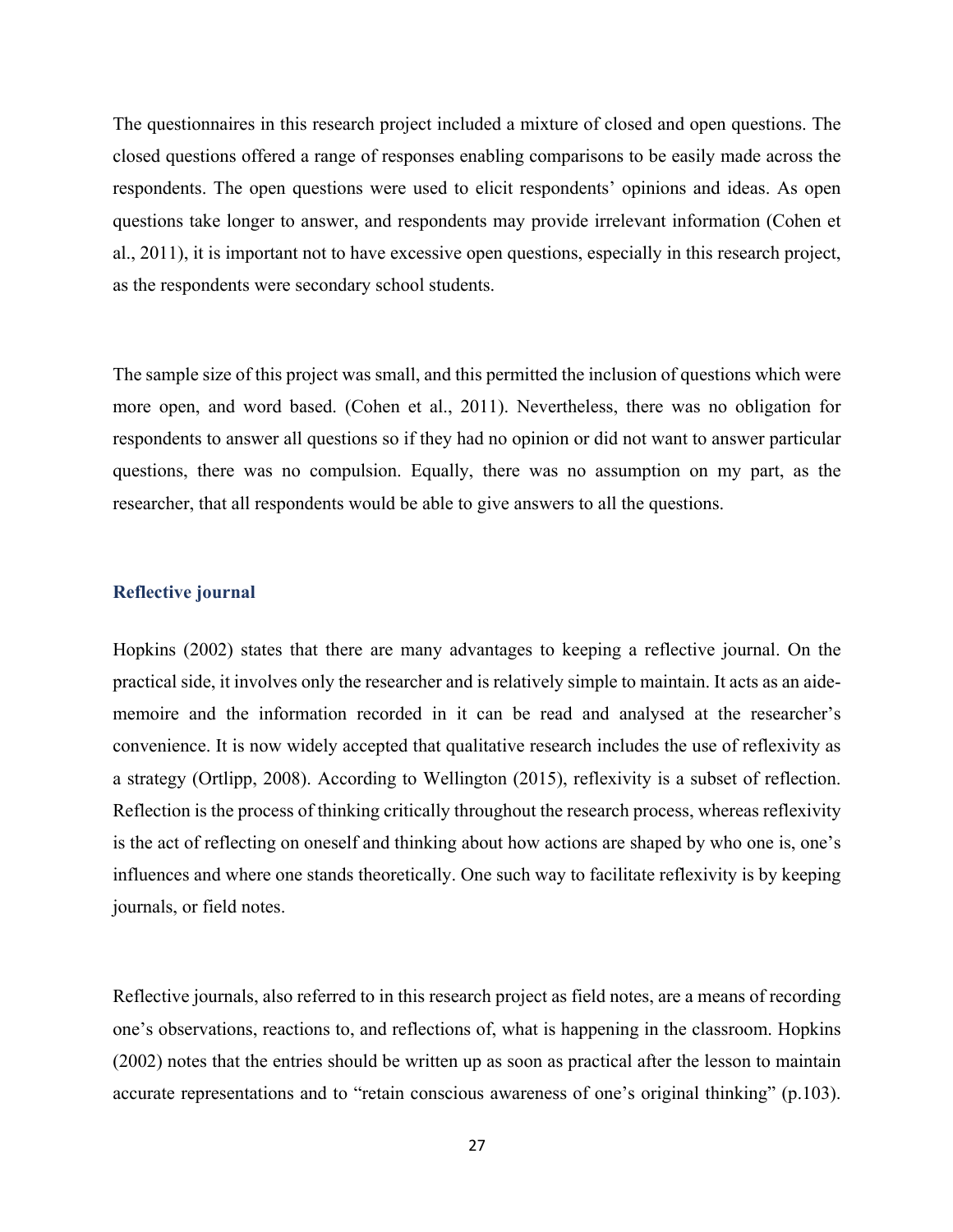The questionnaires in this research project included a mixture of closed and open questions. The closed questions offered a range of responses enabling comparisons to be easily made across the respondents. The open questions were used to elicit respondents' opinions and ideas. As open questions take longer to answer, and respondents may provide irrelevant information (Cohen et al., 2011), it is important not to have excessive open questions, especially in this research project, as the respondents were secondary school students.

The sample size of this project was small, and this permitted the inclusion of questions which were more open, and word based. (Cohen et al., 2011). Nevertheless, there was no obligation for respondents to answer all questions so if they had no opinion or did not want to answer particular questions, there was no compulsion. Equally, there was no assumption on my part, as the researcher, that all respondents would be able to give answers to all the questions.

### Reflective journal

Hopkins (2002) states that there are many advantages to keeping a reflective journal. On the practical side, it involves only the researcher and is relatively simple to maintain. It acts as an aide-memoire and the information recorded in it can be read and analysed at the researcher's convenience. It is now widely accepted that qualitative research includes the use of reflexivity as a strategy (Ortlipp, 2008). According to Wellington (2015), reflexivity is a subset of reflection. Reflection is the process of thinking critically throughout the research process, whereas reflexivity is the act of reflecting on oneself and thinking about how actions are shaped by who one is, one's influences and where one stands theoretically. One such way to facilitate reflexivity is by keeping journals, or field notes.

Reflective journals, also referred to in this research project as field notes, are a means of recording one's observations, reactions to, and reflections of, what is happening in the classroom. Hopkins (2002) notes that the entries should be written up as soon as practical after the lesson to maintain accurate representations and to "retain conscious awareness of one's original thinking" (p.103).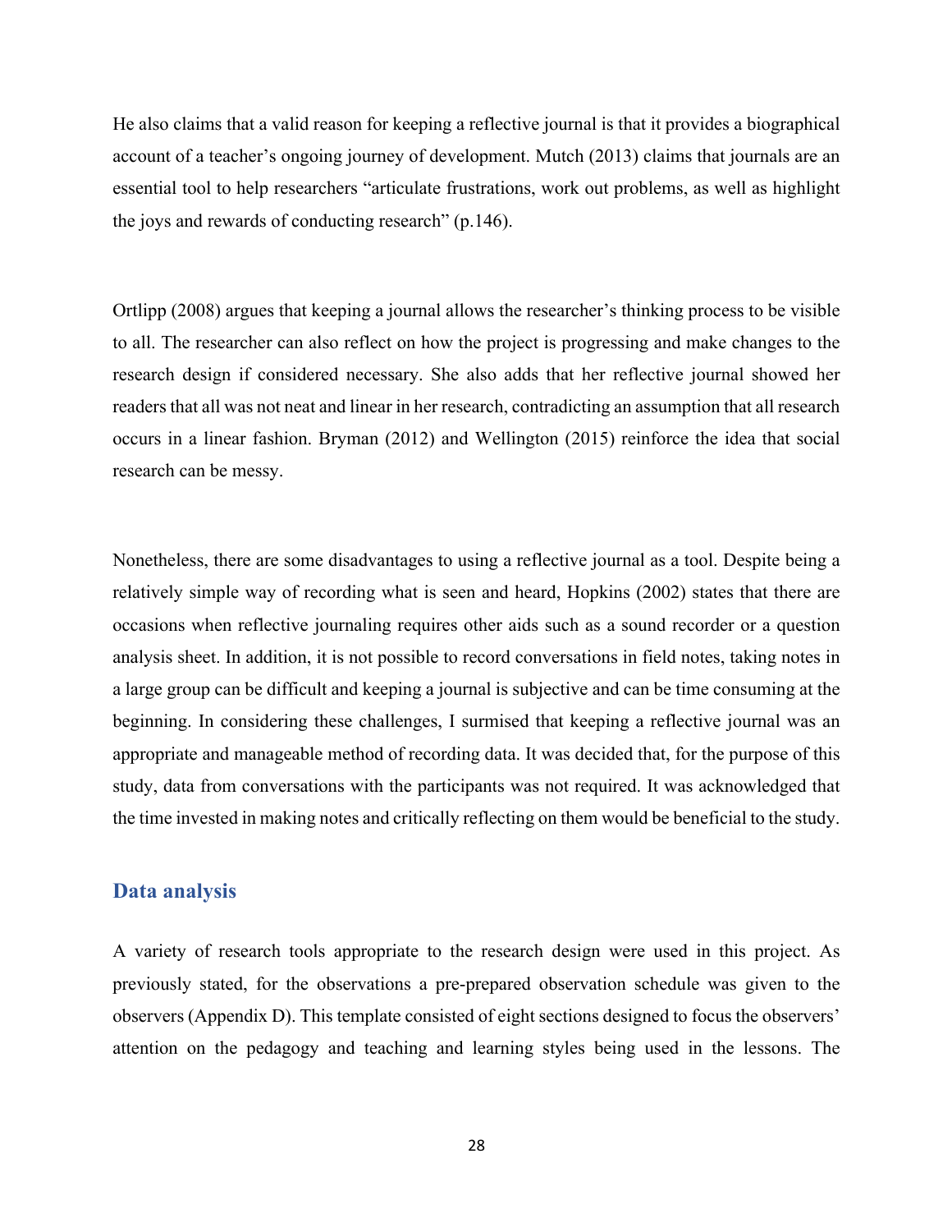He also claims that a valid reason for keeping a reflective journal is that it provides a biographical account of a teacher's ongoing journey of development. Mutch (2013) claims that journals are an essential tool to help researchers "articulate frustrations, work out problems, as well as highlight the joys and rewards of conducting research" (p.146).

Ortlipp (2008) argues that keeping a journal allows the researcher's thinking process to be visible to all. The researcher can also reflect on how the project is progressing and make changes to the research design if considered necessary. She also adds that her reflective journal showed her readers that all was not neat and linear in her research, contradicting an assumption that all research occurs in a linear fashion. Bryman (2012) and Wellington (2015) reinforce the idea that social research can be messy.

Nonetheless, there are some disadvantages to using a reflective journal as a tool. Despite being a relatively simple way of recording what is seen and heard, Hopkins (2002) states that there are occasions when reflective journaling requires other aids such as a sound recorder or a question analysis sheet. In addition, it is not possible to record conversations in field notes, taking notes in a large group can be difficult and keeping a journal is subjective and can be time consuming at the beginning. In considering these challenges, I surmised that keeping a reflective journal was an appropriate and manageable method of recording data. It was decided that, for the purpose of this study, data from conversations with the participants was not required. It was acknowledged that the time invested in making notes and critically reflecting on them would be beneficial to the study.

## Data analysis

A variety of research tools appropriate to the research design were used in this project. As previously stated, for the observations a pre-prepared observation schedule was given to the observers (Appendix D). This template consisted of eight sections designed to focus the observers' attention on the pedagogy and teaching and learning styles being used in the lessons. The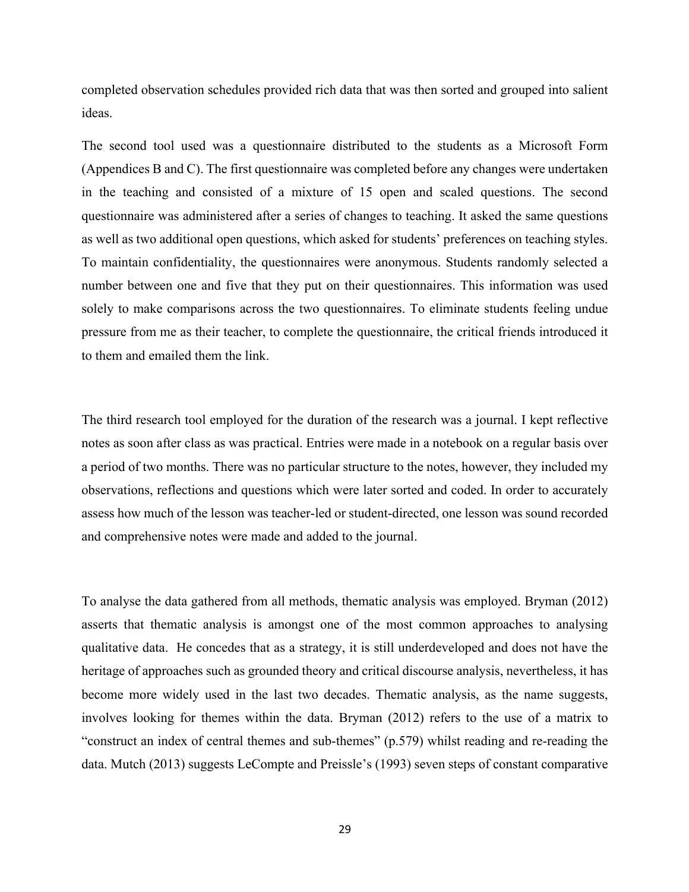completed observation schedules provided rich data that was then sorted and grouped into salient ideas.

The second tool used was a questionnaire distributed to the students as a Microsoft Form (Appendices B and C). The first questionnaire was completed before any changes were undertaken in the teaching and consisted of a mixture of 15 open and scaled questions. The second questionnaire was administered after a series of changes to teaching. It asked the same questions as well as two additional open questions, which asked for students' preferences on teaching styles. To maintain confidentiality, the questionnaires were anonymous. Students randomly selected a number between one and five that they put on their questionnaires. This information was used solely to make comparisons across the two questionnaires. To eliminate students feeling undue pressure from me as their teacher, to complete the questionnaire, the critical friends introduced it to them and emailed them the link.

The third research tool employed for the duration of the research was a journal. I kept reflective notes as soon after class as was practical. Entries were made in a notebook on a regular basis over a period of two months. There was no particular structure to the notes, however, they included my observations, reflections and questions which were later sorted and coded. In order to accurately assess how much of the lesson was teacher-led or student-directed, one lesson was sound recorded and comprehensive notes were made and added to the journal.

To analyse the data gathered from all methods, thematic analysis was employed. Bryman (2012) asserts that thematic analysis is amongst one of the most common approaches to analysing qualitative data. He concedes that as a strategy, it is still underdeveloped and does not have the heritage of approaches such as grounded theory and critical discourse analysis, nevertheless, it has become more widely used in the last two decades. Thematic analysis, as the name suggests, involves looking for themes within the data. Bryman (2012) refers to the use of a matrix to "construct an index of central themes and sub-themes" (p.579) whilst reading and re-reading the data. Mutch (2013) suggests LeCompte and Preissle's (1993) seven steps of constant comparative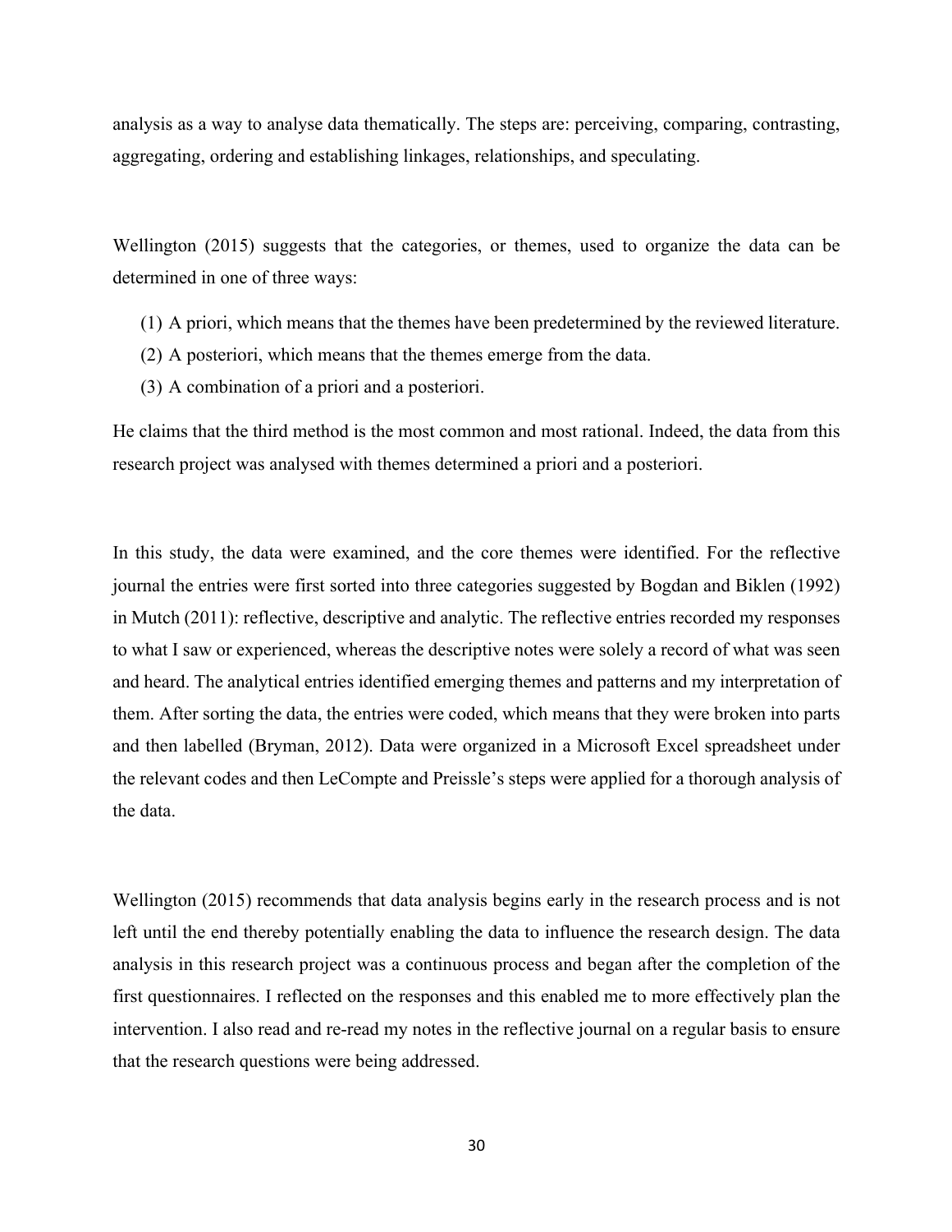analysis as a way to analyse data thematically. The steps are: perceiving, comparing, contrasting, aggregating, ordering and establishing linkages, relationships, and speculating.

Wellington (2015) suggests that the categories, or themes, used to organize the data can be determined in one of three ways:

(1) A priori, which means that the themes have been predetermined by the reviewed literature.
(2) A posteriori, which means that the themes emerge from the data.
(3) A combination of a priori and a posteriori.

He claims that the third method is the most common and most rational. Indeed, the data from this research project was analysed with themes determined a priori and a posteriori.

In this study, the data were examined, and the core themes were identified. For the reflective journal the entries were first sorted into three categories suggested by Bogdan and Biklen (1992) in Mutch (2011): reflective, descriptive and analytic. The reflective entries recorded my responses to what I saw or experienced, whereas the descriptive notes were solely a record of what was seen and heard. The analytical entries identified emerging themes and patterns and my interpretation of them. After sorting the data, the entries were coded, which means that they were broken into parts and then labelled (Bryman, 2012). Data were organized in a Microsoft Excel spreadsheet under the relevant codes and then LeCompte and Preissle's steps were applied for a thorough analysis of the data.

Wellington (2015) recommends that data analysis begins early in the research process and is not left until the end thereby potentially enabling the data to influence the research design. The data analysis in this research project was a continuous process and began after the completion of the first questionnaires. I reflected on the responses and this enabled me to more effectively plan the intervention. I also read and re-read my notes in the reflective journal on a regular basis to ensure that the research questions were being addressed.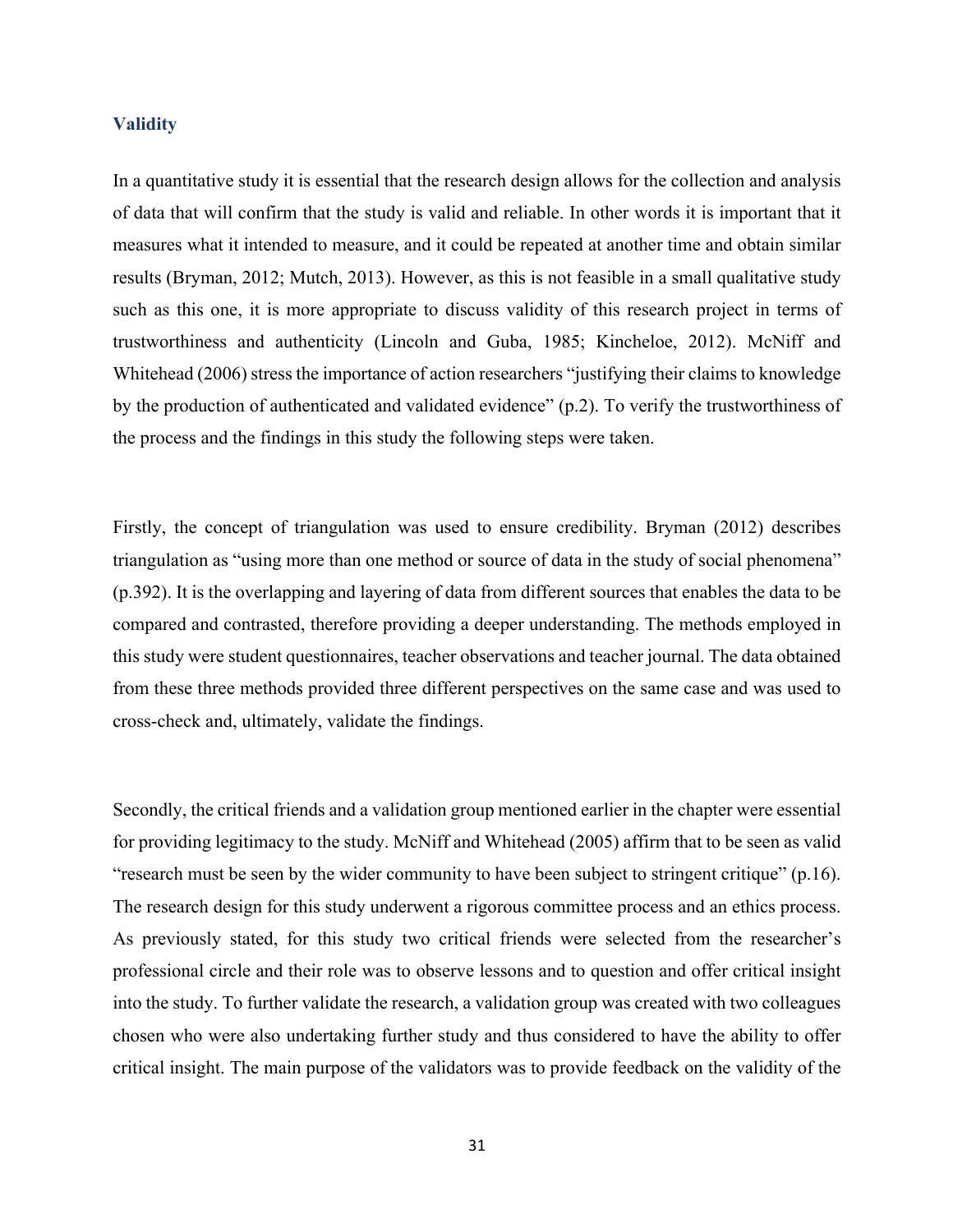## Validity

In a quantitative study it is essential that the research design allows for the collection and analysis of data that will confirm that the study is valid and reliable. In other words it is important that it measures what it intended to measure, and it could be repeated at another time and obtain similar results (Bryman, 2012; Mutch, 2013). However, as this is not feasible in a small qualitative study such as this one, it is more appropriate to discuss validity of this research project in terms of trustworthiness and authenticity (Lincoln and Guba, 1985; Kincheloe, 2012). McNiff and Whitehead (2006) stress the importance of action researchers "justifying their claims to knowledge by the production of authenticated and validated evidence" (p.2). To verify the trustworthiness of the process and the findings in this study the following steps were taken.

Firstly, the concept of triangulation was used to ensure credibility. Bryman (2012) describes triangulation as "using more than one method or source of data in the study of social phenomena" (p.392). It is the overlapping and layering of data from different sources that enables the data to be compared and contrasted, therefore providing a deeper understanding. The methods employed in this study were student questionnaires, teacher observations and teacher journal. The data obtained from these three methods provided three different perspectives on the same case and was used to cross-check and, ultimately, validate the findings.

Secondly, the critical friends and a validation group mentioned earlier in the chapter were essential for providing legitimacy to the study. McNiff and Whitehead (2005) affirm that to be seen as valid "research must be seen by the wider community to have been subject to stringent critique" (p.16). The research design for this study underwent a rigorous committee process and an ethics process. As previously stated, for this study two critical friends were selected from the researcher's professional circle and their role was to observe lessons and to question and offer critical insight into the study. To further validate the research, a validation group was created with two colleagues chosen who were also undertaking further study and thus considered to have the ability to offer critical insight. The main purpose of the validators was to provide feedback on the validity of the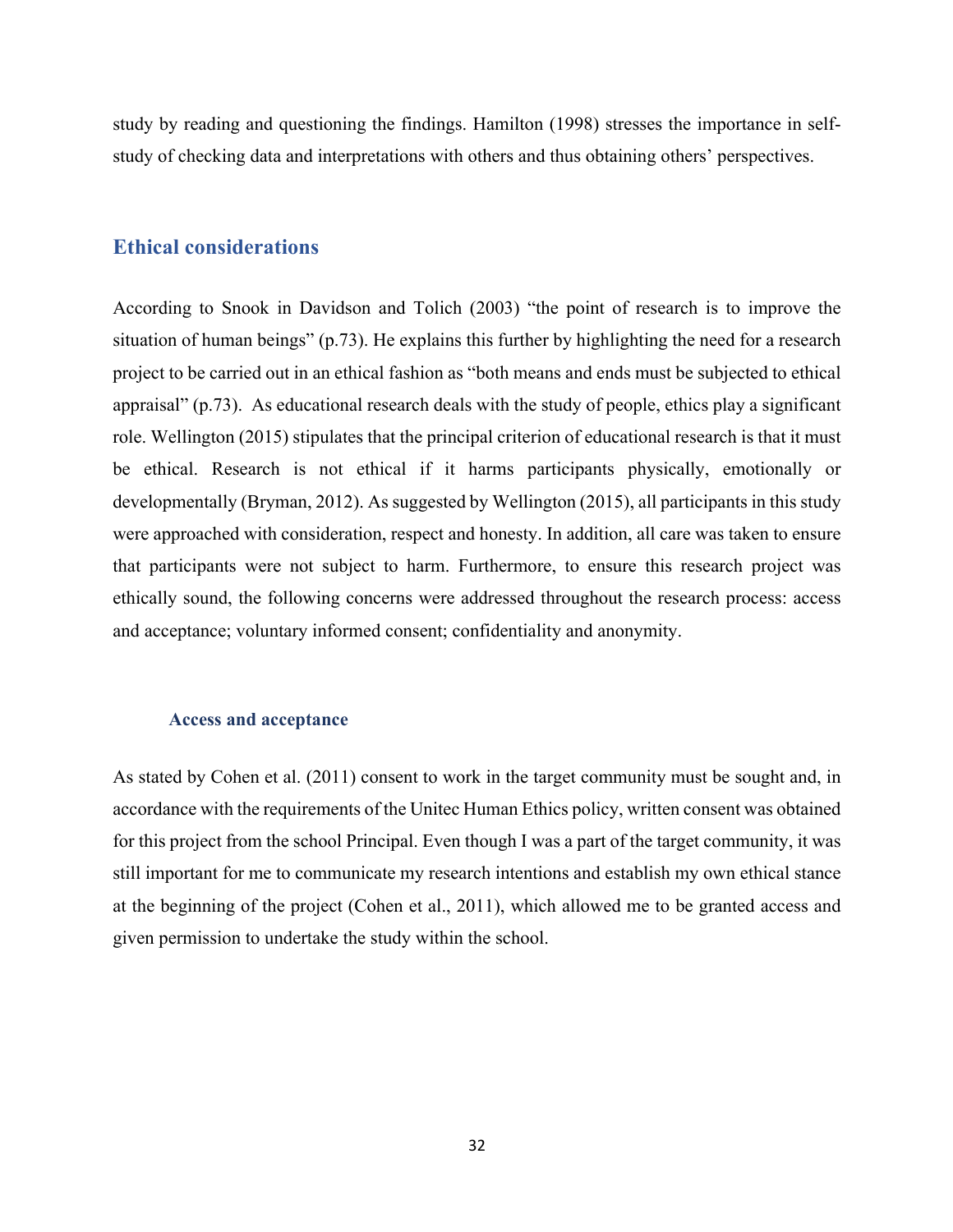study by reading and questioning the findings. Hamilton (1998) stresses the importance in self-study of checking data and interpretations with others and thus obtaining others' perspectives.

## Ethical considerations

According to Snook in Davidson and Tolich (2003) "the point of research is to improve the situation of human beings" (p.73). He explains this further by highlighting the need for a research project to be carried out in an ethical fashion as "both means and ends must be subjected to ethical appraisal" (p.73). As educational research deals with the study of people, ethics play a significant role. Wellington (2015) stipulates that the principal criterion of educational research is that it must be ethical. Research is not ethical if it harms participants physically, emotionally or developmentally (Bryman, 2012). As suggested by Wellington (2015), all participants in this study were approached with consideration, respect and honesty. In addition, all care was taken to ensure that participants were not subject to harm. Furthermore, to ensure this research project was ethically sound, the following concerns were addressed throughout the research process: access and acceptance; voluntary informed consent; confidentiality and anonymity.

### Access and acceptance

As stated by Cohen et al. (2011) consent to work in the target community must be sought and, in accordance with the requirements of the Unitec Human Ethics policy, written consent was obtained for this project from the school Principal. Even though I was a part of the target community, it was still important for me to communicate my research intentions and establish my own ethical stance at the beginning of the project (Cohen et al., 2011), which allowed me to be granted access and given permission to undertake the study within the school.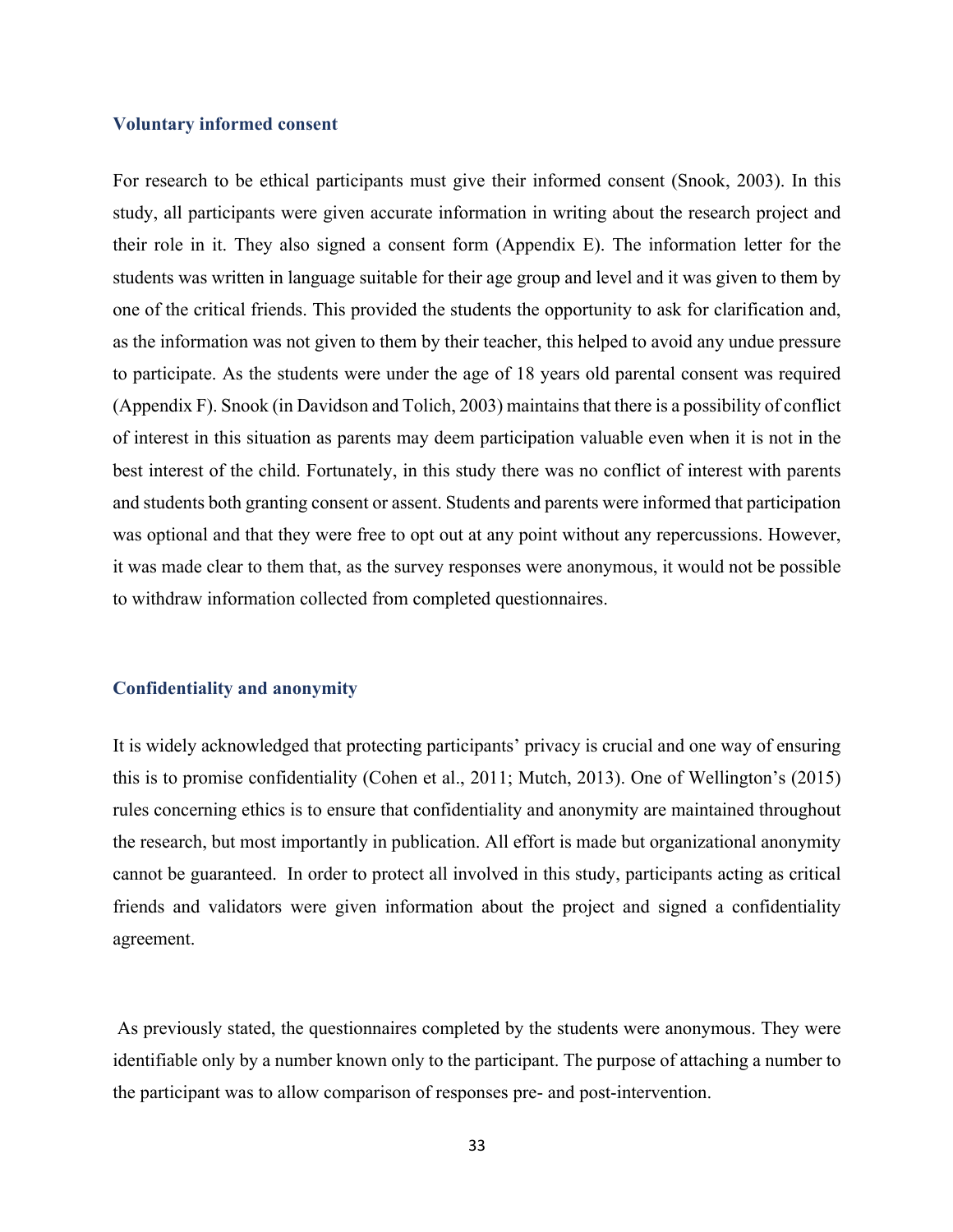### Voluntary informed consent

For research to be ethical participants must give their informed consent (Snook, 2003). In this study, all participants were given accurate information in writing about the research project and their role in it. They also signed a consent form (Appendix E). The information letter for the students was written in language suitable for their age group and level and it was given to them by one of the critical friends. This provided the students the opportunity to ask for clarification and, as the information was not given to them by their teacher, this helped to avoid any undue pressure to participate. As the students were under the age of 18 years old parental consent was required (Appendix F). Snook (in Davidson and Tolich, 2003) maintains that there is a possibility of conflict of interest in this situation as parents may deem participation valuable even when it is not in the best interest of the child. Fortunately, in this study there was no conflict of interest with parents and students both granting consent or assent. Students and parents were informed that participation was optional and that they were free to opt out at any point without any repercussions. However, it was made clear to them that, as the survey responses were anonymous, it would not be possible to withdraw information collected from completed questionnaires.

### Confidentiality and anonymity

It is widely acknowledged that protecting participants' privacy is crucial and one way of ensuring this is to promise confidentiality (Cohen et al., 2011; Mutch, 2013). One of Wellington's (2015) rules concerning ethics is to ensure that confidentiality and anonymity are maintained throughout the research, but most importantly in publication. All effort is made but organizational anonymity cannot be guaranteed. In order to protect all involved in this study, participants acting as critical friends and validators were given information about the project and signed a confidentiality agreement.

As previously stated, the questionnaires completed by the students were anonymous. They were identifiable only by a number known only to the participant. The purpose of attaching a number to the participant was to allow comparison of responses pre- and post-intervention.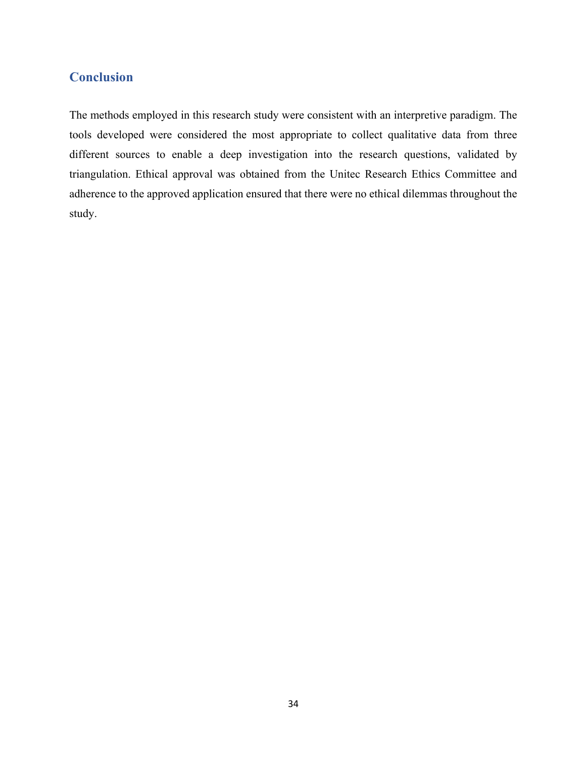## Conclusion

The methods employed in this research study were consistent with an interpretive paradigm. The tools developed were considered the most appropriate to collect qualitative data from three different sources to enable a deep investigation into the research questions, validated by triangulation. Ethical approval was obtained from the Unitec Research Ethics Committee and adherence to the approved application ensured that there were no ethical dilemmas throughout the study.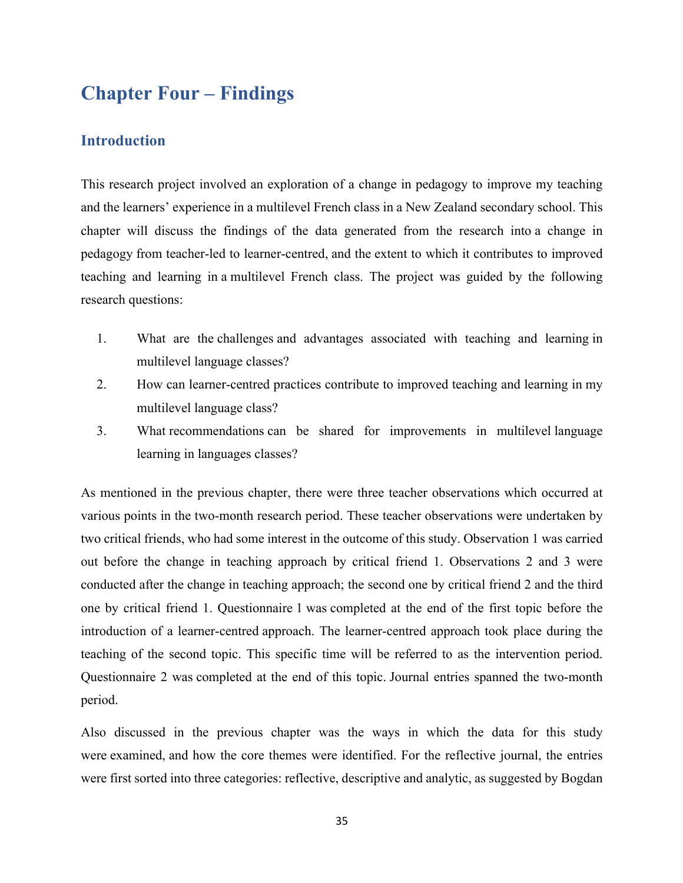# Chapter Four – Findings

## Introduction

This research project involved an exploration of a change in pedagogy to improve my teaching and the learners' experience in a multilevel French class in a New Zealand secondary school. This chapter will discuss the findings of the data generated from the research into a change in pedagogy from teacher-led to learner-centred, and the extent to which it contributes to improved teaching and learning in a multilevel French class. The project was guided by the following research questions:

1. What are the challenges and advantages associated with teaching and learning in multilevel language classes?
2. How can learner-centred practices contribute to improved teaching and learning in my multilevel language class?
3. What recommendations can be shared for improvements in multilevel language learning in languages classes?

As mentioned in the previous chapter, there were three teacher observations which occurred at various points in the two-month research period. These teacher observations were undertaken by two critical friends, who had some interest in the outcome of this study. Observation 1 was carried out before the change in teaching approach by critical friend 1. Observations 2 and 3 were conducted after the change in teaching approach; the second one by critical friend 2 and the third one by critical friend 1. Questionnaire 1 was completed at the end of the first topic before the introduction of a learner-centred approach. The learner-centred approach took place during the teaching of the second topic. This specific time will be referred to as the intervention period. Questionnaire 2 was completed at the end of this topic. Journal entries spanned the two-month period.

Also discussed in the previous chapter was the ways in which the data for this study were examined, and how the core themes were identified. For the reflective journal, the entries were first sorted into three categories: reflective, descriptive and analytic, as suggested by Bogdan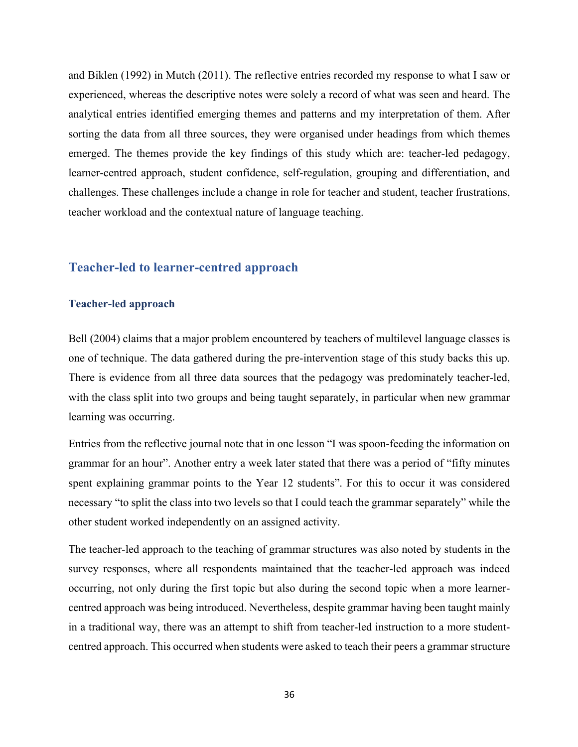and Biklen (1992) in Mutch (2011). The reflective entries recorded my response to what I saw or experienced, whereas the descriptive notes were solely a record of what was seen and heard. The analytical entries identified emerging themes and patterns and my interpretation of them. After sorting the data from all three sources, they were organised under headings from which themes emerged. The themes provide the key findings of this study which are: teacher-led pedagogy, learner-centred approach, student confidence, self-regulation, grouping and differentiation, and challenges. These challenges include a change in role for teacher and student, teacher frustrations, teacher workload and the contextual nature of language teaching.

## Teacher-led to learner-centred approach

### Teacher-led approach

Bell (2004) claims that a major problem encountered by teachers of multilevel language classes is one of technique. The data gathered during the pre-intervention stage of this study backs this up. There is evidence from all three data sources that the pedagogy was predominately teacher-led, with the class split into two groups and being taught separately, in particular when new grammar learning was occurring.

Entries from the reflective journal note that in one lesson "I was spoon-feeding the information on grammar for an hour". Another entry a week later stated that there was a period of "fifty minutes spent explaining grammar points to the Year 12 students". For this to occur it was considered necessary "to split the class into two levels so that I could teach the grammar separately" while the other student worked independently on an assigned activity.

The teacher-led approach to the teaching of grammar structures was also noted by students in the survey responses, where all respondents maintained that the teacher-led approach was indeed occurring, not only during the first topic but also during the second topic when a more learner-centred approach was being introduced. Nevertheless, despite grammar having been taught mainly in a traditional way, there was an attempt to shift from teacher-led instruction to a more student-centred approach. This occurred when students were asked to teach their peers a grammar structure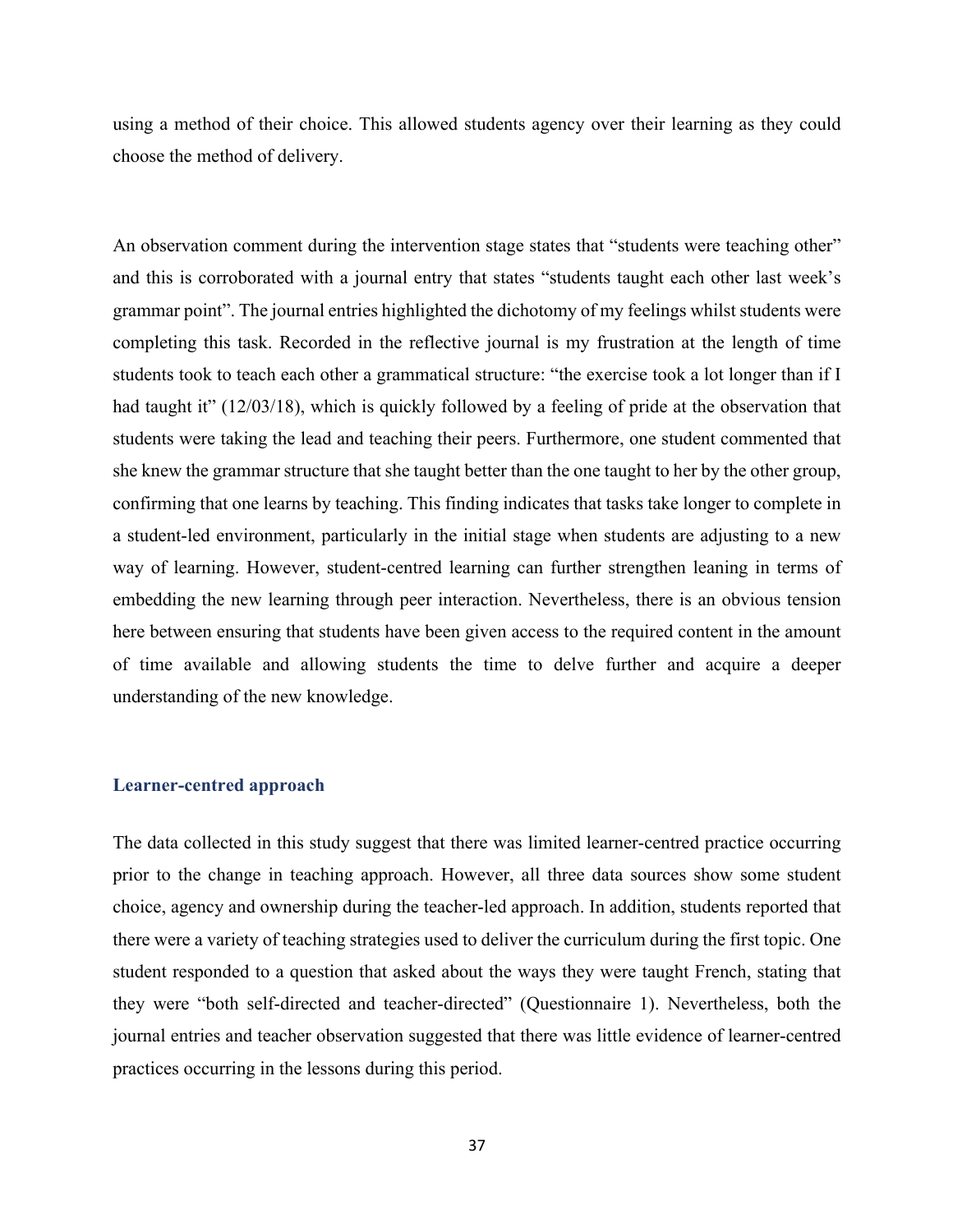using a method of their choice. This allowed students agency over their learning as they could choose the method of delivery.

An observation comment during the intervention stage states that "students were teaching other" and this is corroborated with a journal entry that states "students taught each other last week's grammar point". The journal entries highlighted the dichotomy of my feelings whilst students were completing this task. Recorded in the reflective journal is my frustration at the length of time students took to teach each other a grammatical structure: "the exercise took a lot longer than if I had taught it" (12/03/18), which is quickly followed by a feeling of pride at the observation that students were taking the lead and teaching their peers. Furthermore, one student commented that she knew the grammar structure that she taught better than the one taught to her by the other group, confirming that one learns by teaching. This finding indicates that tasks take longer to complete in a student-led environment, particularly in the initial stage when students are adjusting to a new way of learning. However, student-centred learning can further strengthen leaning in terms of embedding the new learning through peer interaction. Nevertheless, there is an obvious tension here between ensuring that students have been given access to the required content in the amount of time available and allowing students the time to delve further and acquire a deeper understanding of the new knowledge.

### Learner-centred approach

The data collected in this study suggest that there was limited learner-centred practice occurring prior to the change in teaching approach. However, all three data sources show some student choice, agency and ownership during the teacher-led approach. In addition, students reported that there were a variety of teaching strategies used to deliver the curriculum during the first topic. One student responded to a question that asked about the ways they were taught French, stating that they were "both self-directed and teacher-directed" (Questionnaire 1). Nevertheless, both the journal entries and teacher observation suggested that there was little evidence of learner-centred practices occurring in the lessons during this period.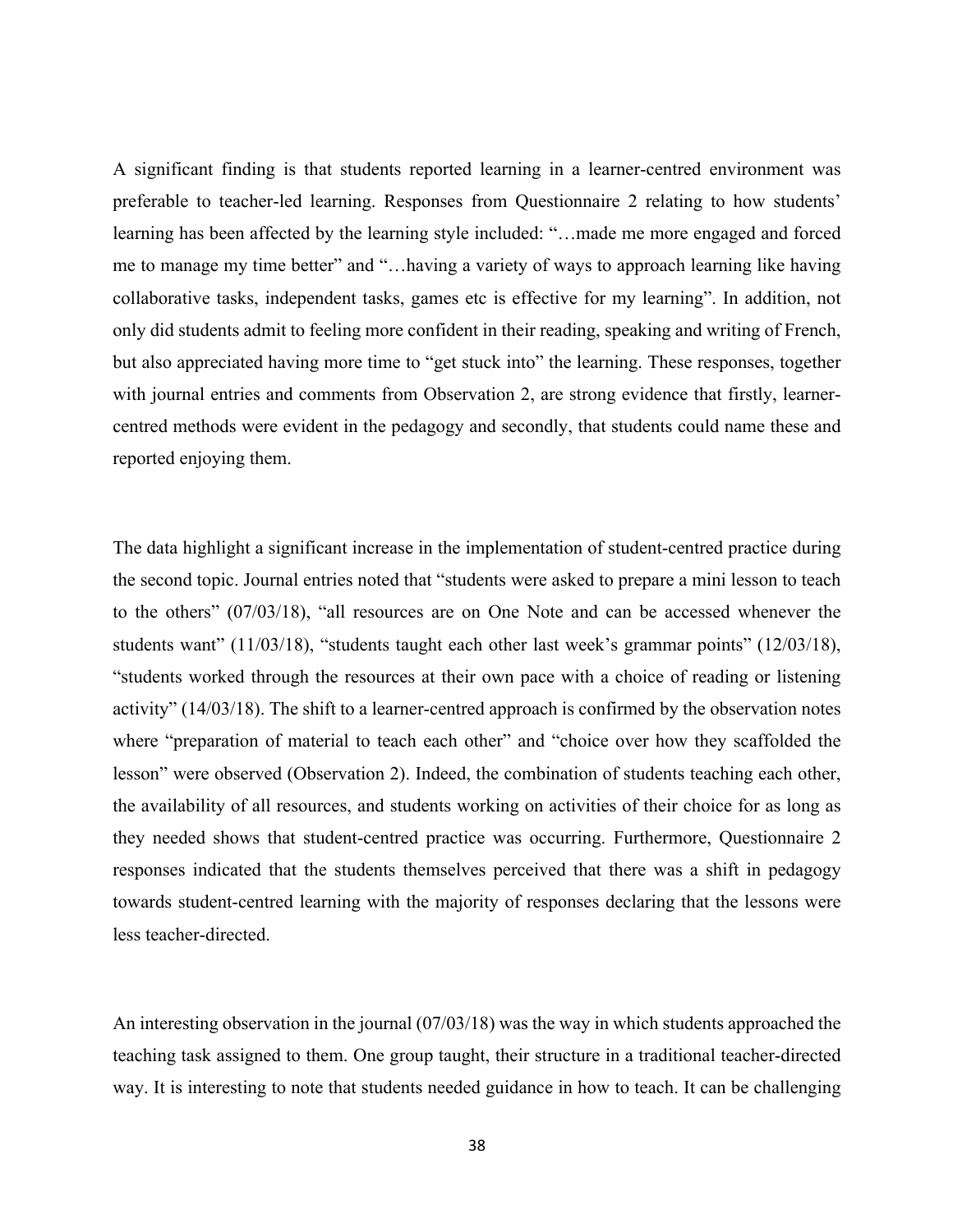A significant finding is that students reported learning in a learner-centred environment was preferable to teacher-led learning. Responses from Questionnaire 2 relating to how students' learning has been affected by the learning style included: "…made me more engaged and forced me to manage my time better" and "…having a variety of ways to approach learning like having collaborative tasks, independent tasks, games etc is effective for my learning". In addition, not only did students admit to feeling more confident in their reading, speaking and writing of French, but also appreciated having more time to "get stuck into" the learning. These responses, together with journal entries and comments from Observation 2, are strong evidence that firstly, learner-centred methods were evident in the pedagogy and secondly, that students could name these and reported enjoying them.

The data highlight a significant increase in the implementation of student-centred practice during the second topic. Journal entries noted that "students were asked to prepare a mini lesson to teach to the others" (07/03/18), "all resources are on One Note and can be accessed whenever the students want" (11/03/18), "students taught each other last week's grammar points" (12/03/18), "students worked through the resources at their own pace with a choice of reading or listening activity" (14/03/18). The shift to a learner-centred approach is confirmed by the observation notes where "preparation of material to teach each other" and "choice over how they scaffolded the lesson" were observed (Observation 2). Indeed, the combination of students teaching each other, the availability of all resources, and students working on activities of their choice for as long as they needed shows that student-centred practice was occurring. Furthermore, Questionnaire 2 responses indicated that the students themselves perceived that there was a shift in pedagogy towards student-centred learning with the majority of responses declaring that the lessons were less teacher-directed.

An interesting observation in the journal (07/03/18) was the way in which students approached the teaching task assigned to them. One group taught, their structure in a traditional teacher-directed way. It is interesting to note that students needed guidance in how to teach. It can be challenging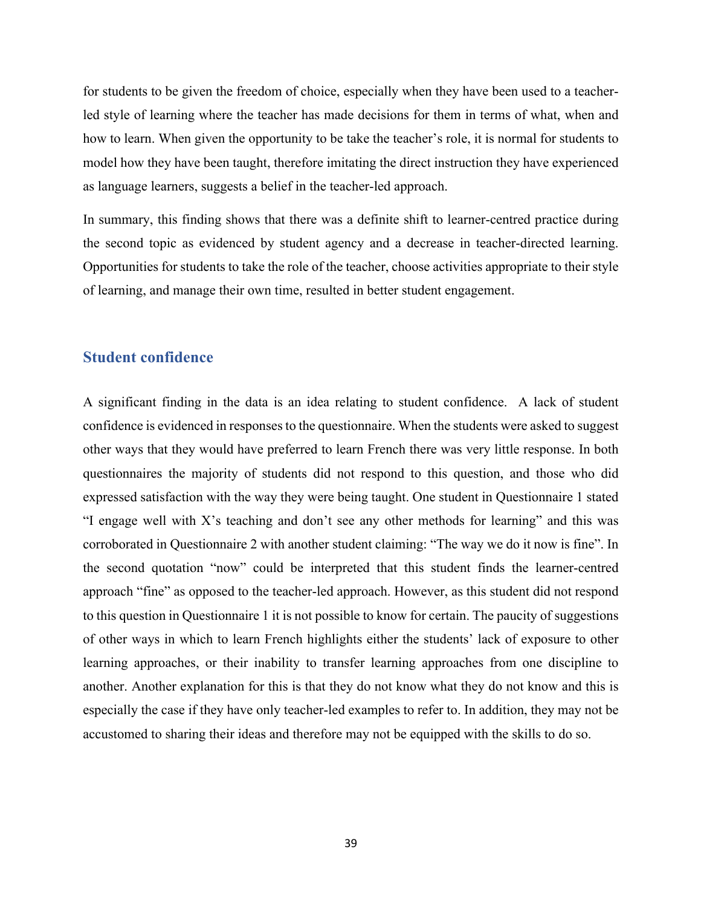for students to be given the freedom of choice, especially when they have been used to a teacher-led style of learning where the teacher has made decisions for them in terms of what, when and how to learn. When given the opportunity to be take the teacher's role, it is normal for students to model how they have been taught, therefore imitating the direct instruction they have experienced as language learners, suggests a belief in the teacher-led approach.

In summary, this finding shows that there was a definite shift to learner-centred practice during the second topic as evidenced by student agency and a decrease in teacher-directed learning. Opportunities for students to take the role of the teacher, choose activities appropriate to their style of learning, and manage their own time, resulted in better student engagement.

## Student confidence

A significant finding in the data is an idea relating to student confidence. A lack of student confidence is evidenced in responses to the questionnaire. When the students were asked to suggest other ways that they would have preferred to learn French there was very little response. In both questionnaires the majority of students did not respond to this question, and those who did expressed satisfaction with the way they were being taught. One student in Questionnaire 1 stated "I engage well with X's teaching and don't see any other methods for learning" and this was corroborated in Questionnaire 2 with another student claiming: "The way we do it now is fine". In the second quotation "now" could be interpreted that this student finds the learner-centred approach "fine" as opposed to the teacher-led approach. However, as this student did not respond to this question in Questionnaire 1 it is not possible to know for certain. The paucity of suggestions of other ways in which to learn French highlights either the students' lack of exposure to other learning approaches, or their inability to transfer learning approaches from one discipline to another. Another explanation for this is that they do not know what they do not know and this is especially the case if they have only teacher-led examples to refer to. In addition, they may not be accustomed to sharing their ideas and therefore may not be equipped with the skills to do so.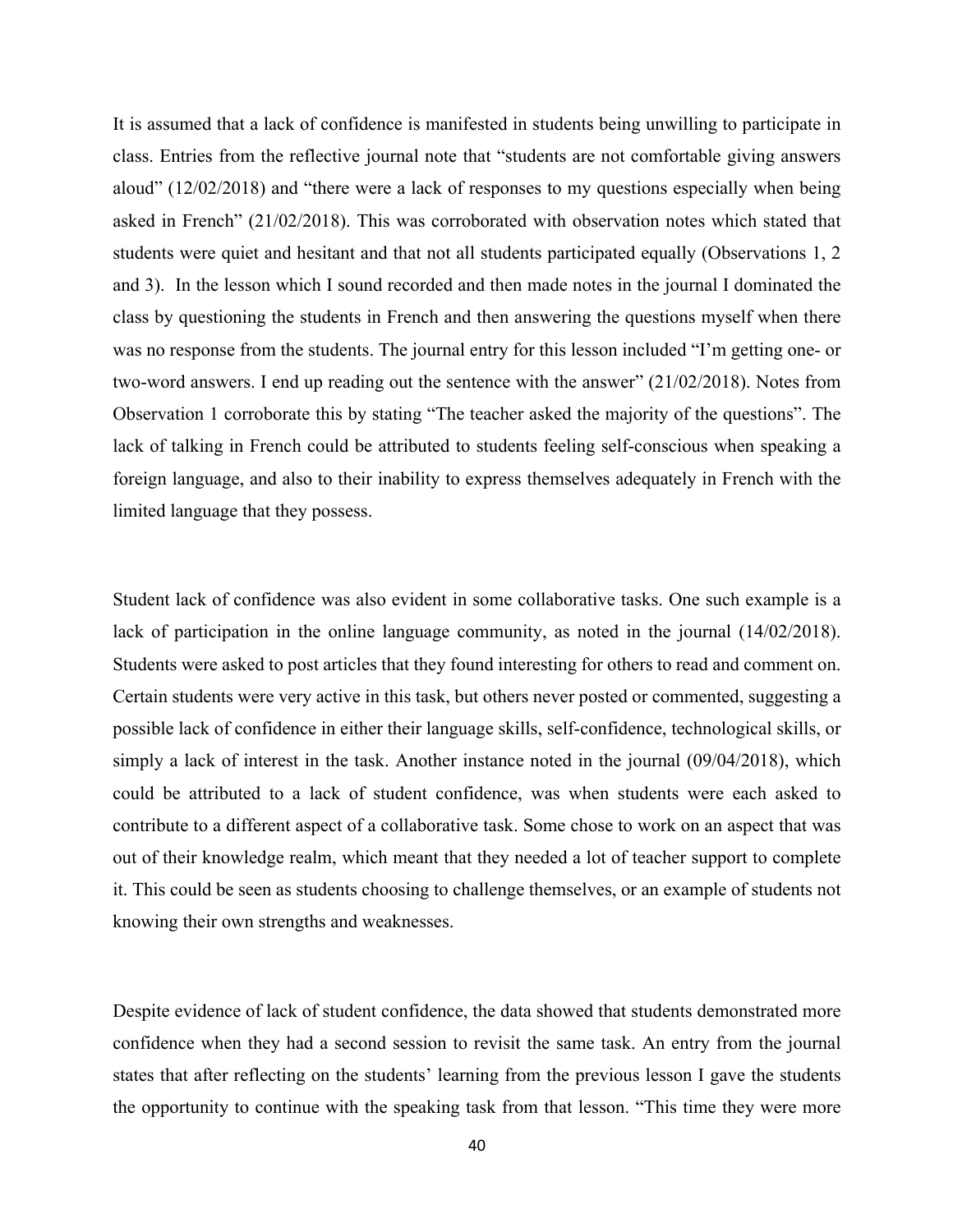It is assumed that a lack of confidence is manifested in students being unwilling to participate in class. Entries from the reflective journal note that "students are not comfortable giving answers aloud" (12/02/2018) and "there were a lack of responses to my questions especially when being asked in French" (21/02/2018). This was corroborated with observation notes which stated that students were quiet and hesitant and that not all students participated equally (Observations 1, 2 and 3). In the lesson which I sound recorded and then made notes in the journal I dominated the class by questioning the students in French and then answering the questions myself when there was no response from the students. The journal entry for this lesson included "I'm getting one- or two-word answers. I end up reading out the sentence with the answer" (21/02/2018). Notes from Observation 1 corroborate this by stating "The teacher asked the majority of the questions". The lack of talking in French could be attributed to students feeling self-conscious when speaking a foreign language, and also to their inability to express themselves adequately in French with the limited language that they possess.

Student lack of confidence was also evident in some collaborative tasks. One such example is a lack of participation in the online language community, as noted in the journal (14/02/2018). Students were asked to post articles that they found interesting for others to read and comment on. Certain students were very active in this task, but others never posted or commented, suggesting a possible lack of confidence in either their language skills, self-confidence, technological skills, or simply a lack of interest in the task. Another instance noted in the journal (09/04/2018), which could be attributed to a lack of student confidence, was when students were each asked to contribute to a different aspect of a collaborative task. Some chose to work on an aspect that was out of their knowledge realm, which meant that they needed a lot of teacher support to complete it. This could be seen as students choosing to challenge themselves, or an example of students not knowing their own strengths and weaknesses.

Despite evidence of lack of student confidence, the data showed that students demonstrated more confidence when they had a second session to revisit the same task. An entry from the journal states that after reflecting on the students' learning from the previous lesson I gave the students the opportunity to continue with the speaking task from that lesson. "This time they were more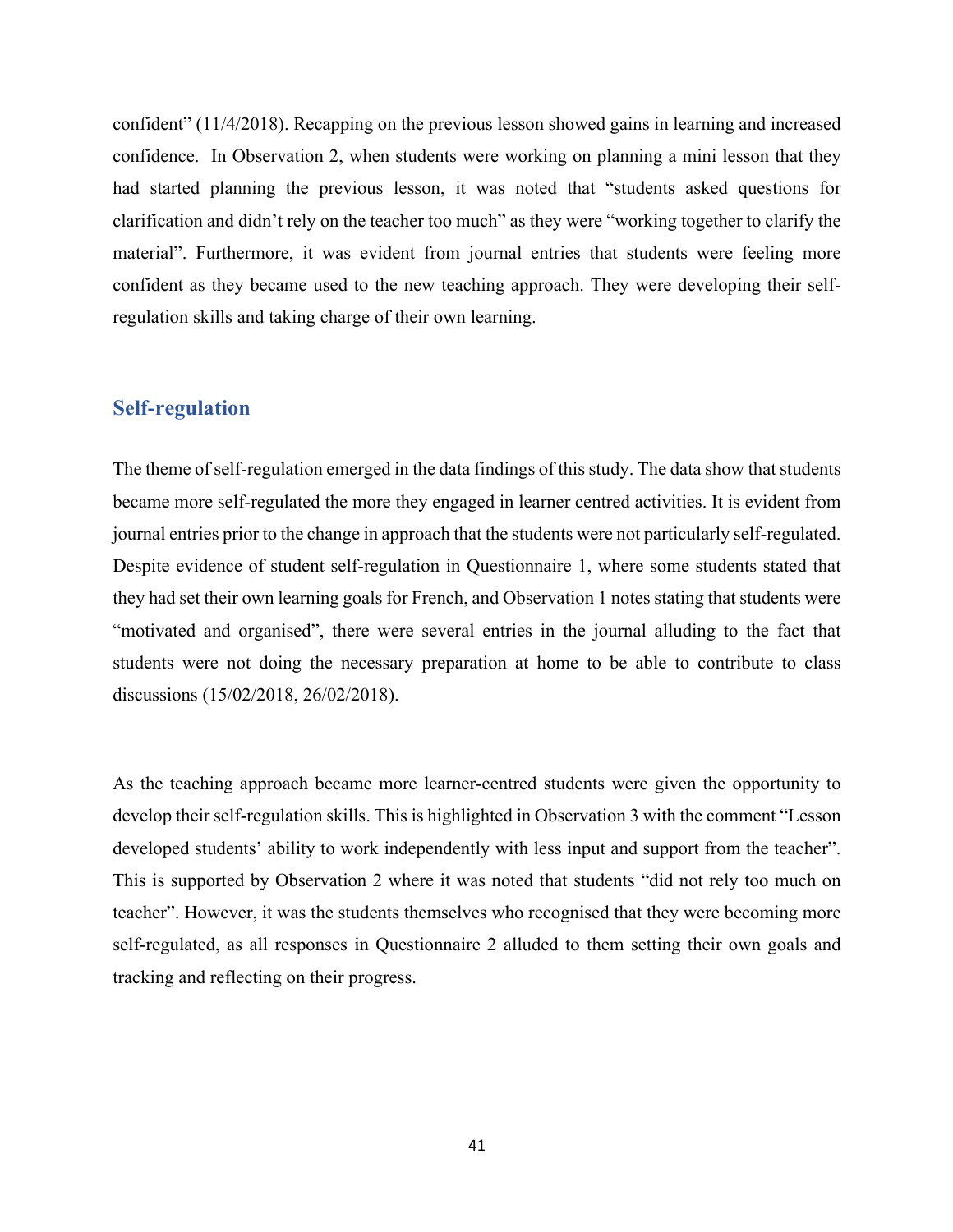confident" (11/4/2018). Recapping on the previous lesson showed gains in learning and increased confidence. In Observation 2, when students were working on planning a mini lesson that they had started planning the previous lesson, it was noted that "students asked questions for clarification and didn't rely on the teacher too much" as they were "working together to clarify the material". Furthermore, it was evident from journal entries that students were feeling more confident as they became used to the new teaching approach. They were developing their self-regulation skills and taking charge of their own learning.

## Self-regulation

The theme of self-regulation emerged in the data findings of this study. The data show that students became more self-regulated the more they engaged in learner centred activities. It is evident from journal entries prior to the change in approach that the students were not particularly self-regulated. Despite evidence of student self-regulation in Questionnaire 1, where some students stated that they had set their own learning goals for French, and Observation 1 notes stating that students were "motivated and organised", there were several entries in the journal alluding to the fact that students were not doing the necessary preparation at home to be able to contribute to class discussions (15/02/2018, 26/02/2018).

As the teaching approach became more learner-centred students were given the opportunity to develop their self-regulation skills. This is highlighted in Observation 3 with the comment "Lesson developed students' ability to work independently with less input and support from the teacher". This is supported by Observation 2 where it was noted that students "did not rely too much on teacher". However, it was the students themselves who recognised that they were becoming more self-regulated, as all responses in Questionnaire 2 alluded to them setting their own goals and tracking and reflecting on their progress.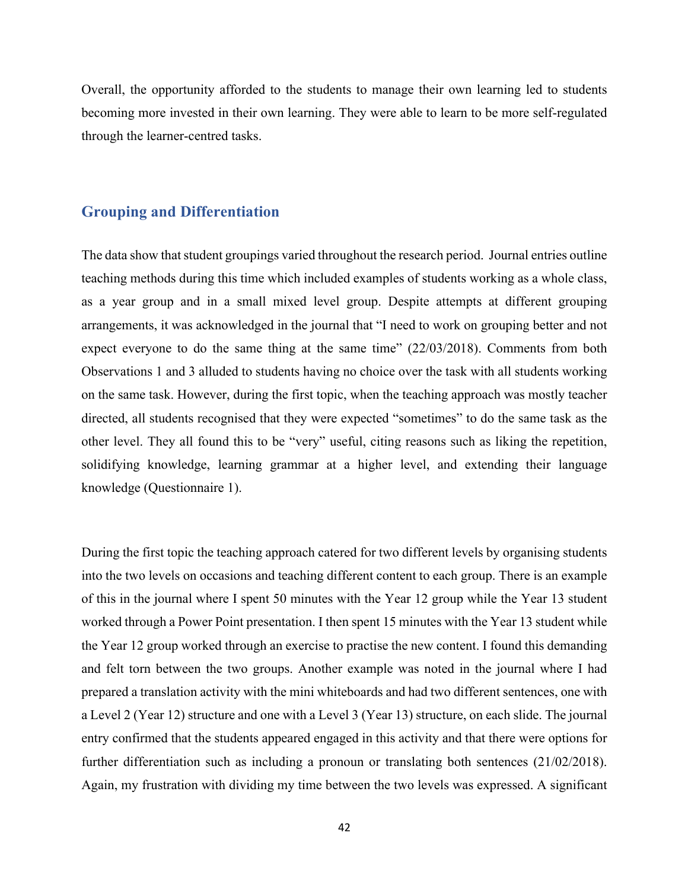Overall, the opportunity afforded to the students to manage their own learning led to students becoming more invested in their own learning. They were able to learn to be more self-regulated through the learner-centred tasks.

## Grouping and Differentiation

The data show that student groupings varied throughout the research period. Journal entries outline teaching methods during this time which included examples of students working as a whole class, as a year group and in a small mixed level group. Despite attempts at different grouping arrangements, it was acknowledged in the journal that "I need to work on grouping better and not expect everyone to do the same thing at the same time" (22/03/2018). Comments from both Observations 1 and 3 alluded to students having no choice over the task with all students working on the same task. However, during the first topic, when the teaching approach was mostly teacher directed, all students recognised that they were expected "sometimes" to do the same task as the other level. They all found this to be "very" useful, citing reasons such as liking the repetition, solidifying knowledge, learning grammar at a higher level, and extending their language knowledge (Questionnaire 1).

During the first topic the teaching approach catered for two different levels by organising students into the two levels on occasions and teaching different content to each group. There is an example of this in the journal where I spent 50 minutes with the Year 12 group while the Year 13 student worked through a Power Point presentation. I then spent 15 minutes with the Year 13 student while the Year 12 group worked through an exercise to practise the new content. I found this demanding and felt torn between the two groups. Another example was noted in the journal where I had prepared a translation activity with the mini whiteboards and had two different sentences, one with a Level 2 (Year 12) structure and one with a Level 3 (Year 13) structure, on each slide. The journal entry confirmed that the students appeared engaged in this activity and that there were options for further differentiation such as including a pronoun or translating both sentences (21/02/2018). Again, my frustration with dividing my time between the two levels was expressed. A significant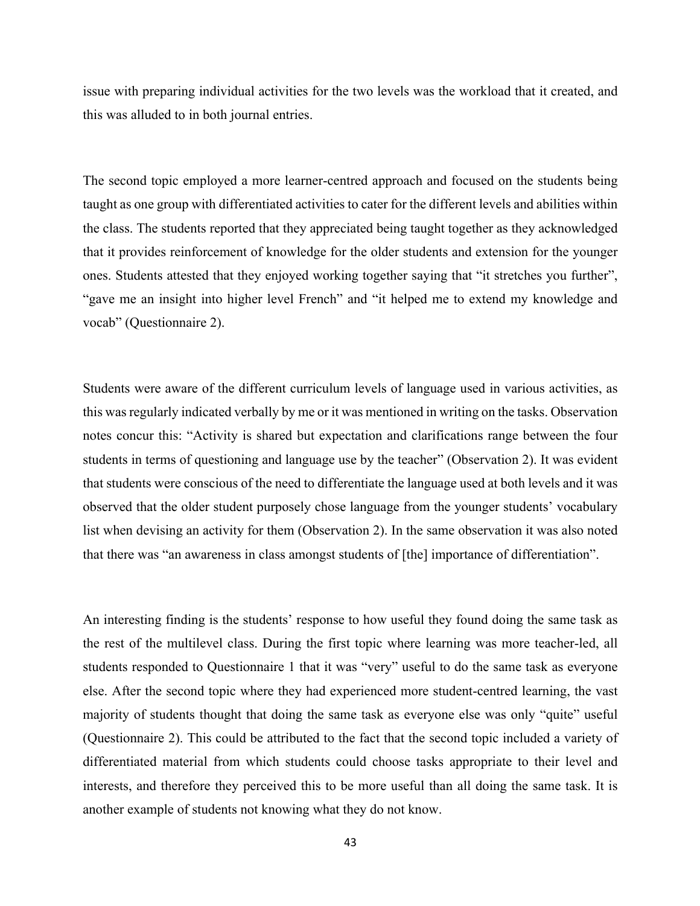issue with preparing individual activities for the two levels was the workload that it created, and this was alluded to in both journal entries.

The second topic employed a more learner-centred approach and focused on the students being taught as one group with differentiated activities to cater for the different levels and abilities within the class. The students reported that they appreciated being taught together as they acknowledged that it provides reinforcement of knowledge for the older students and extension for the younger ones. Students attested that they enjoyed working together saying that "it stretches you further", "gave me an insight into higher level French" and "it helped me to extend my knowledge and vocab" (Questionnaire 2).

Students were aware of the different curriculum levels of language used in various activities, as this was regularly indicated verbally by me or it was mentioned in writing on the tasks. Observation notes concur this: "Activity is shared but expectation and clarifications range between the four students in terms of questioning and language use by the teacher" (Observation 2). It was evident that students were conscious of the need to differentiate the language used at both levels and it was observed that the older student purposely chose language from the younger students' vocabulary list when devising an activity for them (Observation 2). In the same observation it was also noted that there was "an awareness in class amongst students of [the] importance of differentiation".

An interesting finding is the students' response to how useful they found doing the same task as the rest of the multilevel class. During the first topic where learning was more teacher-led, all students responded to Questionnaire 1 that it was "very" useful to do the same task as everyone else. After the second topic where they had experienced more student-centred learning, the vast majority of students thought that doing the same task as everyone else was only "quite" useful (Questionnaire 2). This could be attributed to the fact that the second topic included a variety of differentiated material from which students could choose tasks appropriate to their level and interests, and therefore they perceived this to be more useful than all doing the same task. It is another example of students not knowing what they do not know.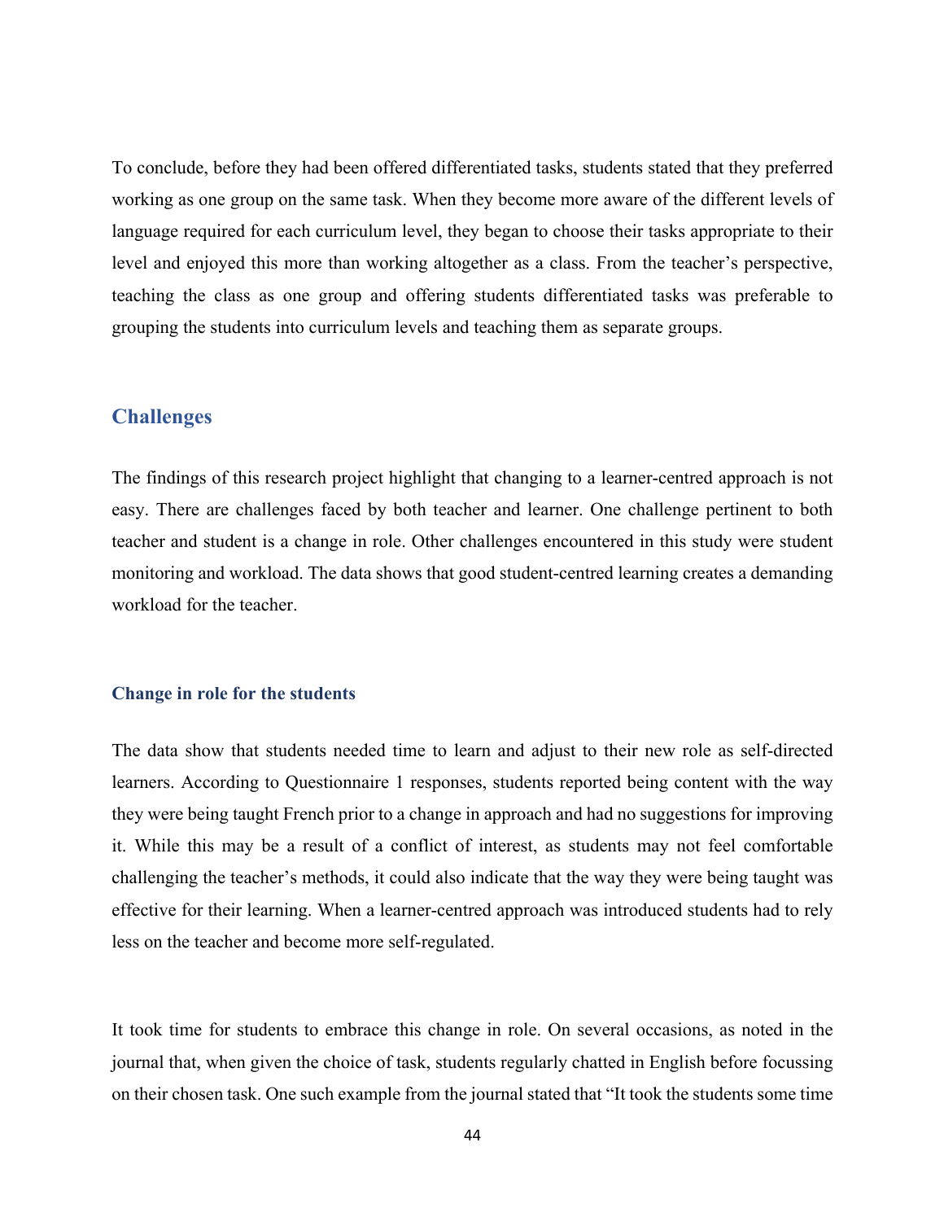To conclude, before they had been offered differentiated tasks, students stated that they preferred working as one group on the same task. When they become more aware of the different levels of language required for each curriculum level, they began to choose their tasks appropriate to their level and enjoyed this more than working altogether as a class. From the teacher's perspective, teaching the class as one group and offering students differentiated tasks was preferable to grouping the students into curriculum levels and teaching them as separate groups.

## Challenges

The findings of this research project highlight that changing to a learner-centred approach is not easy. There are challenges faced by both teacher and learner. One challenge pertinent to both teacher and student is a change in role. Other challenges encountered in this study were student monitoring and workload. The data shows that good student-centred learning creates a demanding workload for the teacher.

### Change in role for the students

The data show that students needed time to learn and adjust to their new role as self-directed learners. According to Questionnaire 1 responses, students reported being content with the way they were being taught French prior to a change in approach and had no suggestions for improving it. While this may be a result of a conflict of interest, as students may not feel comfortable challenging the teacher's methods, it could also indicate that the way they were being taught was effective for their learning. When a learner-centred approach was introduced students had to rely less on the teacher and become more self-regulated.

It took time for students to embrace this change in role. On several occasions, as noted in the journal that, when given the choice of task, students regularly chatted in English before focussing on their chosen task. One such example from the journal stated that "It took the students some time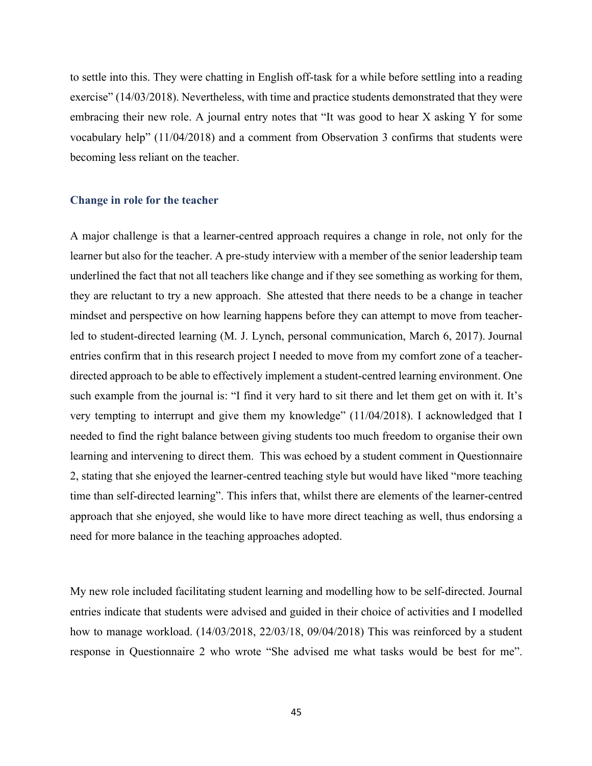to settle into this. They were chatting in English off-task for a while before settling into a reading exercise" (14/03/2018). Nevertheless, with time and practice students demonstrated that they were embracing their new role. A journal entry notes that "It was good to hear X asking Y for some vocabulary help" (11/04/2018) and a comment from Observation 3 confirms that students were becoming less reliant on the teacher.

### Change in role for the teacher

A major challenge is that a learner-centred approach requires a change in role, not only for the learner but also for the teacher. A pre-study interview with a member of the senior leadership team underlined the fact that not all teachers like change and if they see something as working for them, they are reluctant to try a new approach. She attested that there needs to be a change in teacher mindset and perspective on how learning happens before they can attempt to move from teacher-led to student-directed learning (M. J. Lynch, personal communication, March 6, 2017). Journal entries confirm that in this research project I needed to move from my comfort zone of a teacher-directed approach to be able to effectively implement a student-centred learning environment. One such example from the journal is: "I find it very hard to sit there and let them get on with it. It's very tempting to interrupt and give them my knowledge" (11/04/2018). I acknowledged that I needed to find the right balance between giving students too much freedom to organise their own learning and intervening to direct them. This was echoed by a student comment in Questionnaire 2, stating that she enjoyed the learner-centred teaching style but would have liked "more teaching time than self-directed learning". This infers that, whilst there are elements of the learner-centred approach that she enjoyed, she would like to have more direct teaching as well, thus endorsing a need for more balance in the teaching approaches adopted.

My new role included facilitating student learning and modelling how to be self-directed. Journal entries indicate that students were advised and guided in their choice of activities and I modelled how to manage workload. (14/03/2018, 22/03/18, 09/04/2018) This was reinforced by a student response in Questionnaire 2 who wrote "She advised me what tasks would be best for me".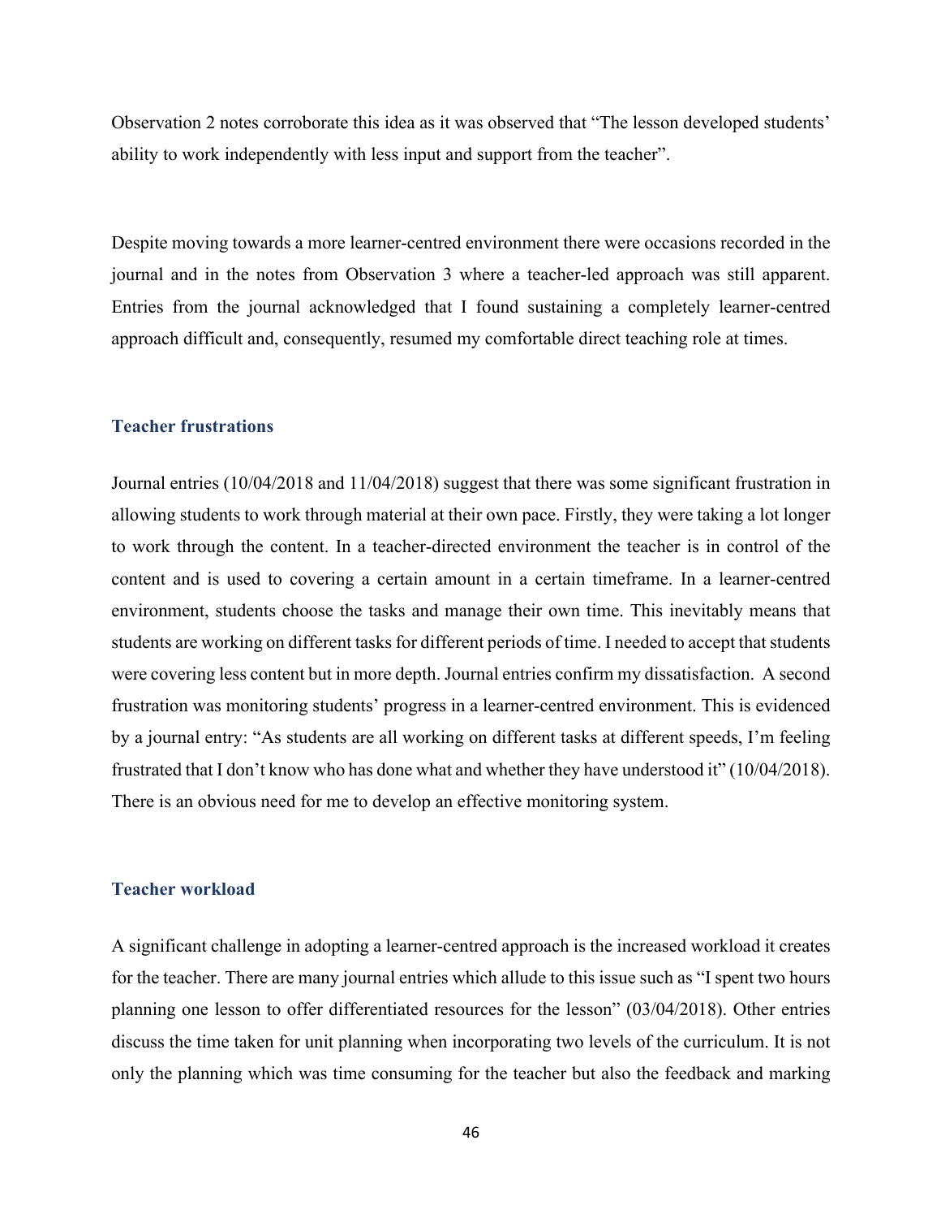Observation 2 notes corroborate this idea as it was observed that "The lesson developed students' ability to work independently with less input and support from the teacher".

Despite moving towards a more learner-centred environment there were occasions recorded in the journal and in the notes from Observation 3 where a teacher-led approach was still apparent. Entries from the journal acknowledged that I found sustaining a completely learner-centred approach difficult and, consequently, resumed my comfortable direct teaching role at times.

### Teacher frustrations

Journal entries (10/04/2018 and 11/04/2018) suggest that there was some significant frustration in allowing students to work through material at their own pace. Firstly, they were taking a lot longer to work through the content. In a teacher-directed environment the teacher is in control of the content and is used to covering a certain amount in a certain timeframe. In a learner-centred environment, students choose the tasks and manage their own time. This inevitably means that students are working on different tasks for different periods of time. I needed to accept that students were covering less content but in more depth. Journal entries confirm my dissatisfaction. A second frustration was monitoring students' progress in a learner-centred environment. This is evidenced by a journal entry: "As students are all working on different tasks at different speeds, I'm feeling frustrated that I don't know who has done what and whether they have understood it" (10/04/2018). There is an obvious need for me to develop an effective monitoring system.

### Teacher workload

A significant challenge in adopting a learner-centred approach is the increased workload it creates for the teacher. There are many journal entries which allude to this issue such as "I spent two hours planning one lesson to offer differentiated resources for the lesson" (03/04/2018). Other entries discuss the time taken for unit planning when incorporating two levels of the curriculum. It is not only the planning which was time consuming for the teacher but also the feedback and marking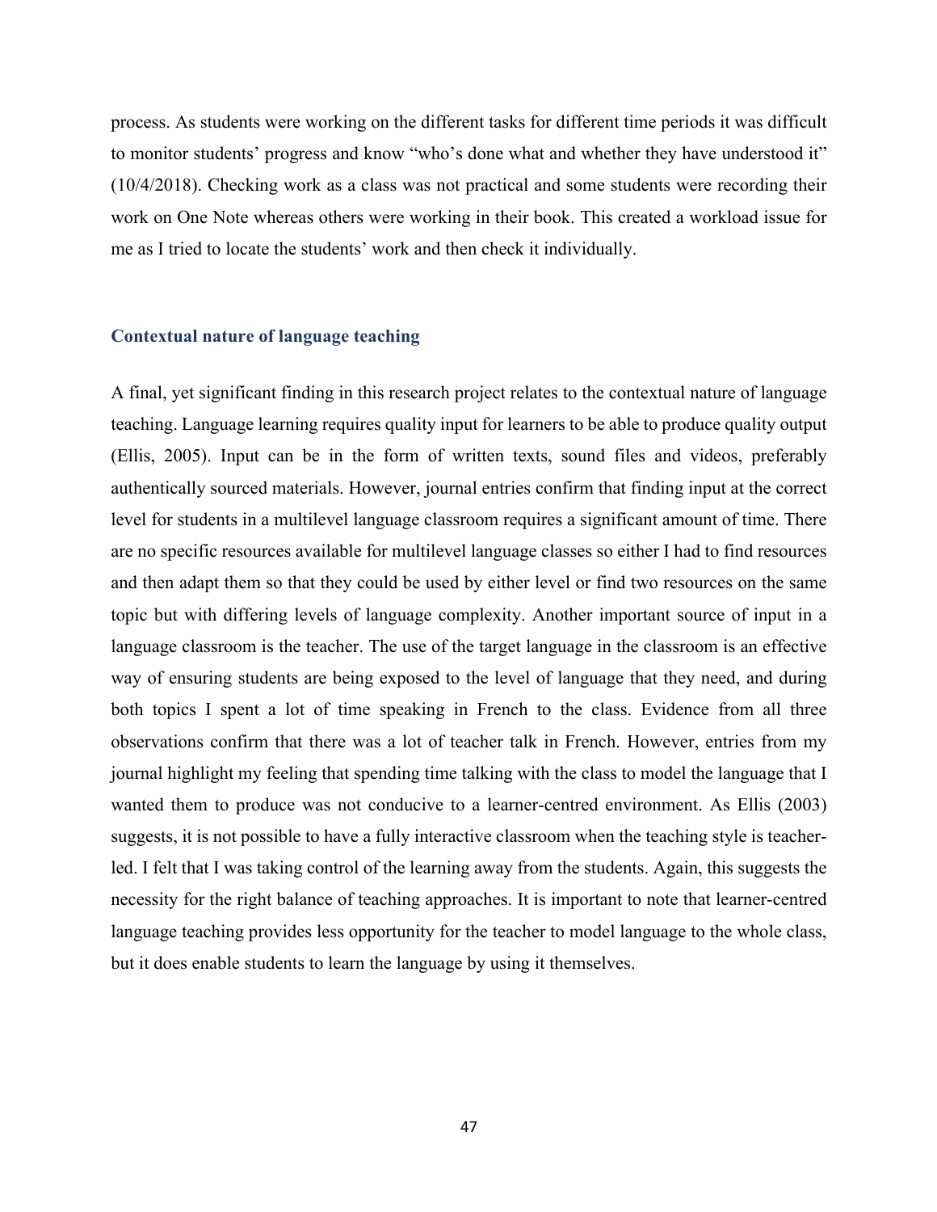process. As students were working on the different tasks for different time periods it was difficult to monitor students' progress and know "who's done what and whether they have understood it" (10/4/2018). Checking work as a class was not practical and some students were recording their work on One Note whereas others were working in their book. This created a workload issue for me as I tried to locate the students' work and then check it individually.

### Contextual nature of language teaching

A final, yet significant finding in this research project relates to the contextual nature of language teaching. Language learning requires quality input for learners to be able to produce quality output (Ellis, 2005). Input can be in the form of written texts, sound files and videos, preferably authentically sourced materials. However, journal entries confirm that finding input at the correct level for students in a multilevel language classroom requires a significant amount of time. There are no specific resources available for multilevel language classes so either I had to find resources and then adapt them so that they could be used by either level or find two resources on the same topic but with differing levels of language complexity. Another important source of input in a language classroom is the teacher. The use of the target language in the classroom is an effective way of ensuring students are being exposed to the level of language that they need, and during both topics I spent a lot of time speaking in French to the class. Evidence from all three observations confirm that there was a lot of teacher talk in French. However, entries from my journal highlight my feeling that spending time talking with the class to model the language that I wanted them to produce was not conducive to a learner-centred environment. As Ellis (2003) suggests, it is not possible to have a fully interactive classroom when the teaching style is teacher-led. I felt that I was taking control of the learning away from the students. Again, this suggests the necessity for the right balance of teaching approaches. It is important to note that learner-centred language teaching provides less opportunity for the teacher to model language to the whole class, but it does enable students to learn the language by using it themselves.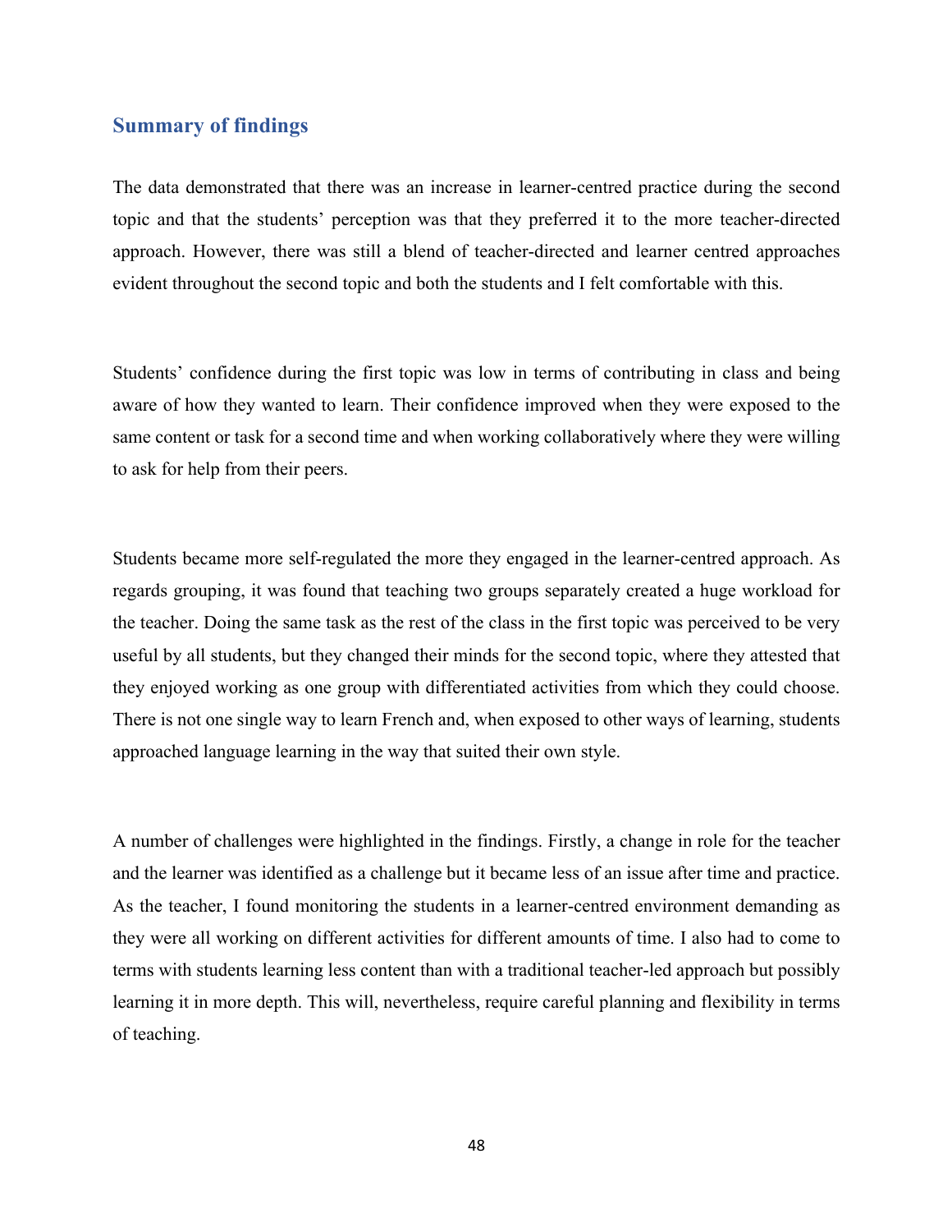## Summary of findings

The data demonstrated that there was an increase in learner-centred practice during the second topic and that the students' perception was that they preferred it to the more teacher-directed approach. However, there was still a blend of teacher-directed and learner centred approaches evident throughout the second topic and both the students and I felt comfortable with this.

Students' confidence during the first topic was low in terms of contributing in class and being aware of how they wanted to learn. Their confidence improved when they were exposed to the same content or task for a second time and when working collaboratively where they were willing to ask for help from their peers.

Students became more self-regulated the more they engaged in the learner-centred approach. As regards grouping, it was found that teaching two groups separately created a huge workload for the teacher. Doing the same task as the rest of the class in the first topic was perceived to be very useful by all students, but they changed their minds for the second topic, where they attested that they enjoyed working as one group with differentiated activities from which they could choose. There is not one single way to learn French and, when exposed to other ways of learning, students approached language learning in the way that suited their own style.

A number of challenges were highlighted in the findings. Firstly, a change in role for the teacher and the learner was identified as a challenge but it became less of an issue after time and practice. As the teacher, I found monitoring the students in a learner-centred environment demanding as they were all working on different activities for different amounts of time. I also had to come to terms with students learning less content than with a traditional teacher-led approach but possibly learning it in more depth. This will, nevertheless, require careful planning and flexibility in terms of teaching.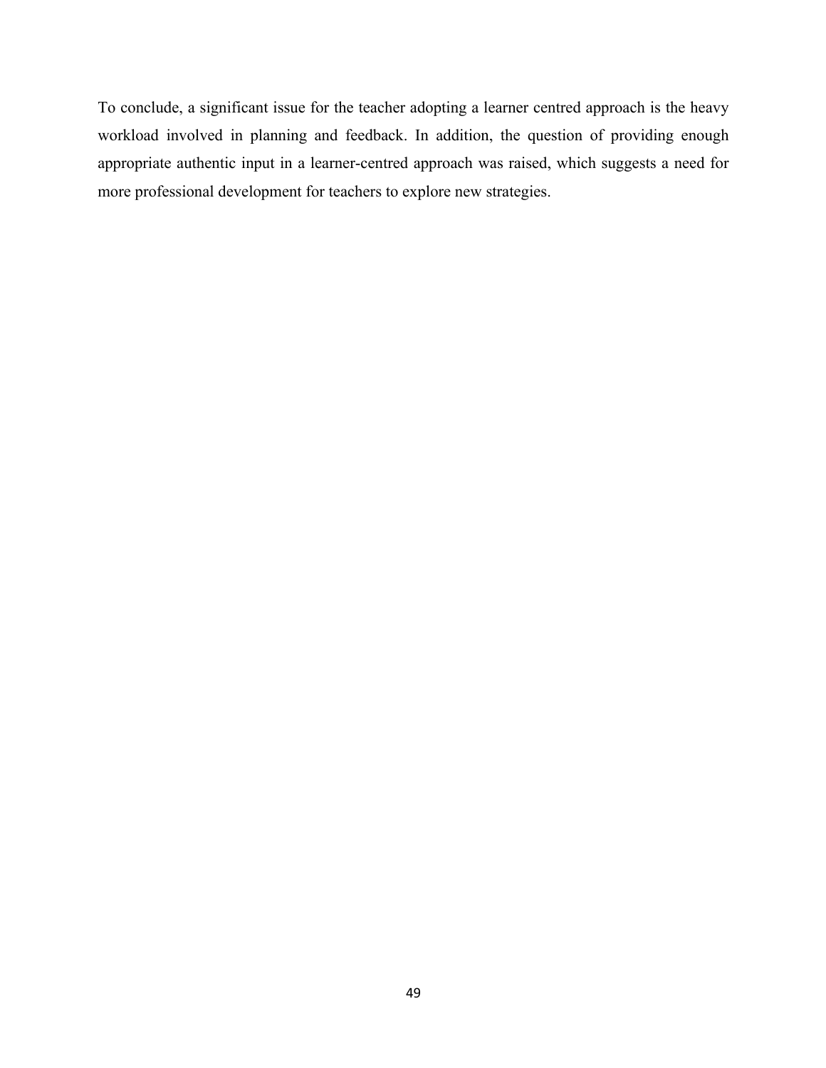To conclude, a significant issue for the teacher adopting a learner centred approach is the heavy workload involved in planning and feedback. In addition, the question of providing enough appropriate authentic input in a learner-centred approach was raised, which suggests a need for more professional development for teachers to explore new strategies.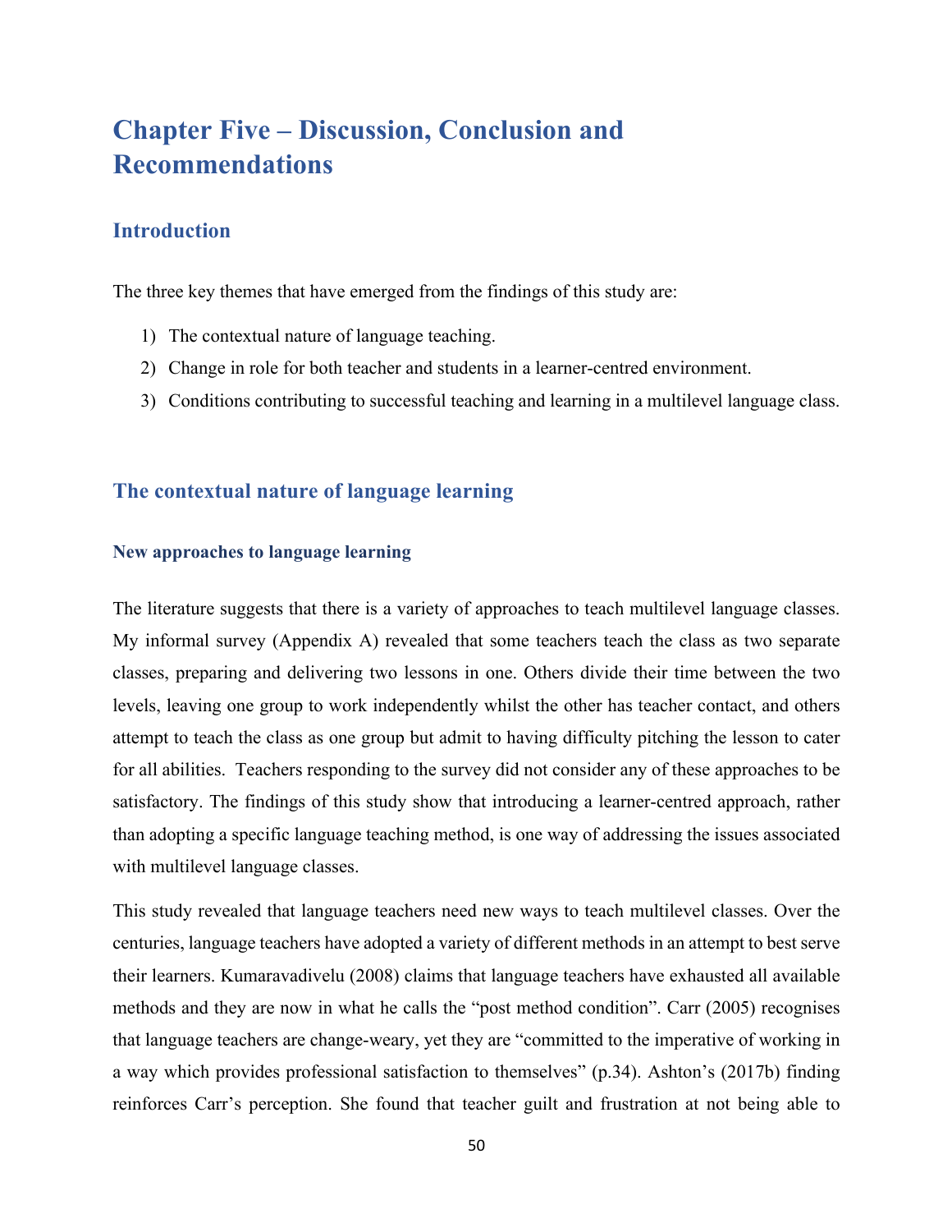# Chapter Five – Discussion, Conclusion and Recommendations

## Introduction

The three key themes that have emerged from the findings of this study are:

1) The contextual nature of language teaching.
2) Change in role for both teacher and students in a learner-centred environment.
3) Conditions contributing to successful teaching and learning in a multilevel language class.

## The contextual nature of language learning

### New approaches to language learning

The literature suggests that there is a variety of approaches to teach multilevel language classes. My informal survey (Appendix A) revealed that some teachers teach the class as two separate classes, preparing and delivering two lessons in one. Others divide their time between the two levels, leaving one group to work independently whilst the other has teacher contact, and others attempt to teach the class as one group but admit to having difficulty pitching the lesson to cater for all abilities. Teachers responding to the survey did not consider any of these approaches to be satisfactory. The findings of this study show that introducing a learner-centred approach, rather than adopting a specific language teaching method, is one way of addressing the issues associated with multilevel language classes.

This study revealed that language teachers need new ways to teach multilevel classes. Over the centuries, language teachers have adopted a variety of different methods in an attempt to best serve their learners. Kumaravadivelu (2008) claims that language teachers have exhausted all available methods and they are now in what he calls the "post method condition". Carr (2005) recognises that language teachers are change-weary, yet they are "committed to the imperative of working in a way which provides professional satisfaction to themselves" (p.34). Ashton's (2017b) finding reinforces Carr's perception. She found that teacher guilt and frustration at not being able to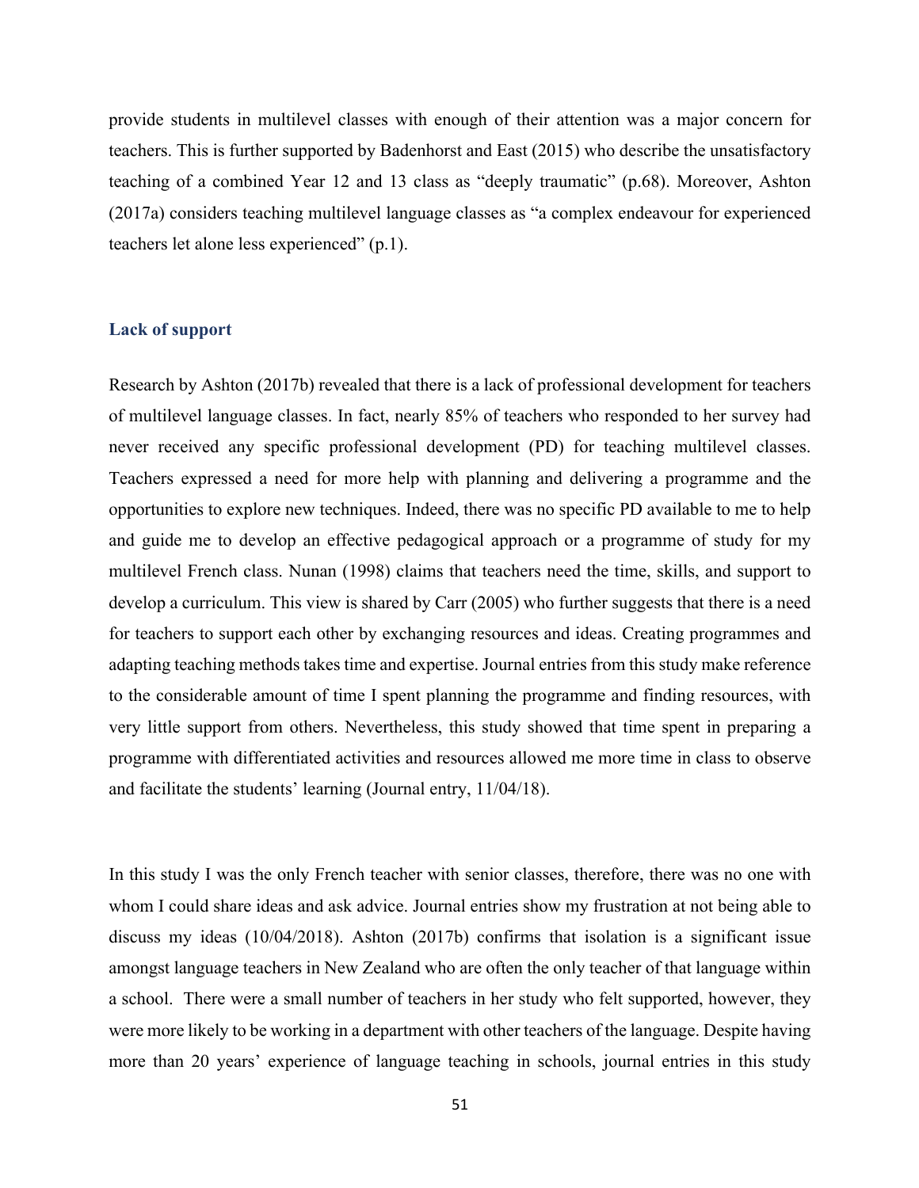provide students in multilevel classes with enough of their attention was a major concern for teachers. This is further supported by Badenhorst and East (2015) who describe the unsatisfactory teaching of a combined Year 12 and 13 class as "deeply traumatic" (p.68). Moreover, Ashton (2017a) considers teaching multilevel language classes as "a complex endeavour for experienced teachers let alone less experienced" (p.1).

### Lack of support

Research by Ashton (2017b) revealed that there is a lack of professional development for teachers of multilevel language classes. In fact, nearly 85% of teachers who responded to her survey had never received any specific professional development (PD) for teaching multilevel classes. Teachers expressed a need for more help with planning and delivering a programme and the opportunities to explore new techniques. Indeed, there was no specific PD available to me to help and guide me to develop an effective pedagogical approach or a programme of study for my multilevel French class. Nunan (1998) claims that teachers need the time, skills, and support to develop a curriculum. This view is shared by Carr (2005) who further suggests that there is a need for teachers to support each other by exchanging resources and ideas. Creating programmes and adapting teaching methods takes time and expertise. Journal entries from this study make reference to the considerable amount of time I spent planning the programme and finding resources, with very little support from others. Nevertheless, this study showed that time spent in preparing a programme with differentiated activities and resources allowed me more time in class to observe and facilitate the students' learning (Journal entry, 11/04/18).

In this study I was the only French teacher with senior classes, therefore, there was no one with whom I could share ideas and ask advice. Journal entries show my frustration at not being able to discuss my ideas (10/04/2018). Ashton (2017b) confirms that isolation is a significant issue amongst language teachers in New Zealand who are often the only teacher of that language within a school. There were a small number of teachers in her study who felt supported, however, they were more likely to be working in a department with other teachers of the language. Despite having more than 20 years' experience of language teaching in schools, journal entries in this study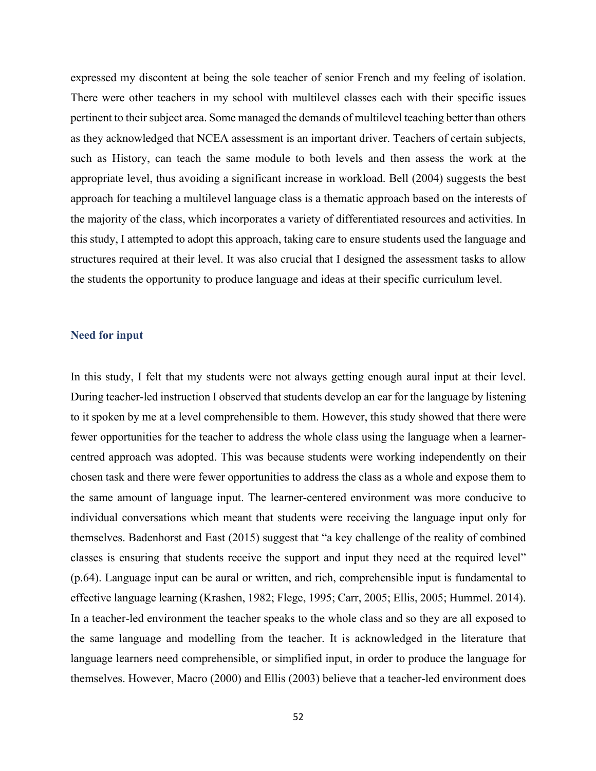expressed my discontent at being the sole teacher of senior French and my feeling of isolation. There were other teachers in my school with multilevel classes each with their specific issues pertinent to their subject area. Some managed the demands of multilevel teaching better than others as they acknowledged that NCEA assessment is an important driver. Teachers of certain subjects, such as History, can teach the same module to both levels and then assess the work at the appropriate level, thus avoiding a significant increase in workload. Bell (2004) suggests the best approach for teaching a multilevel language class is a thematic approach based on the interests of the majority of the class, which incorporates a variety of differentiated resources and activities. In this study, I attempted to adopt this approach, taking care to ensure students used the language and structures required at their level. It was also crucial that I designed the assessment tasks to allow the students the opportunity to produce language and ideas at their specific curriculum level.

### Need for input

In this study, I felt that my students were not always getting enough aural input at their level. During teacher-led instruction I observed that students develop an ear for the language by listening to it spoken by me at a level comprehensible to them. However, this study showed that there were fewer opportunities for the teacher to address the whole class using the language when a learner-centred approach was adopted. This was because students were working independently on their chosen task and there were fewer opportunities to address the class as a whole and expose them to the same amount of language input. The learner-centered environment was more conducive to individual conversations which meant that students were receiving the language input only for themselves. Badenhorst and East (2015) suggest that "a key challenge of the reality of combined classes is ensuring that students receive the support and input they need at the required level" (p.64). Language input can be aural or written, and rich, comprehensible input is fundamental to effective language learning (Krashen, 1982; Flege, 1995; Carr, 2005; Ellis, 2005; Hummel. 2014). In a teacher-led environment the teacher speaks to the whole class and so they are all exposed to the same language and modelling from the teacher. It is acknowledged in the literature that language learners need comprehensible, or simplified input, in order to produce the language for themselves. However, Macro (2000) and Ellis (2003) believe that a teacher-led environment does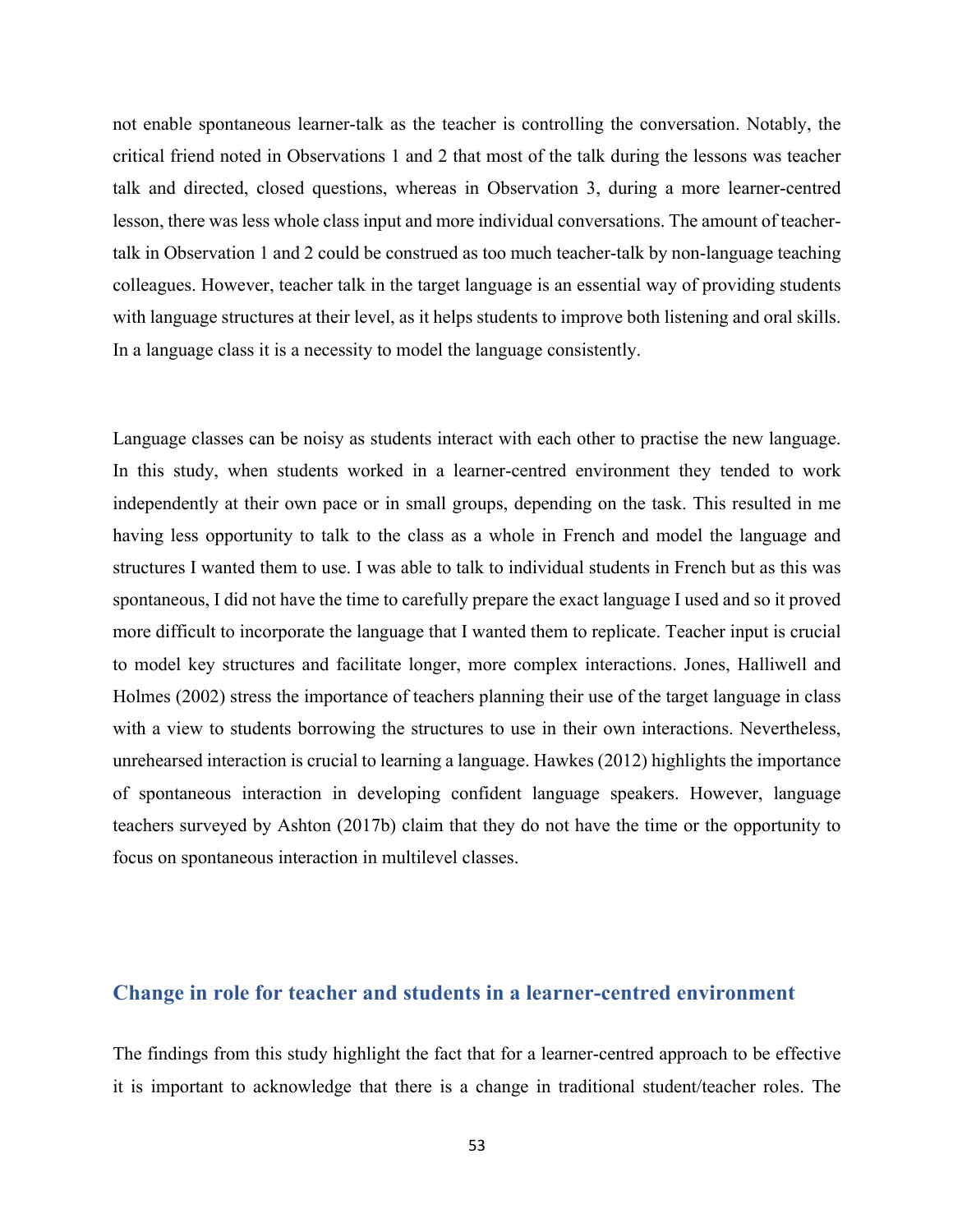not enable spontaneous learner-talk as the teacher is controlling the conversation. Notably, the critical friend noted in Observations 1 and 2 that most of the talk during the lessons was teacher talk and directed, closed questions, whereas in Observation 3, during a more learner-centred lesson, there was less whole class input and more individual conversations. The amount of teacher-talk in Observation 1 and 2 could be construed as too much teacher-talk by non-language teaching colleagues. However, teacher talk in the target language is an essential way of providing students with language structures at their level, as it helps students to improve both listening and oral skills. In a language class it is a necessity to model the language consistently.

Language classes can be noisy as students interact with each other to practise the new language. In this study, when students worked in a learner-centred environment they tended to work independently at their own pace or in small groups, depending on the task. This resulted in me having less opportunity to talk to the class as a whole in French and model the language and structures I wanted them to use. I was able to talk to individual students in French but as this was spontaneous, I did not have the time to carefully prepare the exact language I used and so it proved more difficult to incorporate the language that I wanted them to replicate. Teacher input is crucial to model key structures and facilitate longer, more complex interactions. Jones, Halliwell and Holmes (2002) stress the importance of teachers planning their use of the target language in class with a view to students borrowing the structures to use in their own interactions. Nevertheless, unrehearsed interaction is crucial to learning a language. Hawkes (2012) highlights the importance of spontaneous interaction in developing confident language speakers. However, language teachers surveyed by Ashton (2017b) claim that they do not have the time or the opportunity to focus on spontaneous interaction in multilevel classes.

## Change in role for teacher and students in a learner-centred environment

The findings from this study highlight the fact that for a learner-centred approach to be effective it is important to acknowledge that there is a change in traditional student/teacher roles. The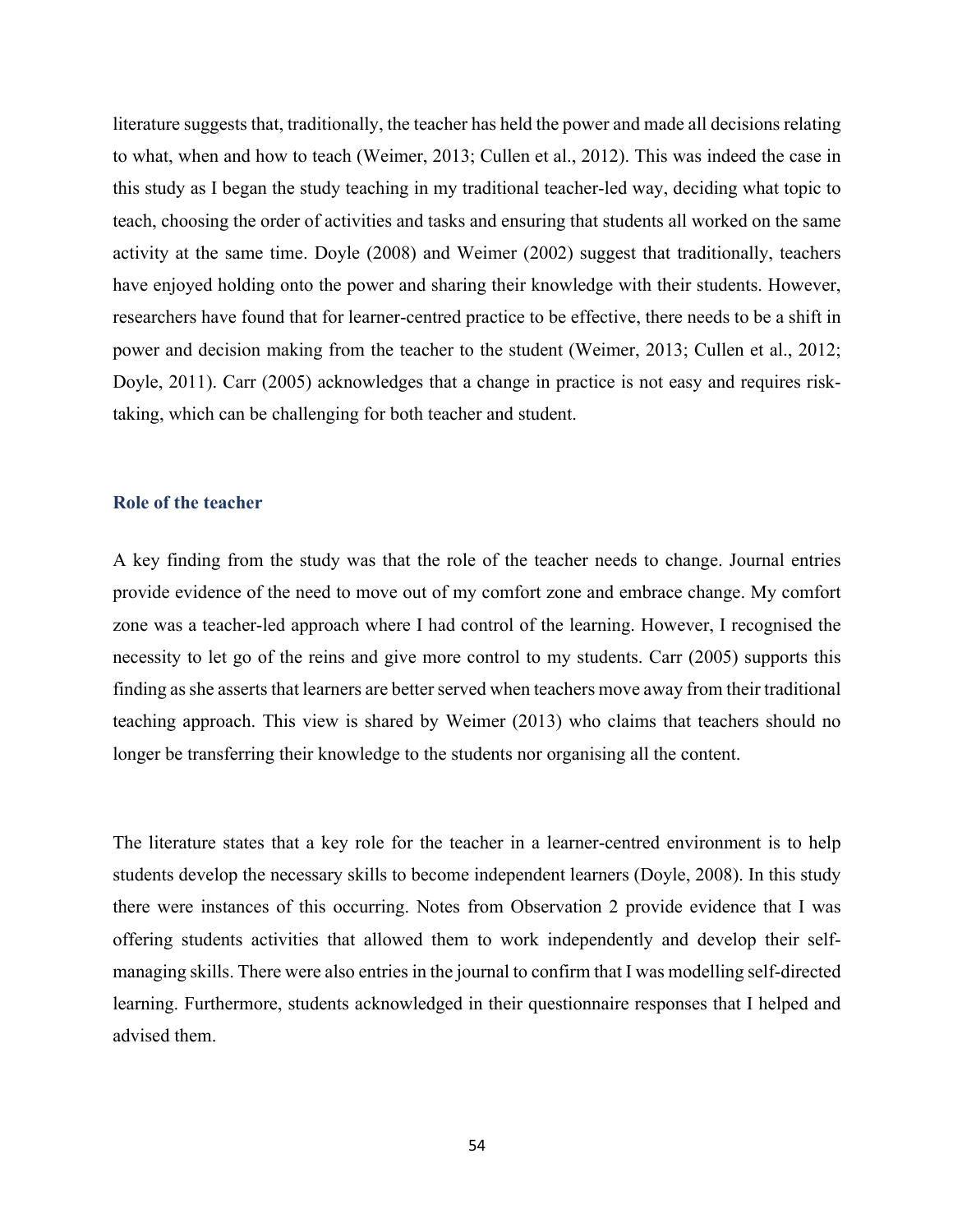literature suggests that, traditionally, the teacher has held the power and made all decisions relating to what, when and how to teach (Weimer, 2013; Cullen et al., 2012). This was indeed the case in this study as I began the study teaching in my traditional teacher-led way, deciding what topic to teach, choosing the order of activities and tasks and ensuring that students all worked on the same activity at the same time. Doyle (2008) and Weimer (2002) suggest that traditionally, teachers have enjoyed holding onto the power and sharing their knowledge with their students. However, researchers have found that for learner-centred practice to be effective, there needs to be a shift in power and decision making from the teacher to the student (Weimer, 2013; Cullen et al., 2012; Doyle, 2011). Carr (2005) acknowledges that a change in practice is not easy and requires risk-taking, which can be challenging for both teacher and student.

### Role of the teacher

A key finding from the study was that the role of the teacher needs to change. Journal entries provide evidence of the need to move out of my comfort zone and embrace change. My comfort zone was a teacher-led approach where I had control of the learning. However, I recognised the necessity to let go of the reins and give more control to my students. Carr (2005) supports this finding as she asserts that learners are better served when teachers move away from their traditional teaching approach. This view is shared by Weimer (2013) who claims that teachers should no longer be transferring their knowledge to the students nor organising all the content.

The literature states that a key role for the teacher in a learner-centred environment is to help students develop the necessary skills to become independent learners (Doyle, 2008). In this study there were instances of this occurring. Notes from Observation 2 provide evidence that I was offering students activities that allowed them to work independently and develop their self-managing skills. There were also entries in the journal to confirm that I was modelling self-directed learning. Furthermore, students acknowledged in their questionnaire responses that I helped and advised them.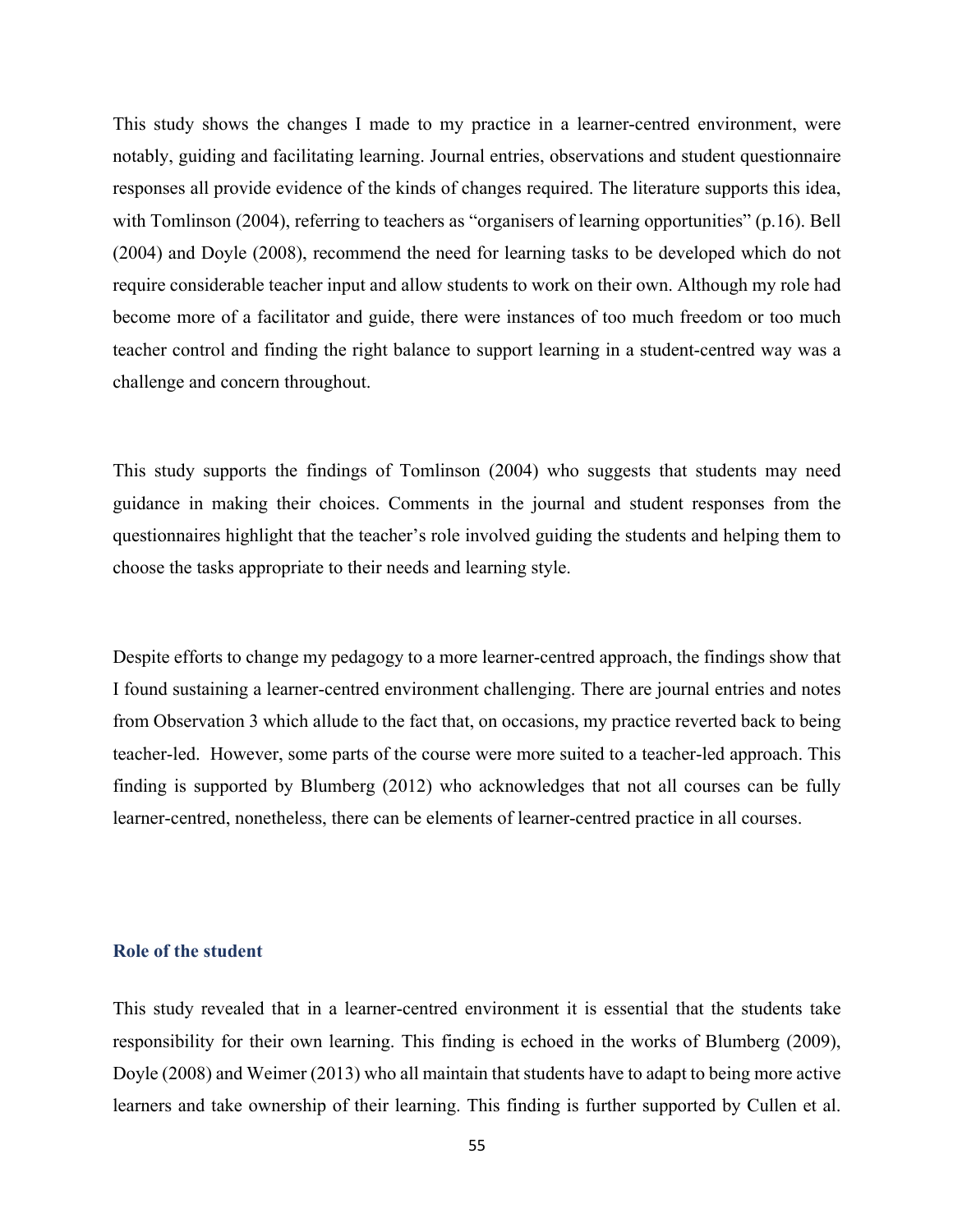This study shows the changes I made to my practice in a learner-centred environment, were notably, guiding and facilitating learning. Journal entries, observations and student questionnaire responses all provide evidence of the kinds of changes required. The literature supports this idea, with Tomlinson (2004), referring to teachers as "organisers of learning opportunities" (p.16). Bell (2004) and Doyle (2008), recommend the need for learning tasks to be developed which do not require considerable teacher input and allow students to work on their own. Although my role had become more of a facilitator and guide, there were instances of too much freedom or too much teacher control and finding the right balance to support learning in a student-centred way was a challenge and concern throughout.

This study supports the findings of Tomlinson (2004) who suggests that students may need guidance in making their choices. Comments in the journal and student responses from the questionnaires highlight that the teacher's role involved guiding the students and helping them to choose the tasks appropriate to their needs and learning style.

Despite efforts to change my pedagogy to a more learner-centred approach, the findings show that I found sustaining a learner-centred environment challenging. There are journal entries and notes from Observation 3 which allude to the fact that, on occasions, my practice reverted back to being teacher-led. However, some parts of the course were more suited to a teacher-led approach. This finding is supported by Blumberg (2012) who acknowledges that not all courses can be fully learner-centred, nonetheless, there can be elements of learner-centred practice in all courses.

### Role of the student

This study revealed that in a learner-centred environment it is essential that the students take responsibility for their own learning. This finding is echoed in the works of Blumberg (2009), Doyle (2008) and Weimer (2013) who all maintain that students have to adapt to being more active learners and take ownership of their learning. This finding is further supported by Cullen et al.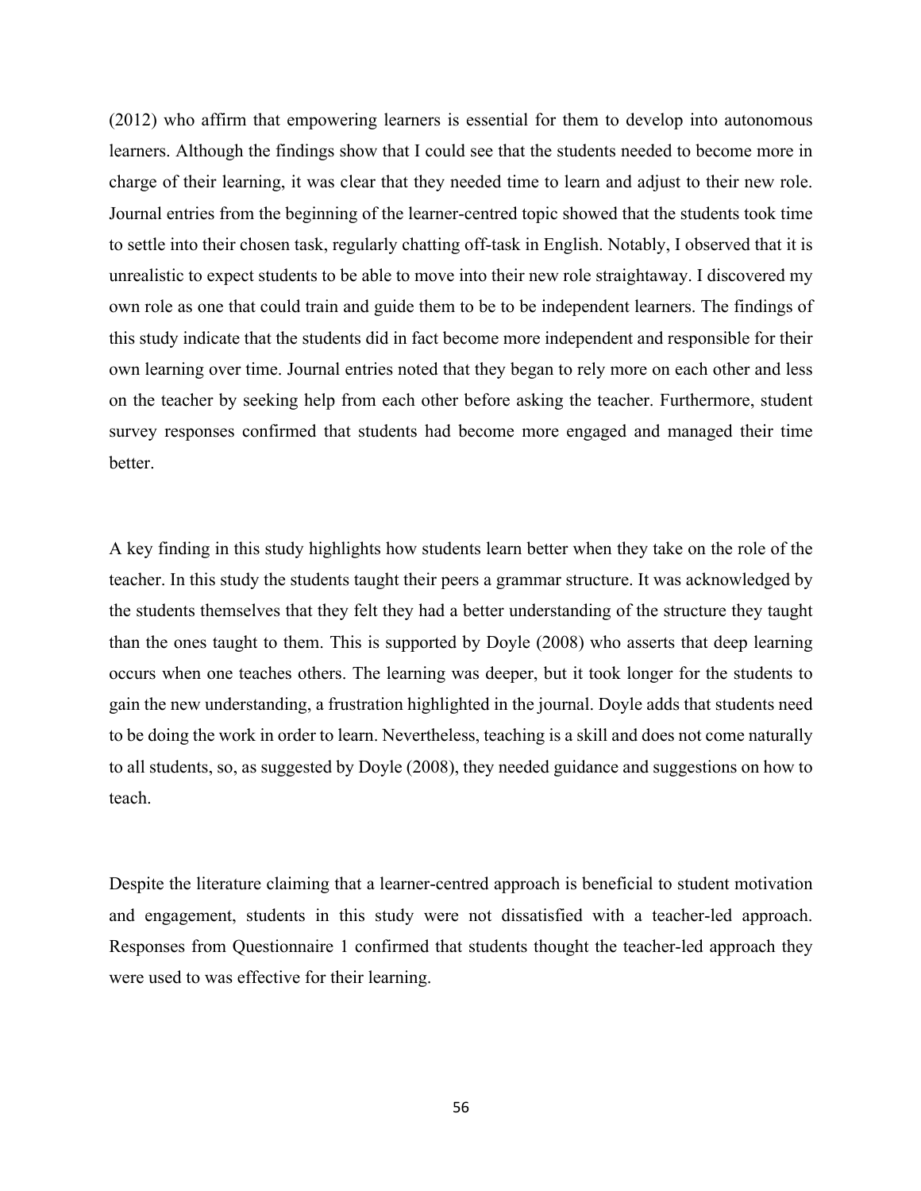(2012) who affirm that empowering learners is essential for them to develop into autonomous learners. Although the findings show that I could see that the students needed to become more in charge of their learning, it was clear that they needed time to learn and adjust to their new role. Journal entries from the beginning of the learner-centred topic showed that the students took time to settle into their chosen task, regularly chatting off-task in English. Notably, I observed that it is unrealistic to expect students to be able to move into their new role straightaway. I discovered my own role as one that could train and guide them to be to be independent learners. The findings of this study indicate that the students did in fact become more independent and responsible for their own learning over time. Journal entries noted that they began to rely more on each other and less on the teacher by seeking help from each other before asking the teacher. Furthermore, student survey responses confirmed that students had become more engaged and managed their time better.

A key finding in this study highlights how students learn better when they take on the role of the teacher. In this study the students taught their peers a grammar structure. It was acknowledged by the students themselves that they felt they had a better understanding of the structure they taught than the ones taught to them. This is supported by Doyle (2008) who asserts that deep learning occurs when one teaches others. The learning was deeper, but it took longer for the students to gain the new understanding, a frustration highlighted in the journal. Doyle adds that students need to be doing the work in order to learn. Nevertheless, teaching is a skill and does not come naturally to all students, so, as suggested by Doyle (2008), they needed guidance and suggestions on how to teach.

Despite the literature claiming that a learner-centred approach is beneficial to student motivation and engagement, students in this study were not dissatisfied with a teacher-led approach. Responses from Questionnaire 1 confirmed that students thought the teacher-led approach they were used to was effective for their learning.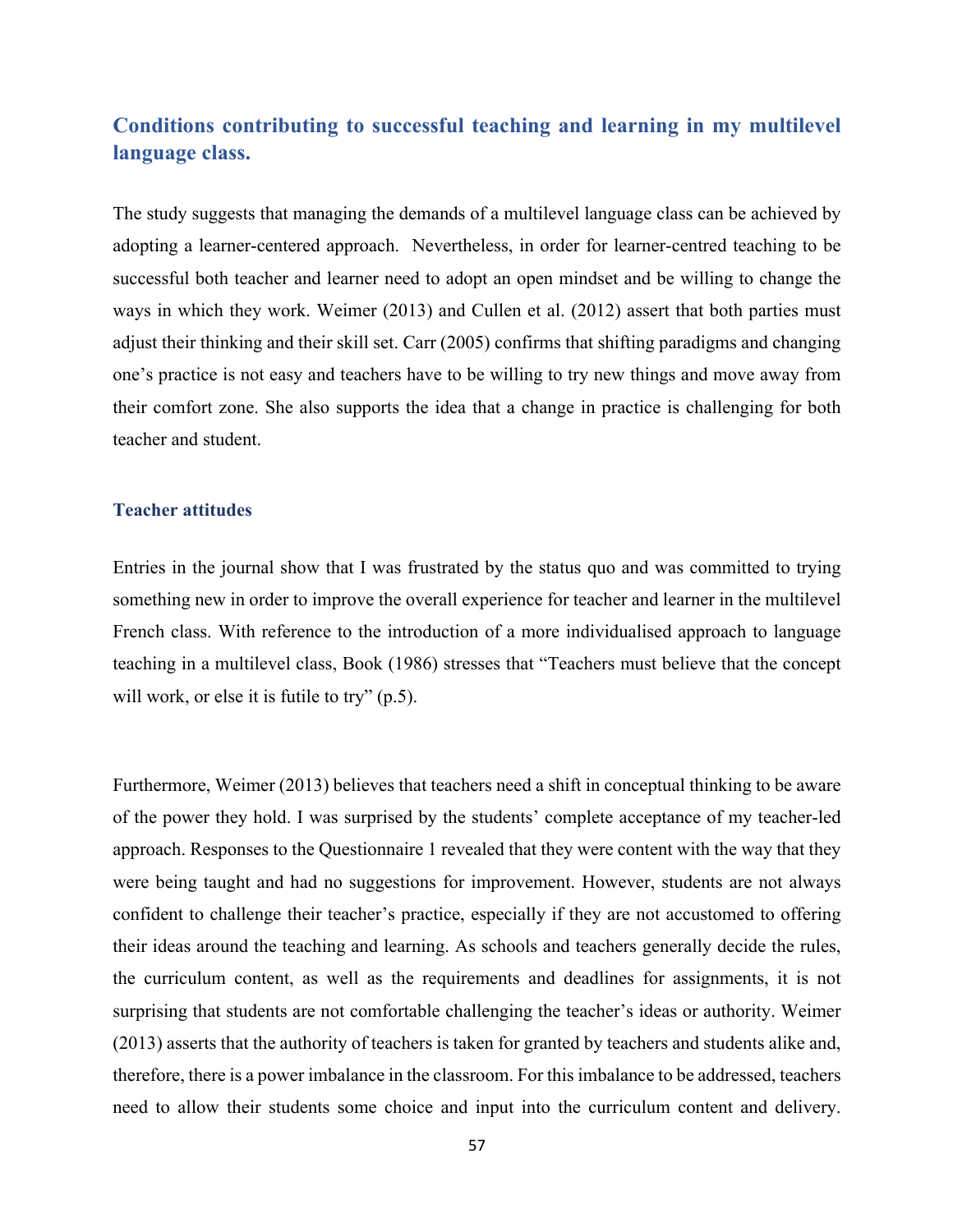## Conditions contributing to successful teaching and learning in my multilevel language class.

The study suggests that managing the demands of a multilevel language class can be achieved by adopting a learner-centered approach. Nevertheless, in order for learner-centred teaching to be successful both teacher and learner need to adopt an open mindset and be willing to change the ways in which they work. Weimer (2013) and Cullen et al. (2012) assert that both parties must adjust their thinking and their skill set. Carr (2005) confirms that shifting paradigms and changing one's practice is not easy and teachers have to be willing to try new things and move away from their comfort zone. She also supports the idea that a change in practice is challenging for both teacher and student.

### Teacher attitudes

Entries in the journal show that I was frustrated by the status quo and was committed to trying something new in order to improve the overall experience for teacher and learner in the multilevel French class. With reference to the introduction of a more individualised approach to language teaching in a multilevel class, Book (1986) stresses that "Teachers must believe that the concept will work, or else it is futile to try" (p.5).

Furthermore, Weimer (2013) believes that teachers need a shift in conceptual thinking to be aware of the power they hold. I was surprised by the students' complete acceptance of my teacher-led approach. Responses to the Questionnaire 1 revealed that they were content with the way that they were being taught and had no suggestions for improvement. However, students are not always confident to challenge their teacher's practice, especially if they are not accustomed to offering their ideas around the teaching and learning. As schools and teachers generally decide the rules, the curriculum content, as well as the requirements and deadlines for assignments, it is not surprising that students are not comfortable challenging the teacher's ideas or authority. Weimer (2013) asserts that the authority of teachers is taken for granted by teachers and students alike and, therefore, there is a power imbalance in the classroom. For this imbalance to be addressed, teachers need to allow their students some choice and input into the curriculum content and delivery.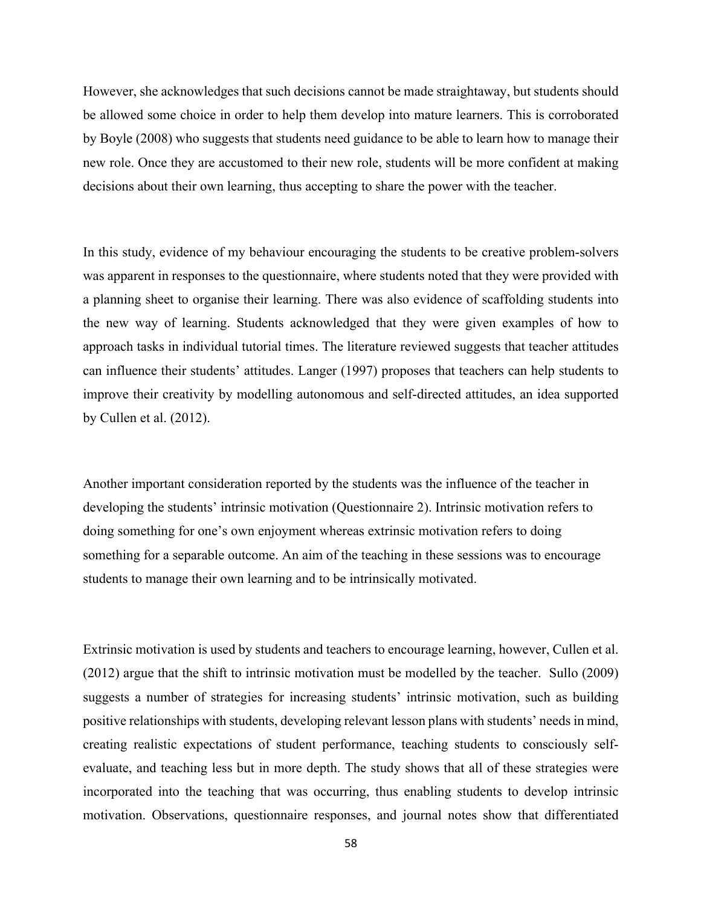However, she acknowledges that such decisions cannot be made straightaway, but students should be allowed some choice in order to help them develop into mature learners. This is corroborated by Boyle (2008) who suggests that students need guidance to be able to learn how to manage their new role. Once they are accustomed to their new role, students will be more confident at making decisions about their own learning, thus accepting to share the power with the teacher.

In this study, evidence of my behaviour encouraging the students to be creative problem-solvers was apparent in responses to the questionnaire, where students noted that they were provided with a planning sheet to organise their learning. There was also evidence of scaffolding students into the new way of learning. Students acknowledged that they were given examples of how to approach tasks in individual tutorial times. The literature reviewed suggests that teacher attitudes can influence their students' attitudes. Langer (1997) proposes that teachers can help students to improve their creativity by modelling autonomous and self-directed attitudes, an idea supported by Cullen et al. (2012).

Another important consideration reported by the students was the influence of the teacher in developing the students' intrinsic motivation (Questionnaire 2). Intrinsic motivation refers to doing something for one's own enjoyment whereas extrinsic motivation refers to doing something for a separable outcome. An aim of the teaching in these sessions was to encourage students to manage their own learning and to be intrinsically motivated.

Extrinsic motivation is used by students and teachers to encourage learning, however, Cullen et al. (2012) argue that the shift to intrinsic motivation must be modelled by the teacher. Sullo (2009) suggests a number of strategies for increasing students' intrinsic motivation, such as building positive relationships with students, developing relevant lesson plans with students' needs in mind, creating realistic expectations of student performance, teaching students to consciously self-evaluate, and teaching less but in more depth. The study shows that all of these strategies were incorporated into the teaching that was occurring, thus enabling students to develop intrinsic motivation. Observations, questionnaire responses, and journal notes show that differentiated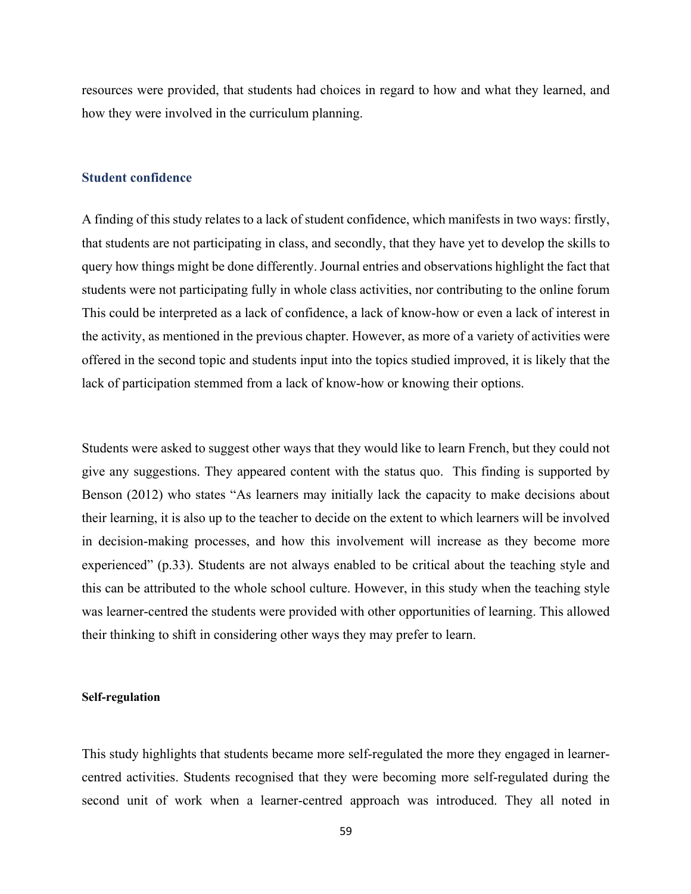resources were provided, that students had choices in regard to how and what they learned, and how they were involved in the curriculum planning.

### Student confidence

A finding of this study relates to a lack of student confidence, which manifests in two ways: firstly, that students are not participating in class, and secondly, that they have yet to develop the skills to query how things might be done differently. Journal entries and observations highlight the fact that students were not participating fully in whole class activities, nor contributing to the online forum This could be interpreted as a lack of confidence, a lack of know-how or even a lack of interest in the activity, as mentioned in the previous chapter. However, as more of a variety of activities were offered in the second topic and students input into the topics studied improved, it is likely that the lack of participation stemmed from a lack of know-how or knowing their options.

Students were asked to suggest other ways that they would like to learn French, but they could not give any suggestions. They appeared content with the status quo. This finding is supported by Benson (2012) who states "As learners may initially lack the capacity to make decisions about their learning, it is also up to the teacher to decide on the extent to which learners will be involved in decision-making processes, and how this involvement will increase as they become more experienced" (p.33). Students are not always enabled to be critical about the teaching style and this can be attributed to the whole school culture. However, in this study when the teaching style was learner-centred the students were provided with other opportunities of learning. This allowed their thinking to shift in considering other ways they may prefer to learn.

#### Self-regulation

This study highlights that students became more self-regulated the more they engaged in learner-centred activities. Students recognised that they were becoming more self-regulated during the second unit of work when a learner-centred approach was introduced. They all noted in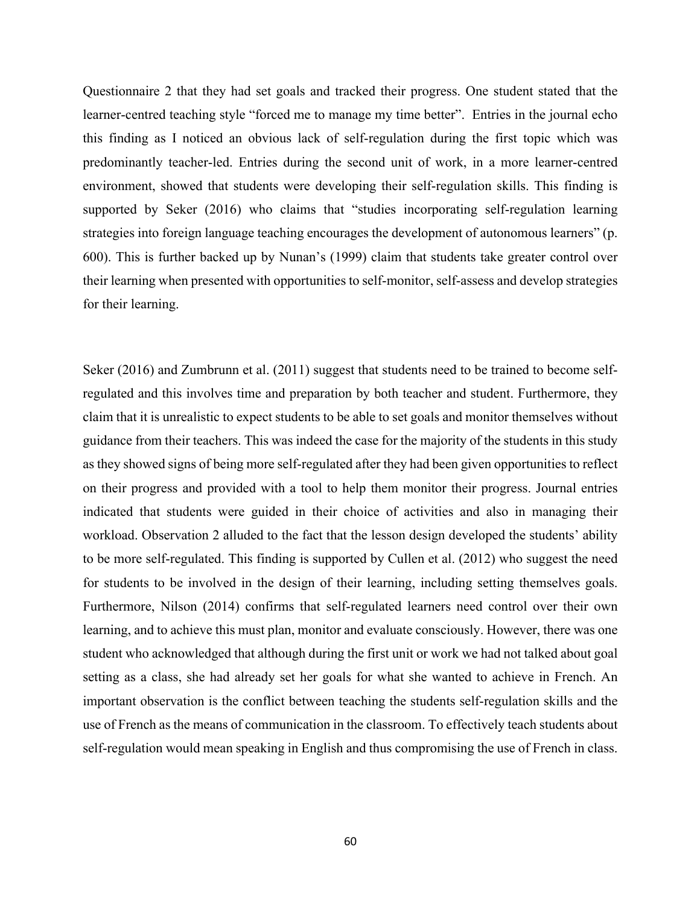Questionnaire 2 that they had set goals and tracked their progress. One student stated that the learner-centred teaching style "forced me to manage my time better". Entries in the journal echo this finding as I noticed an obvious lack of self-regulation during the first topic which was predominantly teacher-led. Entries during the second unit of work, in a more learner-centred environment, showed that students were developing their self-regulation skills. This finding is supported by Seker (2016) who claims that "studies incorporating self-regulation learning strategies into foreign language teaching encourages the development of autonomous learners" (p. 600). This is further backed up by Nunan's (1999) claim that students take greater control over their learning when presented with opportunities to self-monitor, self-assess and develop strategies for their learning.

Seker (2016) and Zumbrunn et al. (2011) suggest that students need to be trained to become self-regulated and this involves time and preparation by both teacher and student. Furthermore, they claim that it is unrealistic to expect students to be able to set goals and monitor themselves without guidance from their teachers. This was indeed the case for the majority of the students in this study as they showed signs of being more self-regulated after they had been given opportunities to reflect on their progress and provided with a tool to help them monitor their progress. Journal entries indicated that students were guided in their choice of activities and also in managing their workload. Observation 2 alluded to the fact that the lesson design developed the students' ability to be more self-regulated. This finding is supported by Cullen et al. (2012) who suggest the need for students to be involved in the design of their learning, including setting themselves goals. Furthermore, Nilson (2014) confirms that self-regulated learners need control over their own learning, and to achieve this must plan, monitor and evaluate consciously. However, there was one student who acknowledged that although during the first unit or work we had not talked about goal setting as a class, she had already set her goals for what she wanted to achieve in French. An important observation is the conflict between teaching the students self-regulation skills and the use of French as the means of communication in the classroom. To effectively teach students about self-regulation would mean speaking in English and thus compromising the use of French in class.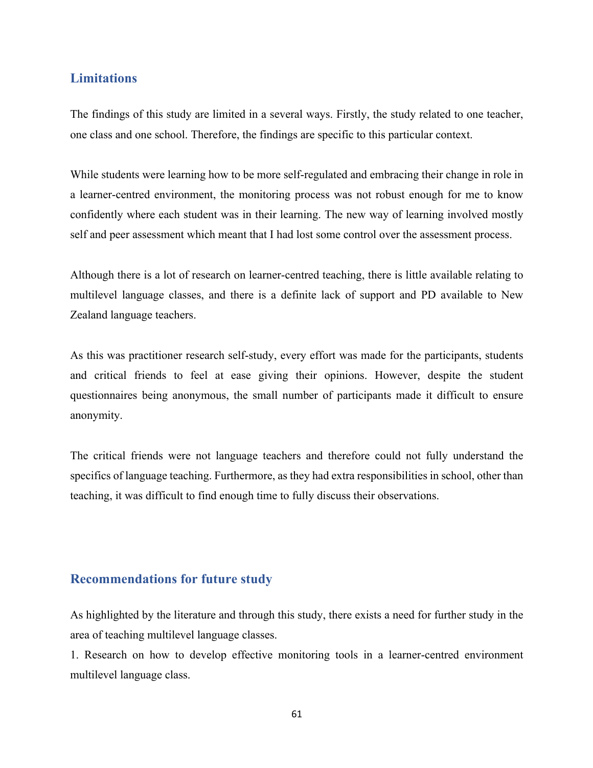## Limitations

The findings of this study are limited in a several ways. Firstly, the study related to one teacher, one class and one school. Therefore, the findings are specific to this particular context.

While students were learning how to be more self-regulated and embracing their change in role in a learner-centred environment, the monitoring process was not robust enough for me to know confidently where each student was in their learning. The new way of learning involved mostly self and peer assessment which meant that I had lost some control over the assessment process.

Although there is a lot of research on learner-centred teaching, there is little available relating to multilevel language classes, and there is a definite lack of support and PD available to New Zealand language teachers.

As this was practitioner research self-study, every effort was made for the participants, students and critical friends to feel at ease giving their opinions. However, despite the student questionnaires being anonymous, the small number of participants made it difficult to ensure anonymity.

The critical friends were not language teachers and therefore could not fully understand the specifics of language teaching. Furthermore, as they had extra responsibilities in school, other than teaching, it was difficult to find enough time to fully discuss their observations.

## Recommendations for future study

As highlighted by the literature and through this study, there exists a need for further study in the area of teaching multilevel language classes.

1. Research on how to develop effective monitoring tools in a learner-centred environment multilevel language class.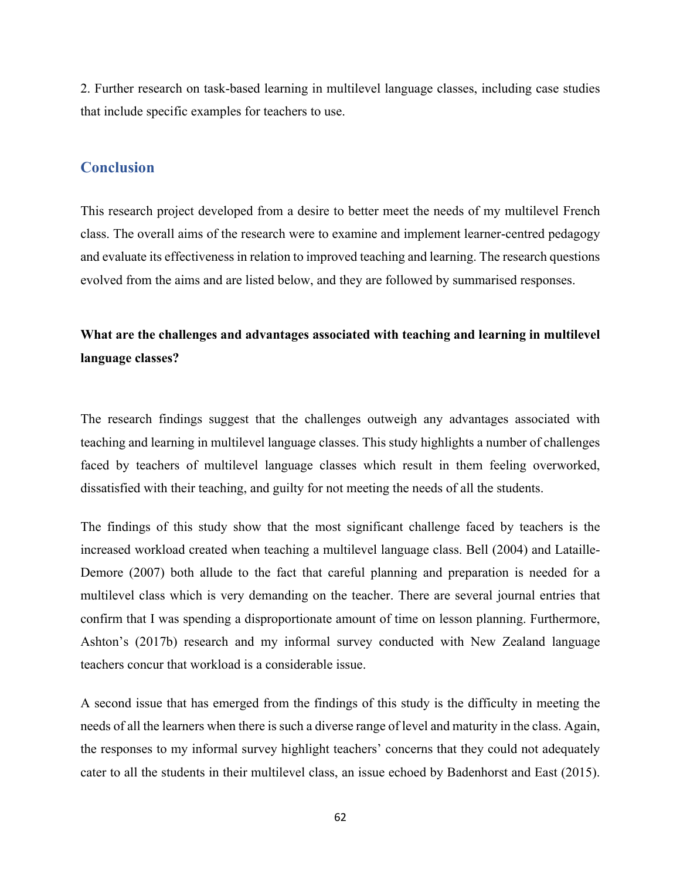2. Further research on task-based learning in multilevel language classes, including case studies that include specific examples for teachers to use.

## Conclusion

This research project developed from a desire to better meet the needs of my multilevel French class. The overall aims of the research were to examine and implement learner-centred pedagogy and evaluate its effectiveness in relation to improved teaching and learning. The research questions evolved from the aims and are listed below, and they are followed by summarised responses.

**What are the challenges and advantages associated with teaching and learning in multilevel language classes?**

The research findings suggest that the challenges outweigh any advantages associated with teaching and learning in multilevel language classes. This study highlights a number of challenges faced by teachers of multilevel language classes which result in them feeling overworked, dissatisfied with their teaching, and guilty for not meeting the needs of all the students.

The findings of this study show that the most significant challenge faced by teachers is the increased workload created when teaching a multilevel language class. Bell (2004) and Lataille-Demore (2007) both allude to the fact that careful planning and preparation is needed for a multilevel class which is very demanding on the teacher. There are several journal entries that confirm that I was spending a disproportionate amount of time on lesson planning. Furthermore, Ashton's (2017b) research and my informal survey conducted with New Zealand language teachers concur that workload is a considerable issue.

A second issue that has emerged from the findings of this study is the difficulty in meeting the needs of all the learners when there is such a diverse range of level and maturity in the class. Again, the responses to my informal survey highlight teachers' concerns that they could not adequately cater to all the students in their multilevel class, an issue echoed by Badenhorst and East (2015).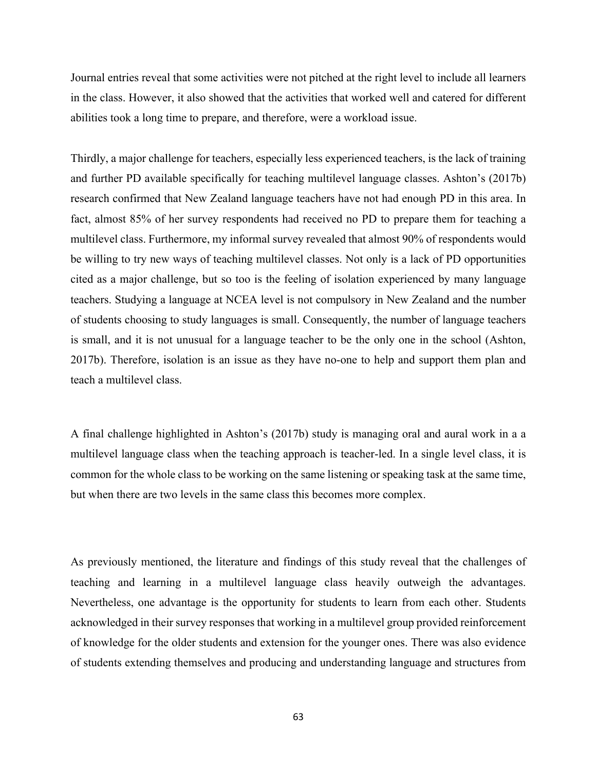Journal entries reveal that some activities were not pitched at the right level to include all learners in the class. However, it also showed that the activities that worked well and catered for different abilities took a long time to prepare, and therefore, were a workload issue.

Thirdly, a major challenge for teachers, especially less experienced teachers, is the lack of training and further PD available specifically for teaching multilevel language classes. Ashton's (2017b) research confirmed that New Zealand language teachers have not had enough PD in this area. In fact, almost 85% of her survey respondents had received no PD to prepare them for teaching a multilevel class. Furthermore, my informal survey revealed that almost 90% of respondents would be willing to try new ways of teaching multilevel classes. Not only is a lack of PD opportunities cited as a major challenge, but so too is the feeling of isolation experienced by many language teachers. Studying a language at NCEA level is not compulsory in New Zealand and the number of students choosing to study languages is small. Consequently, the number of language teachers is small, and it is not unusual for a language teacher to be the only one in the school (Ashton, 2017b). Therefore, isolation is an issue as they have no-one to help and support them plan and teach a multilevel class.

A final challenge highlighted in Ashton's (2017b) study is managing oral and aural work in a a multilevel language class when the teaching approach is teacher-led. In a single level class, it is common for the whole class to be working on the same listening or speaking task at the same time, but when there are two levels in the same class this becomes more complex.

As previously mentioned, the literature and findings of this study reveal that the challenges of teaching and learning in a multilevel language class heavily outweigh the advantages. Nevertheless, one advantage is the opportunity for students to learn from each other. Students acknowledged in their survey responses that working in a multilevel group provided reinforcement of knowledge for the older students and extension for the younger ones. There was also evidence of students extending themselves and producing and understanding language and structures from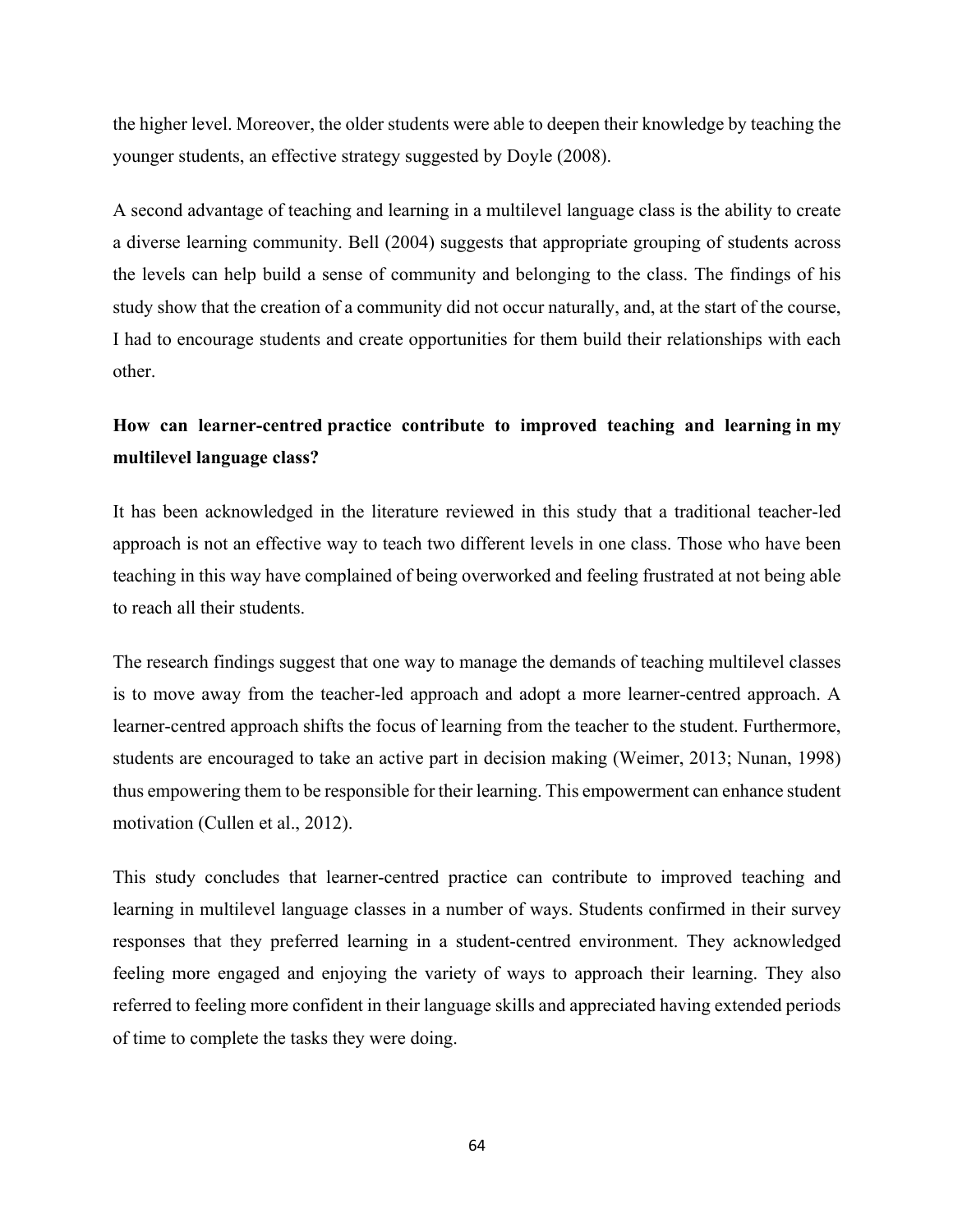the higher level. Moreover, the older students were able to deepen their knowledge by teaching the younger students, an effective strategy suggested by Doyle (2008).

A second advantage of teaching and learning in a multilevel language class is the ability to create a diverse learning community. Bell (2004) suggests that appropriate grouping of students across the levels can help build a sense of community and belonging to the class. The findings of his study show that the creation of a community did not occur naturally, and, at the start of the course, I had to encourage students and create opportunities for them build their relationships with each other.

**How can learner-centred practice contribute to improved teaching and learning in my multilevel language class?**

It has been acknowledged in the literature reviewed in this study that a traditional teacher-led approach is not an effective way to teach two different levels in one class. Those who have been teaching in this way have complained of being overworked and feeling frustrated at not being able to reach all their students.

The research findings suggest that one way to manage the demands of teaching multilevel classes is to move away from the teacher-led approach and adopt a more learner-centred approach. A learner-centred approach shifts the focus of learning from the teacher to the student. Furthermore, students are encouraged to take an active part in decision making (Weimer, 2013; Nunan, 1998) thus empowering them to be responsible for their learning. This empowerment can enhance student motivation (Cullen et al., 2012).

This study concludes that learner-centred practice can contribute to improved teaching and learning in multilevel language classes in a number of ways. Students confirmed in their survey responses that they preferred learning in a student-centred environment. They acknowledged feeling more engaged and enjoying the variety of ways to approach their learning. They also referred to feeling more confident in their language skills and appreciated having extended periods of time to complete the tasks they were doing.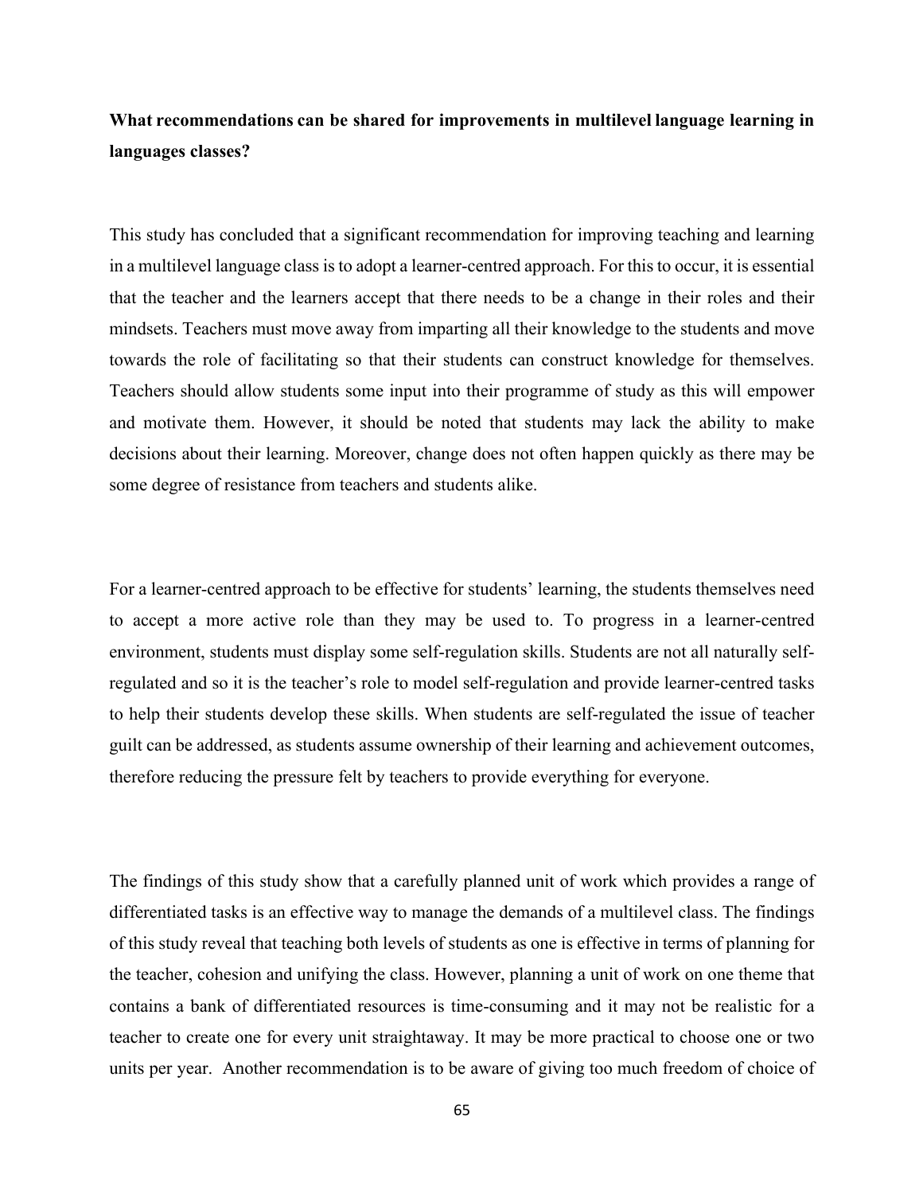**What recommendations can be shared for improvements in multilevel language learning in languages classes?**

This study has concluded that a significant recommendation for improving teaching and learning in a multilevel language class is to adopt a learner-centred approach. For this to occur, it is essential that the teacher and the learners accept that there needs to be a change in their roles and their mindsets. Teachers must move away from imparting all their knowledge to the students and move towards the role of facilitating so that their students can construct knowledge for themselves. Teachers should allow students some input into their programme of study as this will empower and motivate them. However, it should be noted that students may lack the ability to make decisions about their learning. Moreover, change does not often happen quickly as there may be some degree of resistance from teachers and students alike.

For a learner-centred approach to be effective for students' learning, the students themselves need to accept a more active role than they may be used to. To progress in a learner-centred environment, students must display some self-regulation skills. Students are not all naturally self-regulated and so it is the teacher's role to model self-regulation and provide learner-centred tasks to help their students develop these skills. When students are self-regulated the issue of teacher guilt can be addressed, as students assume ownership of their learning and achievement outcomes, therefore reducing the pressure felt by teachers to provide everything for everyone.

The findings of this study show that a carefully planned unit of work which provides a range of differentiated tasks is an effective way to manage the demands of a multilevel class. The findings of this study reveal that teaching both levels of students as one is effective in terms of planning for the teacher, cohesion and unifying the class. However, planning a unit of work on one theme that contains a bank of differentiated resources is time-consuming and it may not be realistic for a teacher to create one for every unit straightaway. It may be more practical to choose one or two units per year. Another recommendation is to be aware of giving too much freedom of choice of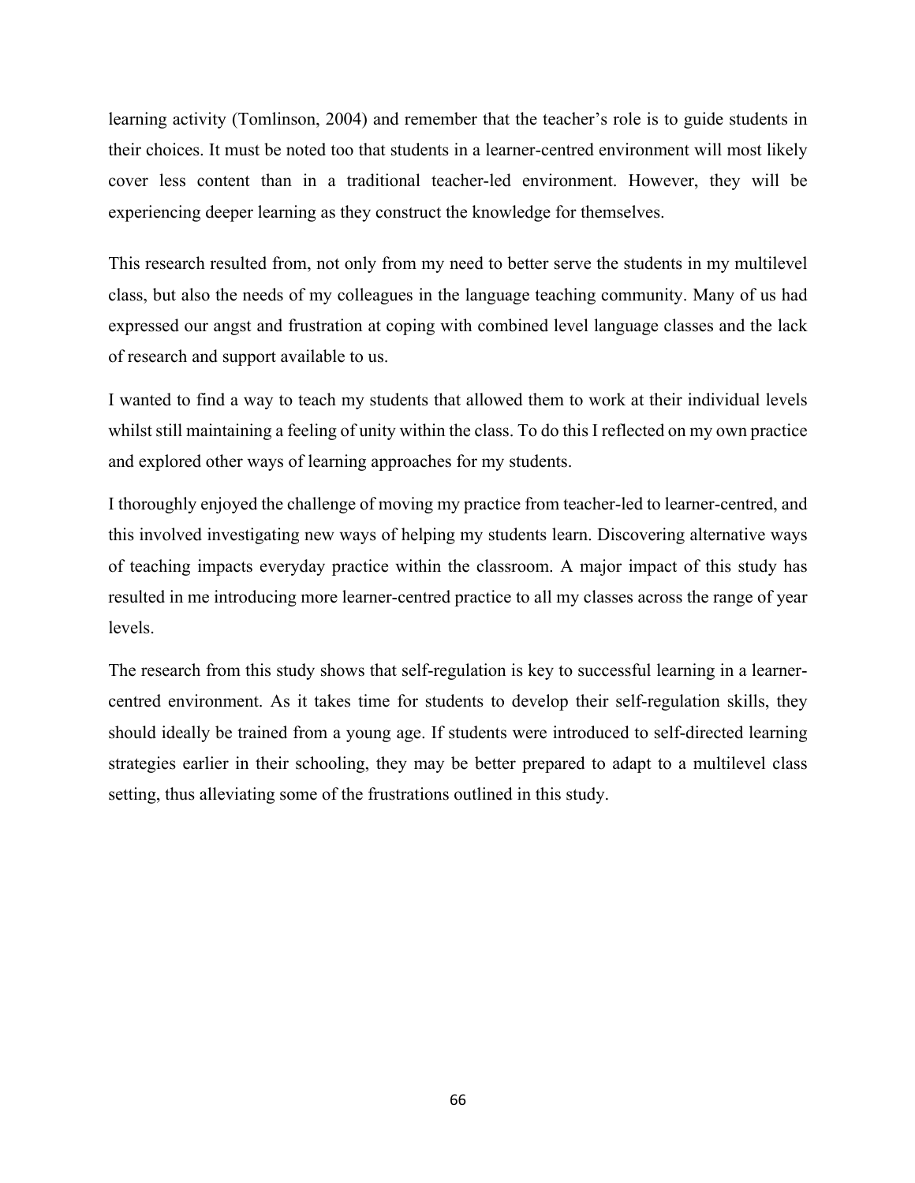learning activity (Tomlinson, 2004) and remember that the teacher's role is to guide students in their choices. It must be noted too that students in a learner-centred environment will most likely cover less content than in a traditional teacher-led environment. However, they will be experiencing deeper learning as they construct the knowledge for themselves.

This research resulted from, not only from my need to better serve the students in my multilevel class, but also the needs of my colleagues in the language teaching community. Many of us had expressed our angst and frustration at coping with combined level language classes and the lack of research and support available to us.

I wanted to find a way to teach my students that allowed them to work at their individual levels whilst still maintaining a feeling of unity within the class. To do this I reflected on my own practice and explored other ways of learning approaches for my students.

I thoroughly enjoyed the challenge of moving my practice from teacher-led to learner-centred, and this involved investigating new ways of helping my students learn. Discovering alternative ways of teaching impacts everyday practice within the classroom. A major impact of this study has resulted in me introducing more learner-centred practice to all my classes across the range of year levels.

The research from this study shows that self-regulation is key to successful learning in a learner-centred environment. As it takes time for students to develop their self-regulation skills, they should ideally be trained from a young age. If students were introduced to self-directed learning strategies earlier in their schooling, they may be better prepared to adapt to a multilevel class setting, thus alleviating some of the frustrations outlined in this study.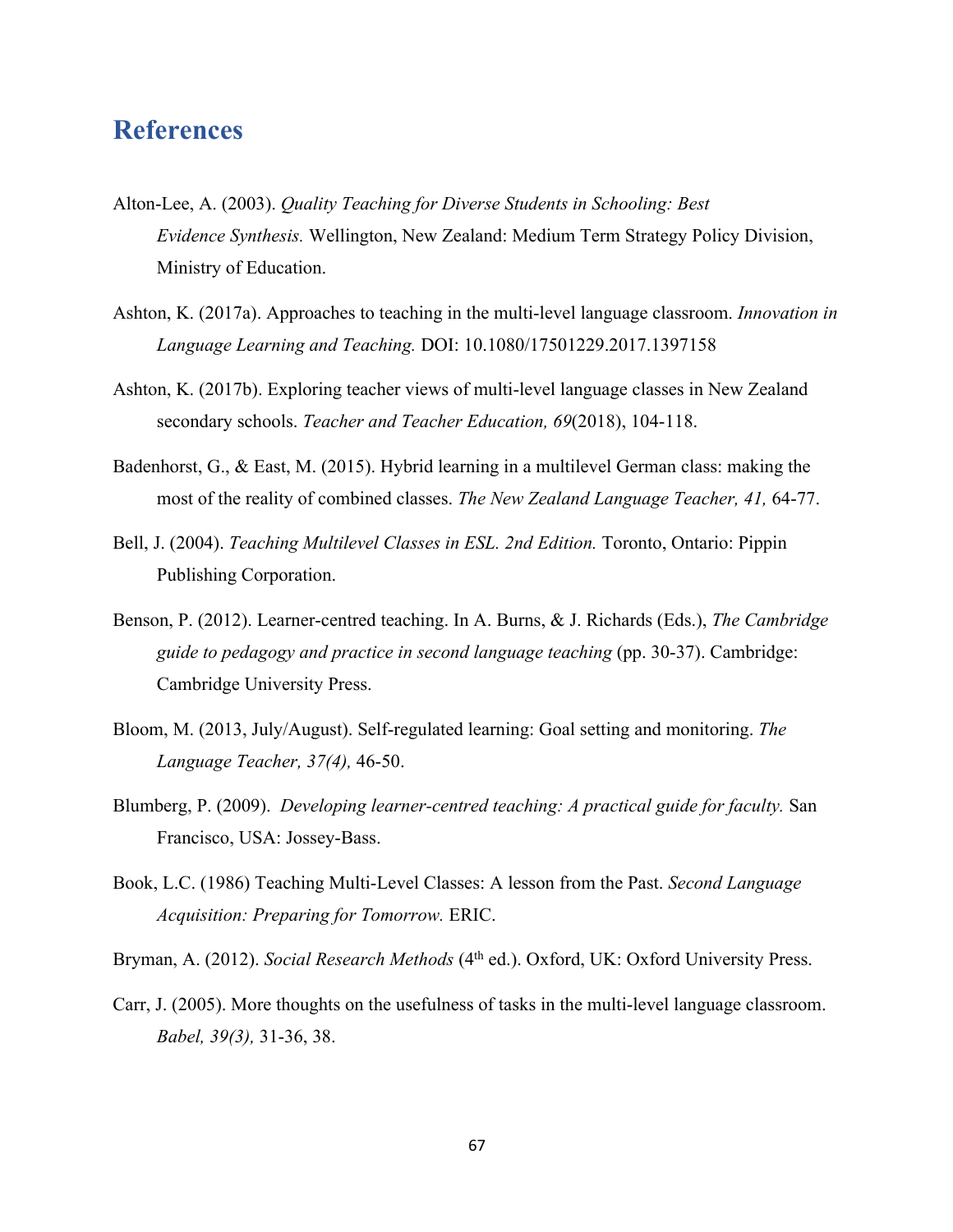# References

Alton-Lee, A. (2003). *Quality Teaching for Diverse Students in Schooling: Best Evidence Synthesis.* Wellington, New Zealand: Medium Term Strategy Policy Division, Ministry of Education.

Ashton, K. (2017a). Approaches to teaching in the multi-level language classroom. *Innovation in Language Learning and Teaching.* DOI: 10.1080/17501229.2017.1397158

Ashton, K. (2017b). Exploring teacher views of multi-level language classes in New Zealand secondary schools. *Teacher and Teacher Education, 69*(2018), 104-118.

Badenhorst, G., & East, M. (2015). Hybrid learning in a multilevel German class: making the most of the reality of combined classes. *The New Zealand Language Teacher, 41,* 64-77.

Bell, J. (2004). *Teaching Multilevel Classes in ESL. 2nd Edition.* Toronto, Ontario: Pippin Publishing Corporation.

Benson, P. (2012). Learner-centred teaching. In A. Burns, & J. Richards (Eds.), *The Cambridge guide to pedagogy and practice in second language teaching* (pp. 30-37). Cambridge: Cambridge University Press.

Bloom, M. (2013, July/August). Self-regulated learning: Goal setting and monitoring. *The Language Teacher, 37(4),* 46-50.

Blumberg, P. (2009). *Developing learner-centred teaching: A practical guide for faculty.* San Francisco, USA: Jossey-Bass.

Book, L.C. (1986) Teaching Multi-Level Classes: A lesson from the Past. *Second Language Acquisition: Preparing for Tomorrow.* ERIC.

Bryman, A. (2012). *Social Research Methods* (4th ed.). Oxford, UK: Oxford University Press.

Carr, J. (2005). More thoughts on the usefulness of tasks in the multi-level language classroom. *Babel, 39(3),* 31-36, 38.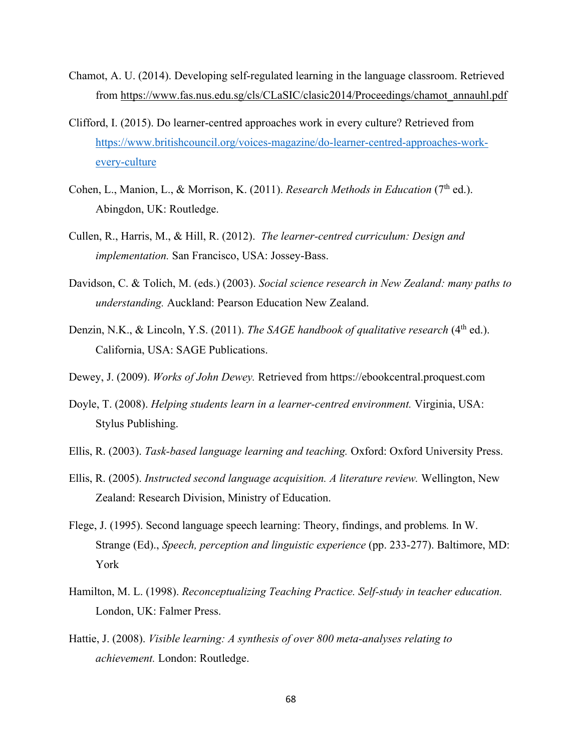Chamot, A. U. (2014). Developing self-regulated learning in the language classroom. Retrieved from https://www.fas.nus.edu.sg/cls/CLaSIC/clasic2014/Proceedings/chamot_annauhl.pdf

Clifford, I. (2015). Do learner-centred approaches work in every culture? Retrieved from https://www.britishcouncil.org/voices-magazine/do-learner-centred-approaches-work-every-culture

Cohen, L., Manion, L., & Morrison, K. (2011). *Research Methods in Education* (7th ed.). Abingdon, UK: Routledge.

Cullen, R., Harris, M., & Hill, R. (2012). *The learner-centred curriculum: Design and implementation.* San Francisco, USA: Jossey-Bass.

Davidson, C. & Tolich, M. (eds.) (2003). *Social science research in New Zealand: many paths to understanding.* Auckland: Pearson Education New Zealand.

Denzin, N.K., & Lincoln, Y.S. (2011). *The SAGE handbook of qualitative research* (4th ed.). California, USA: SAGE Publications.

Dewey, J. (2009). *Works of John Dewey.* Retrieved from https://ebookcentral.proquest.com

Doyle, T. (2008). *Helping students learn in a learner-centred environment.* Virginia, USA: Stylus Publishing.

Ellis, R. (2003). *Task-based language learning and teaching.* Oxford: Oxford University Press.

Ellis, R. (2005). *Instructed second language acquisition. A literature review.* Wellington, New Zealand: Research Division, Ministry of Education.

Flege, J. (1995). Second language speech learning: Theory, findings, and problems. In W. Strange (Ed)., *Speech, perception and linguistic experience* (pp. 233-277). Baltimore, MD: York

Hamilton, M. L. (1998). *Reconceptualizing Teaching Practice. Self-study in teacher education.* London, UK: Falmer Press.

Hattie, J. (2008). *Visible learning: A synthesis of over 800 meta-analyses relating to achievement.* London: Routledge.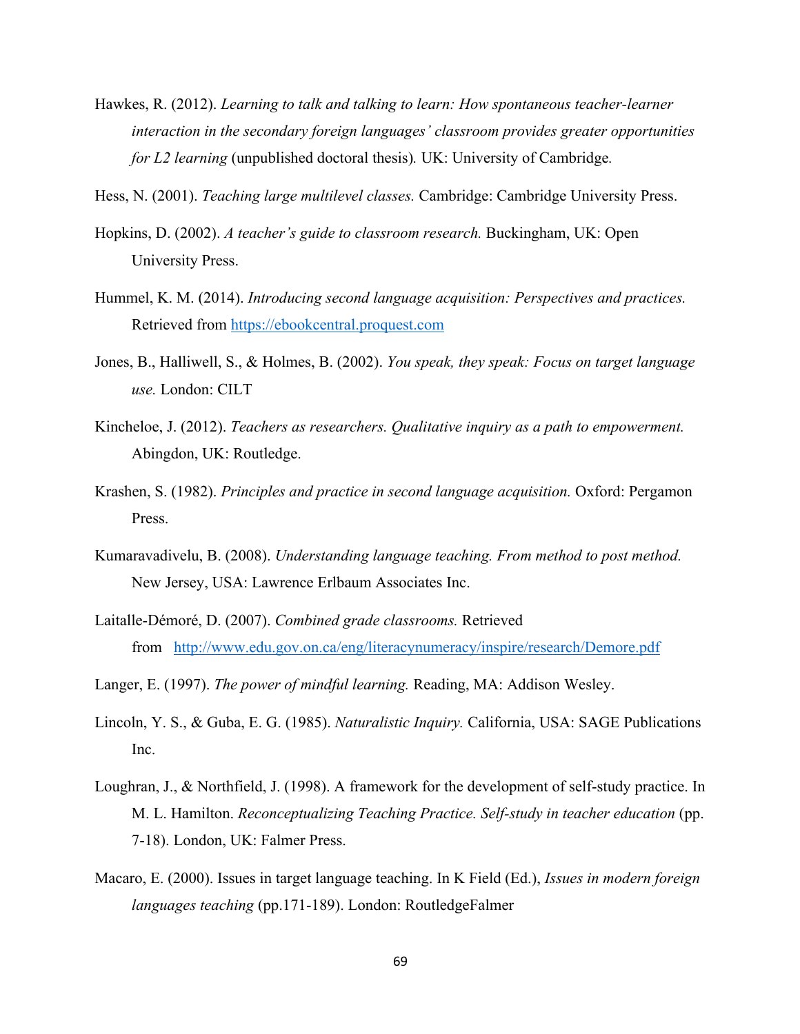Hawkes, R. (2012). *Learning to talk and talking to learn: How spontaneous teacher-learner interaction in the secondary foreign languages' classroom provides greater opportunities for L2 learning* (unpublished doctoral thesis)*.* UK: University of Cambridge*.*

Hess, N. (2001). *Teaching large multilevel classes.* Cambridge: Cambridge University Press.

Hopkins, D. (2002). *A teacher's guide to classroom research.* Buckingham, UK: Open University Press.

Hummel, K. M. (2014). *Introducing second language acquisition: Perspectives and practices.* Retrieved from https://ebookcentral.proquest.com

Jones, B., Halliwell, S., & Holmes, B. (2002). *You speak, they speak: Focus on target language use.* London: CILT

Kincheloe, J. (2012). *Teachers as researchers. Qualitative inquiry as a path to empowerment.* Abingdon, UK: Routledge.

Krashen, S. (1982). *Principles and practice in second language acquisition.* Oxford: Pergamon Press.

Kumaravadivelu, B. (2008). *Understanding language teaching. From method to post method.* New Jersey, USA: Lawrence Erlbaum Associates Inc.

Laitalle-Démoré, D. (2007). *Combined grade classrooms.* Retrieved from http://www.edu.gov.on.ca/eng/literacynumeracy/inspire/research/Demore.pdf

Langer, E. (1997). *The power of mindful learning.* Reading, MA: Addison Wesley.

Lincoln, Y. S., & Guba, E. G. (1985). *Naturalistic Inquiry.* California, USA: SAGE Publications Inc.

Loughran, J., & Northfield, J. (1998). A framework for the development of self-study practice. In M. L. Hamilton. *Reconceptualizing Teaching Practice. Self-study in teacher education* (pp. 7-18). London, UK: Falmer Press.

Macaro, E. (2000). Issues in target language teaching. In K Field (Ed.), *Issues in modern foreign languages teaching* (pp.171-189). London: RoutledgeFalmer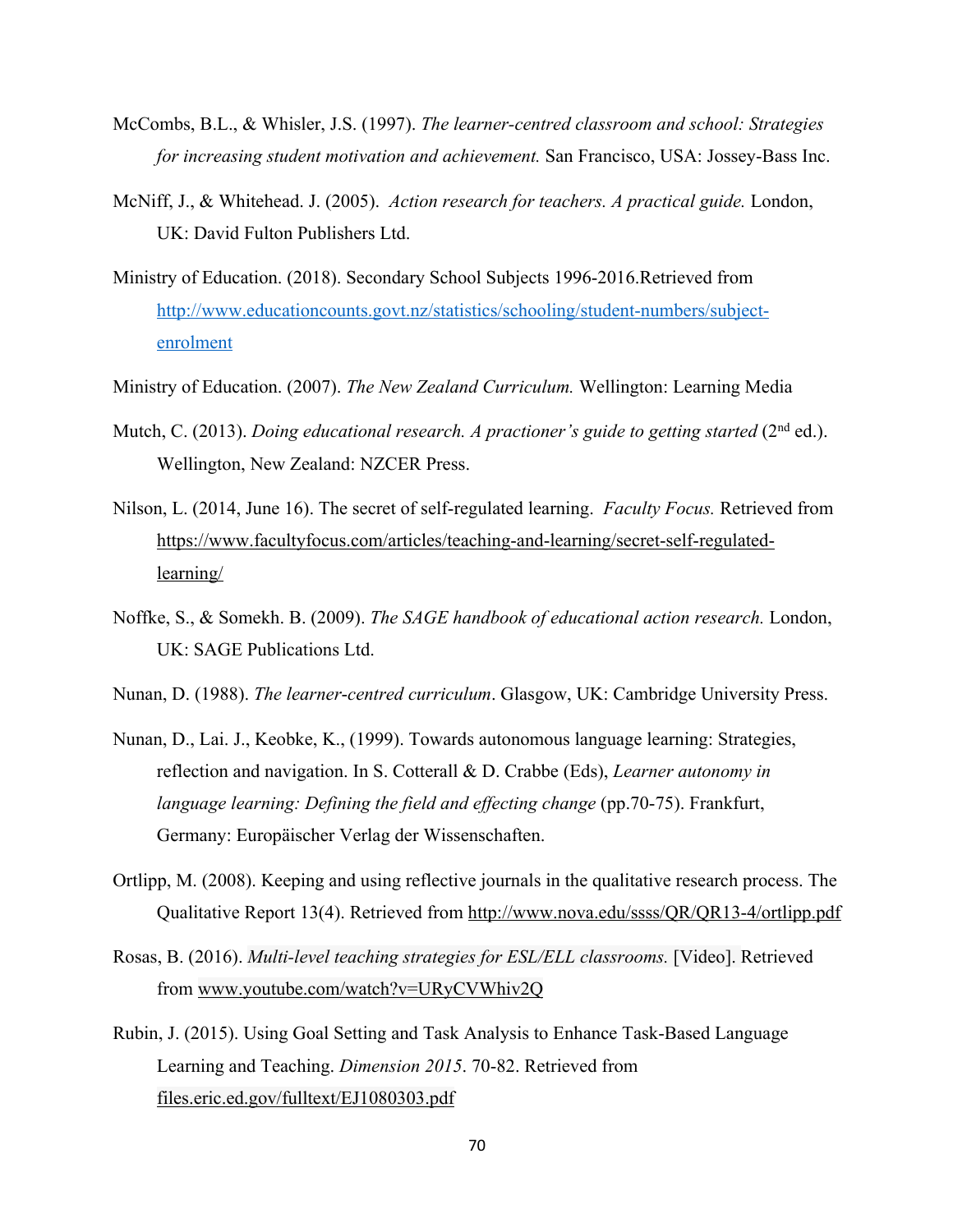McCombs, B.L., & Whisler, J.S. (1997). *The learner-centred classroom and school: Strategies for increasing student motivation and achievement.* San Francisco, USA: Jossey-Bass Inc.

McNiff, J., & Whitehead. J. (2005). *Action research for teachers. A practical guide.* London, UK: David Fulton Publishers Ltd.

Ministry of Education. (2018). Secondary School Subjects 1996-2016.Retrieved from http://www.educationcounts.govt.nz/statistics/schooling/student-numbers/subject-enrolment

Ministry of Education. (2007). *The New Zealand Curriculum.* Wellington: Learning Media

Mutch, C. (2013). *Doing educational research. A practioner's guide to getting started* (2nd ed.). Wellington, New Zealand: NZCER Press.

Nilson, L. (2014, June 16). The secret of self-regulated learning. *Faculty Focus.* Retrieved from https://www.facultyfocus.com/articles/teaching-and-learning/secret-self-regulated-learning/

Noffke, S., & Somekh. B. (2009). *The SAGE handbook of educational action research.* London, UK: SAGE Publications Ltd.

Nunan, D. (1988). *The learner-centred curriculum*. Glasgow, UK: Cambridge University Press.

Nunan, D., Lai. J., Keobke, K., (1999). Towards autonomous language learning: Strategies, reflection and navigation. In S. Cotterall & D. Crabbe (Eds), *Learner autonomy in language learning: Defining the field and effecting change* (pp.70-75). Frankfurt, Germany: Europäischer Verlag der Wissenschaften.

Ortlipp, M. (2008). Keeping and using reflective journals in the qualitative research process. The Qualitative Report 13(4). Retrieved from http://www.nova.edu/ssss/QR/QR13-4/ortlipp.pdf

Rosas, B. (2016). *Multi-level teaching strategies for ESL/ELL classrooms.* [Video]. Retrieved from www.youtube.com/watch?v=URyCVWhiv2Q

Rubin, J. (2015). Using Goal Setting and Task Analysis to Enhance Task-Based Language Learning and Teaching. *Dimension 2015*. 70-82. Retrieved from files.eric.ed.gov/fulltext/EJ1080303.pdf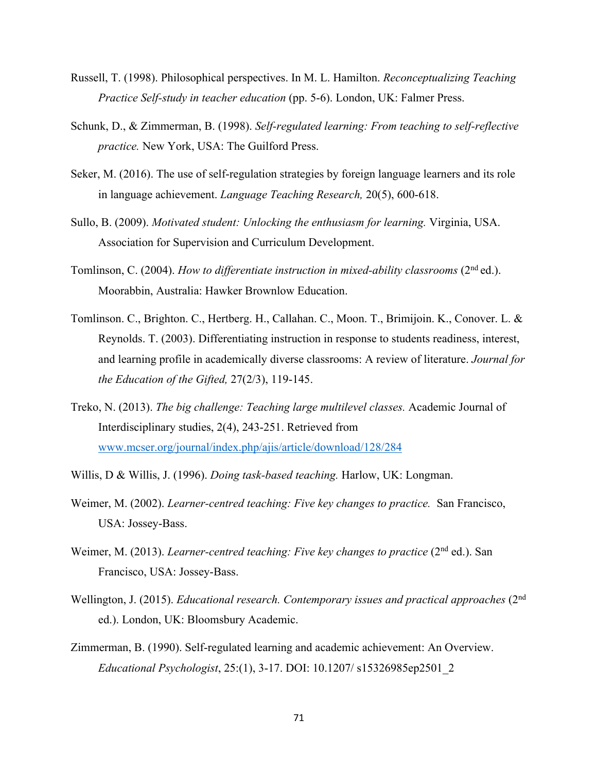Russell, T. (1998). Philosophical perspectives. In M. L. Hamilton. *Reconceptualizing Teaching Practice Self-study in teacher education* (pp. 5-6). London, UK: Falmer Press.

Schunk, D., & Zimmerman, B. (1998). *Self-regulated learning: From teaching to self-reflective practice.* New York, USA: The Guilford Press.

Seker, M. (2016). The use of self-regulation strategies by foreign language learners and its role in language achievement. *Language Teaching Research,* 20(5), 600-618.

Sullo, B. (2009). *Motivated student: Unlocking the enthusiasm for learning.* Virginia, USA. Association for Supervision and Curriculum Development.

Tomlinson, C. (2004). *How to differentiate instruction in mixed-ability classrooms* (2nd ed.). Moorabbin, Australia: Hawker Brownlow Education.

Tomlinson. C., Brighton. C., Hertberg. H., Callahan. C., Moon. T., Brimijoin. K., Conover. L. & Reynolds. T. (2003). Differentiating instruction in response to students readiness, interest, and learning profile in academically diverse classrooms: A review of literature. *Journal for the Education of the Gifted,* 27(2/3), 119-145.

Treko, N. (2013). *The big challenge: Teaching large multilevel classes.* Academic Journal of Interdisciplinary studies, 2(4), 243-251. Retrieved from www.mcser.org/journal/index.php/ajis/article/download/128/284

Willis, D & Willis, J. (1996). *Doing task-based teaching.* Harlow, UK: Longman.

Weimer, M. (2002). *Learner-centred teaching: Five key changes to practice.* San Francisco, USA: Jossey-Bass.

Weimer, M. (2013). *Learner-centred teaching: Five key changes to practice* (2nd ed.). San Francisco, USA: Jossey-Bass.

Wellington, J. (2015). *Educational research. Contemporary issues and practical approaches* (2nd ed.). London, UK: Bloomsbury Academic.

Zimmerman, B. (1990). Self-regulated learning and academic achievement: An Overview. *Educational Psychologist*, 25:(1), 3-17. DOI: 10.1207/ s15326985ep2501_2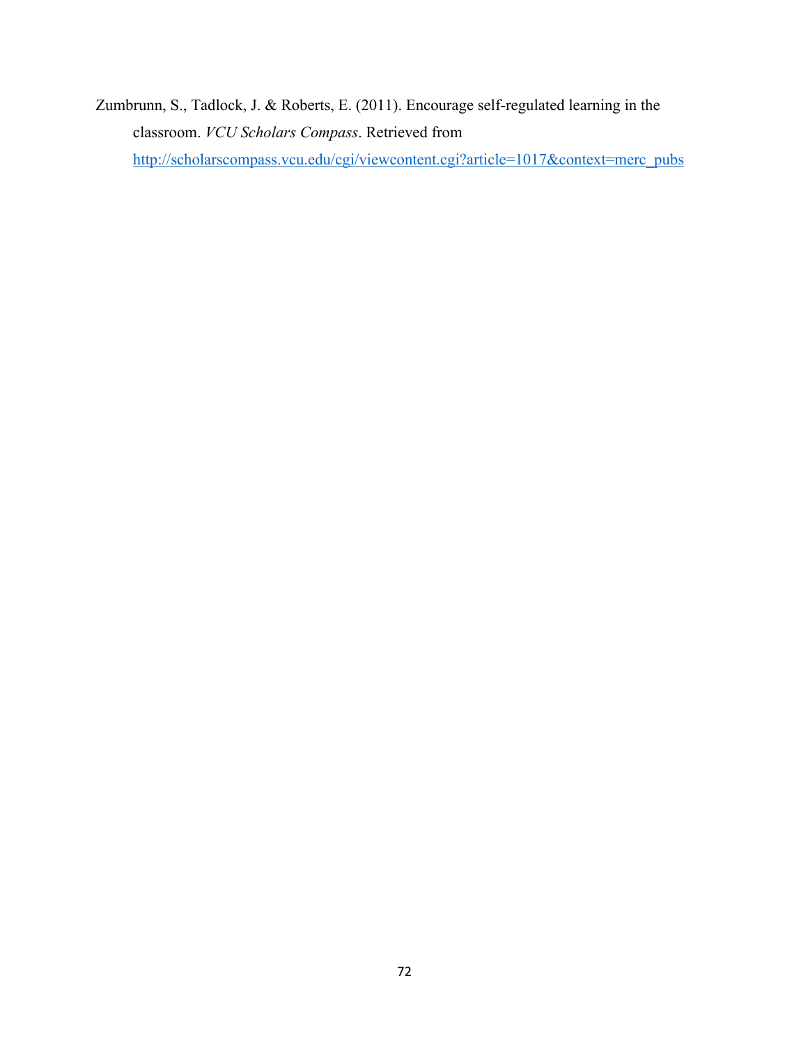Zumbrunn, S., Tadlock, J. & Roberts, E. (2011). Encourage self-regulated learning in the classroom. *VCU Scholars Compass*. Retrieved from http://scholarscompass.vcu.edu/cgi/viewcontent.cgi?article=1017&context=merc_pubs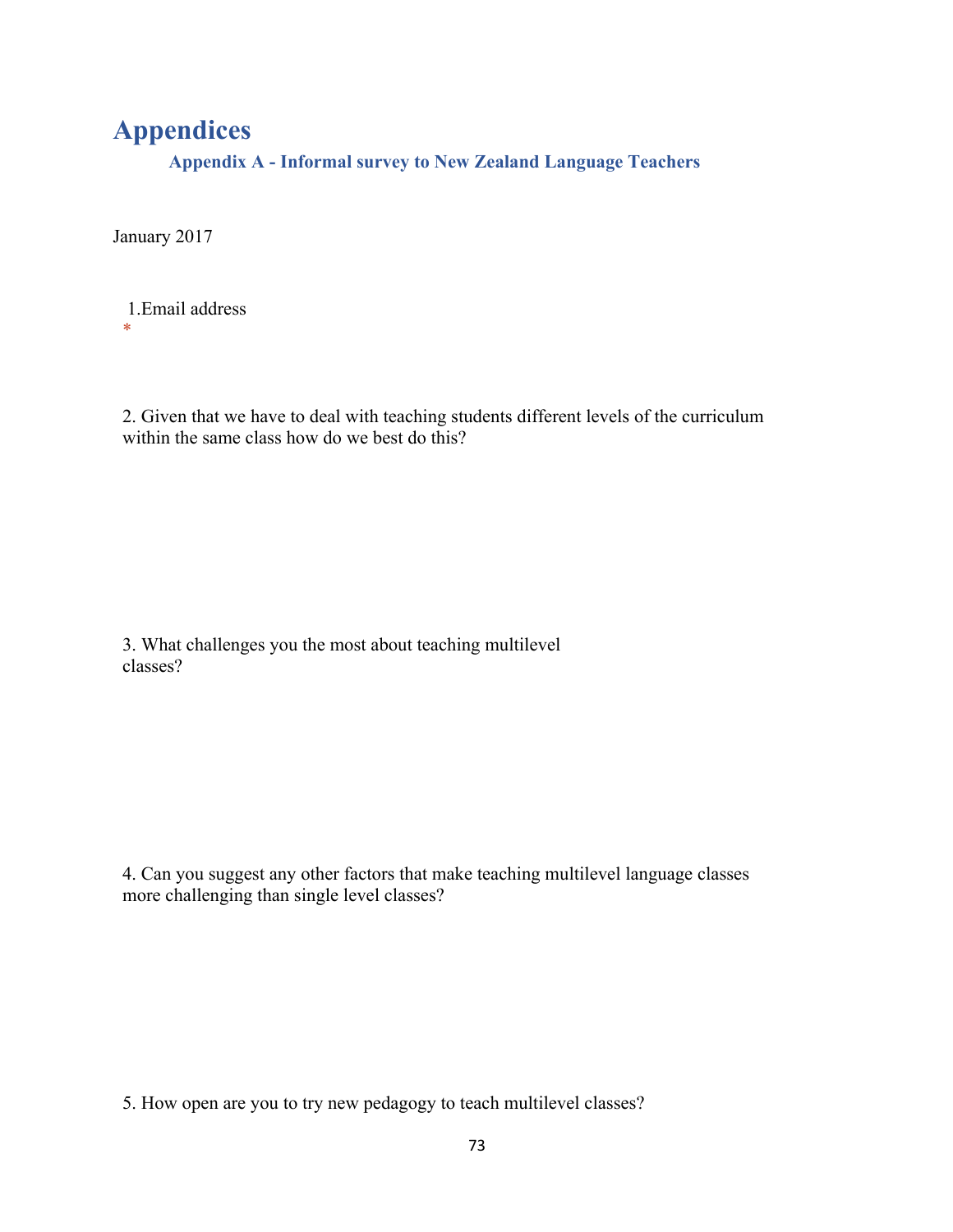# Appendices

## Appendix A - Informal survey to New Zealand Language Teachers

January 2017

1.Email address
*

2. Given that we have to deal with teaching students different levels of the curriculum within the same class how do we best do this?

3. What challenges you the most about teaching multilevel classes?

4. Can you suggest any other factors that make teaching multilevel language classes more challenging than single level classes?

5. How open are you to try new pedagogy to teach multilevel classes?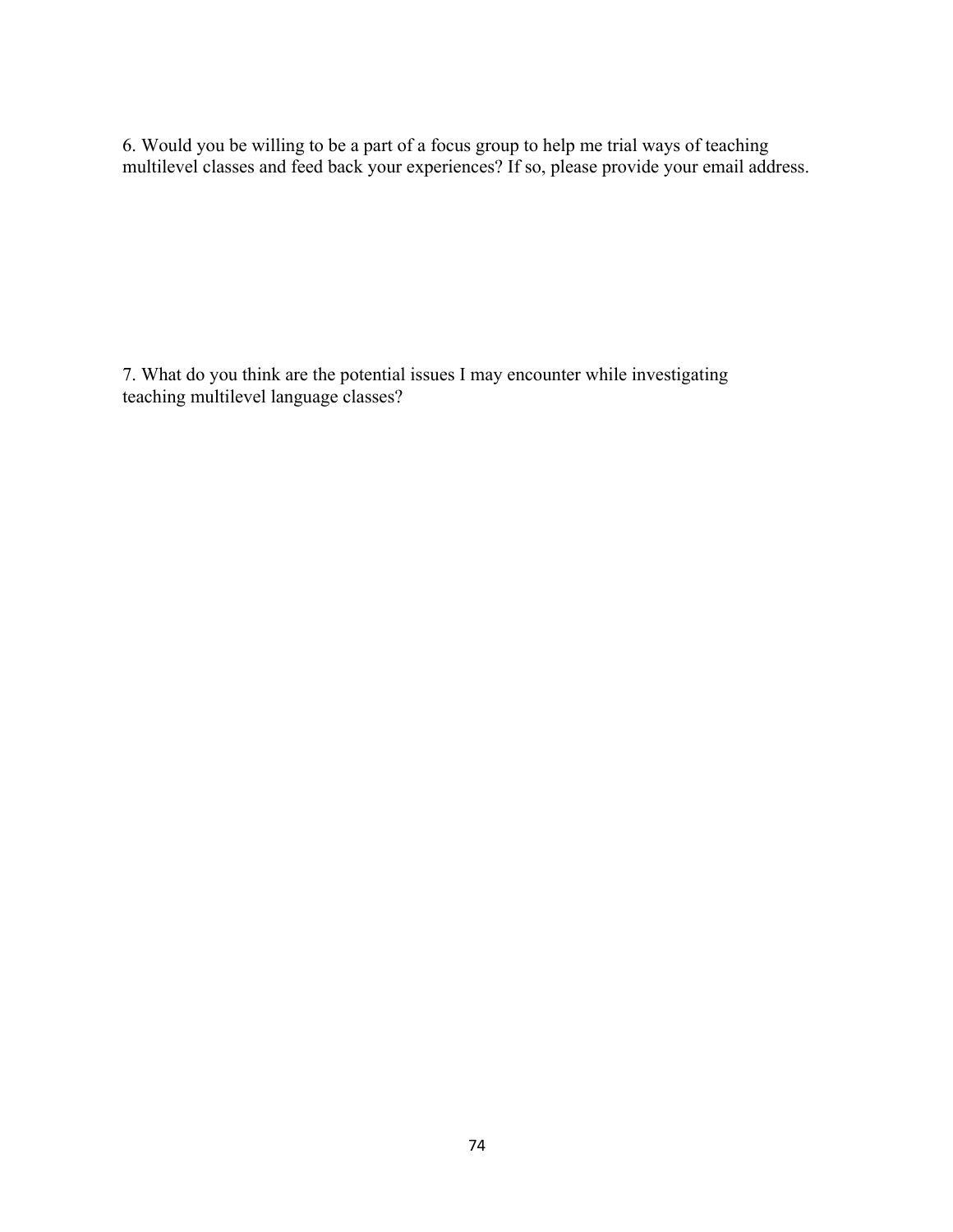6. Would you be willing to be a part of a focus group to help me trial ways of teaching multilevel classes and feed back your experiences? If so, please provide your email address.

7. What do you think are the potential issues I may encounter while investigating teaching multilevel language classes?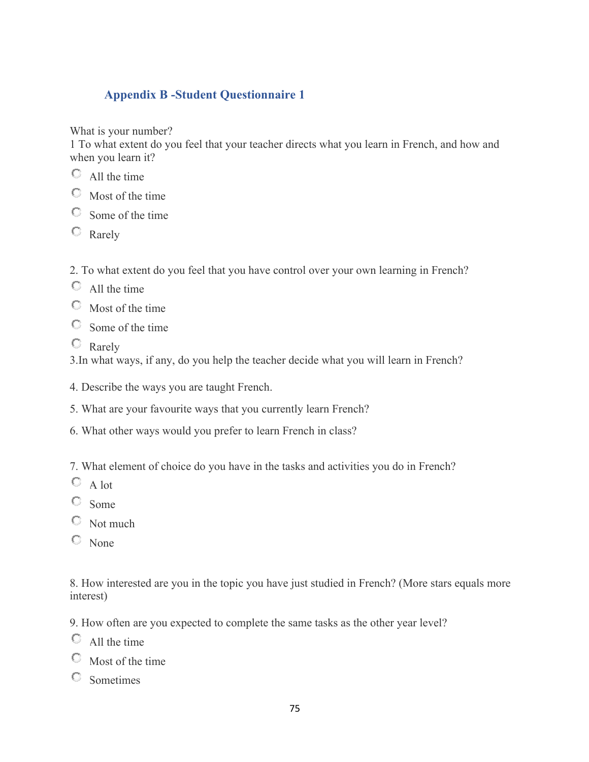## Appendix B -Student Questionnaire 1

What is your number?

1 To what extent do you feel that your teacher directs what you learn in French, and how and when you learn it?

- All the time
- Most of the time
- Some of the time
- Rarely

2. To what extent do you feel that you have control over your own learning in French?

- All the time
- Most of the time
- Some of the time
- Rarely

3.In what ways, if any, do you help the teacher decide what you will learn in French?

4. Describe the ways you are taught French.

5. What are your favourite ways that you currently learn French?

6. What other ways would you prefer to learn French in class?

7. What element of choice do you have in the tasks and activities you do in French?

- A lot
- Some
- Not much
- None

8. How interested are you in the topic you have just studied in French? (More stars equals more interest)

9. How often are you expected to complete the same tasks as the other year level?

- All the time
- Most of the time
- Sometimes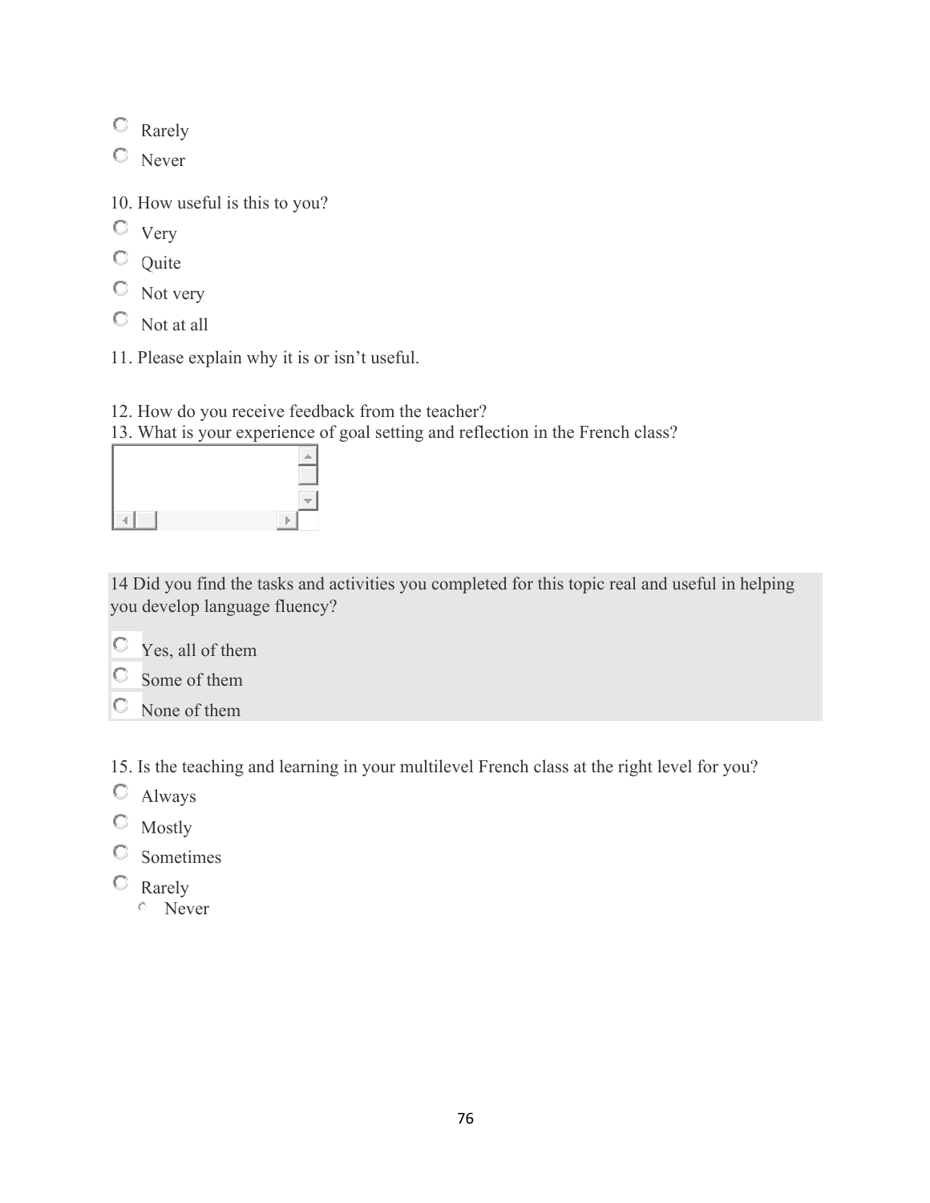- Rarely
- Never

10. How useful is this to you?

- Very
- Quite
- Not very
- Not at all

11. Please explain why it is or isn't useful.

12. How do you receive feedback from the teacher?

13. What is your experience of goal setting and reflection in the French class?

14 Did you find the tasks and activities you completed for this topic real and useful in helping you develop language fluency?

- Yes, all of them
- Some of them
- None of them

15. Is the teaching and learning in your multilevel French class at the right level for you?

- Always
- Mostly
- Sometimes
- Rarely
  - Never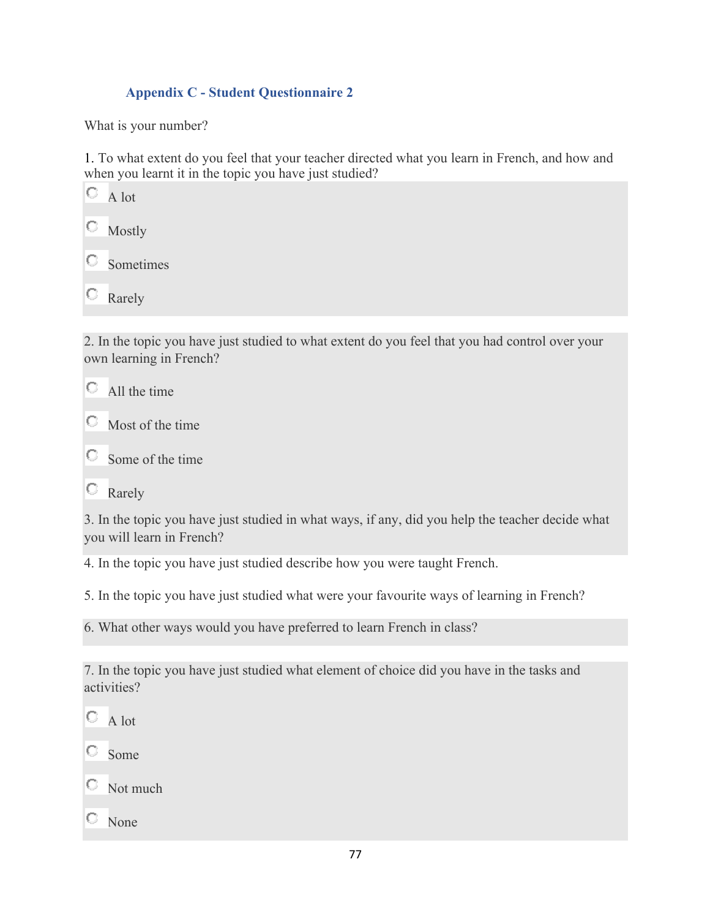### Appendix C - Student Questionnaire 2

What is your number?

1. To what extent do you feel that your teacher directed what you learn in French, and how and when you learnt it in the topic you have just studied?

- A lot
- Mostly
- Sometimes
- Rarely

2. In the topic you have just studied to what extent do you feel that you had control over your own learning in French?

- All the time
- Most of the time
- Some of the time
- Rarely

3. In the topic you have just studied in what ways, if any, did you help the teacher decide what you will learn in French?

4. In the topic you have just studied describe how you were taught French.

5. In the topic you have just studied what were your favourite ways of learning in French?

6. What other ways would you have preferred to learn French in class?

7. In the topic you have just studied what element of choice did you have in the tasks and activities?

- A lot
- Some
- Not much
- None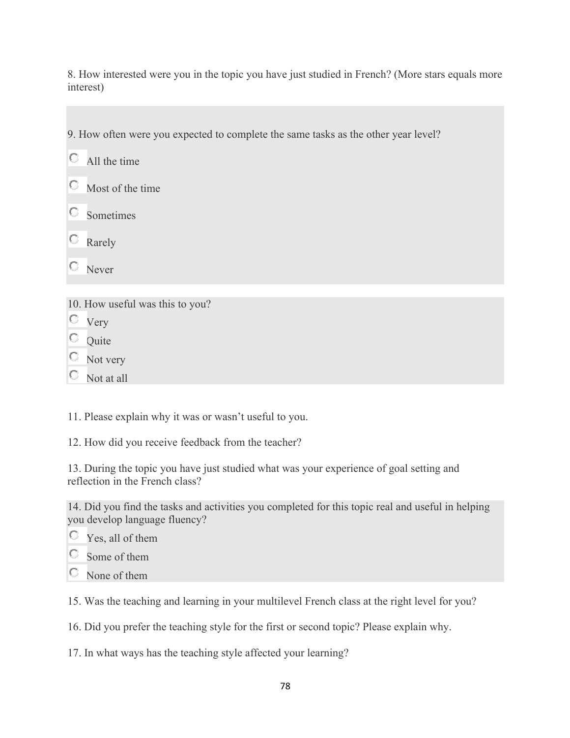8. How interested were you in the topic you have just studied in French? (More stars equals more interest)

9. How often were you expected to complete the same tasks as the other year level?

- All the time
- Most of the time
- Sometimes
- Rarely
- Never

10. How useful was this to you?

- Very
- Quite
- Not very
- Not at all

11. Please explain why it was or wasn't useful to you.

12. How did you receive feedback from the teacher?

13. During the topic you have just studied what was your experience of goal setting and reflection in the French class?

14. Did you find the tasks and activities you completed for this topic real and useful in helping you develop language fluency?

- Yes, all of them
- Some of them
- None of them

15. Was the teaching and learning in your multilevel French class at the right level for you?

16. Did you prefer the teaching style for the first or second topic? Please explain why.

17. In what ways has the teaching style affected your learning?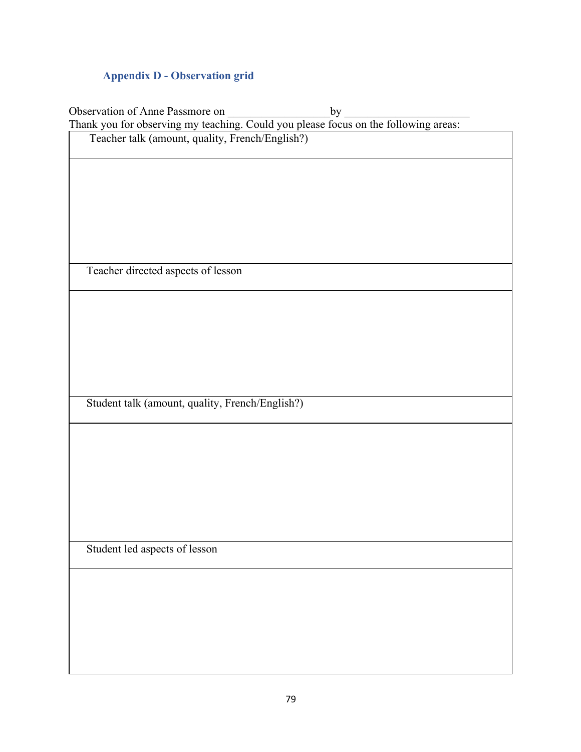### Appendix D - Observation grid

Observation of Anne Passmore on \_\_\_\_\_\_\_\_\_\_\_\_\_\_\_\_\_\_by \_\_\_\_\_\_\_\_\_\_\_\_\_\_\_\_\_\_\_\_\_\_

Thank you for observing my teaching. Could you please focus on the following areas:

| Teacher talk (amount, quality, French/English?) |
|---|
| |
| Teacher directed aspects of lesson |
| |
| Student talk (amount, quality, French/English?) |
| |
| Student led aspects of lesson |
| |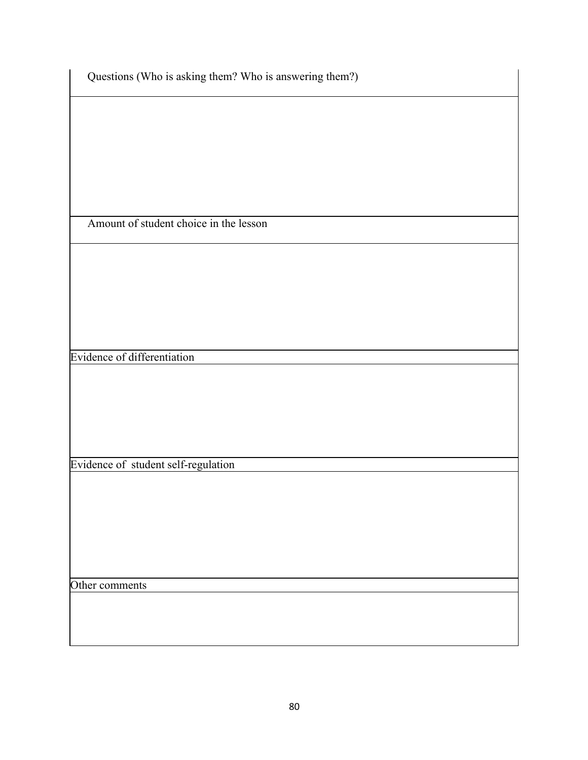| Questions (Who is asking them? Who is answering them?) |
| --- |
| |
| Amount of student choice in the lesson |
| |
| Evidence of differentiation |
| |
| Evidence of student self-regulation |
| |
| Other comments |
| |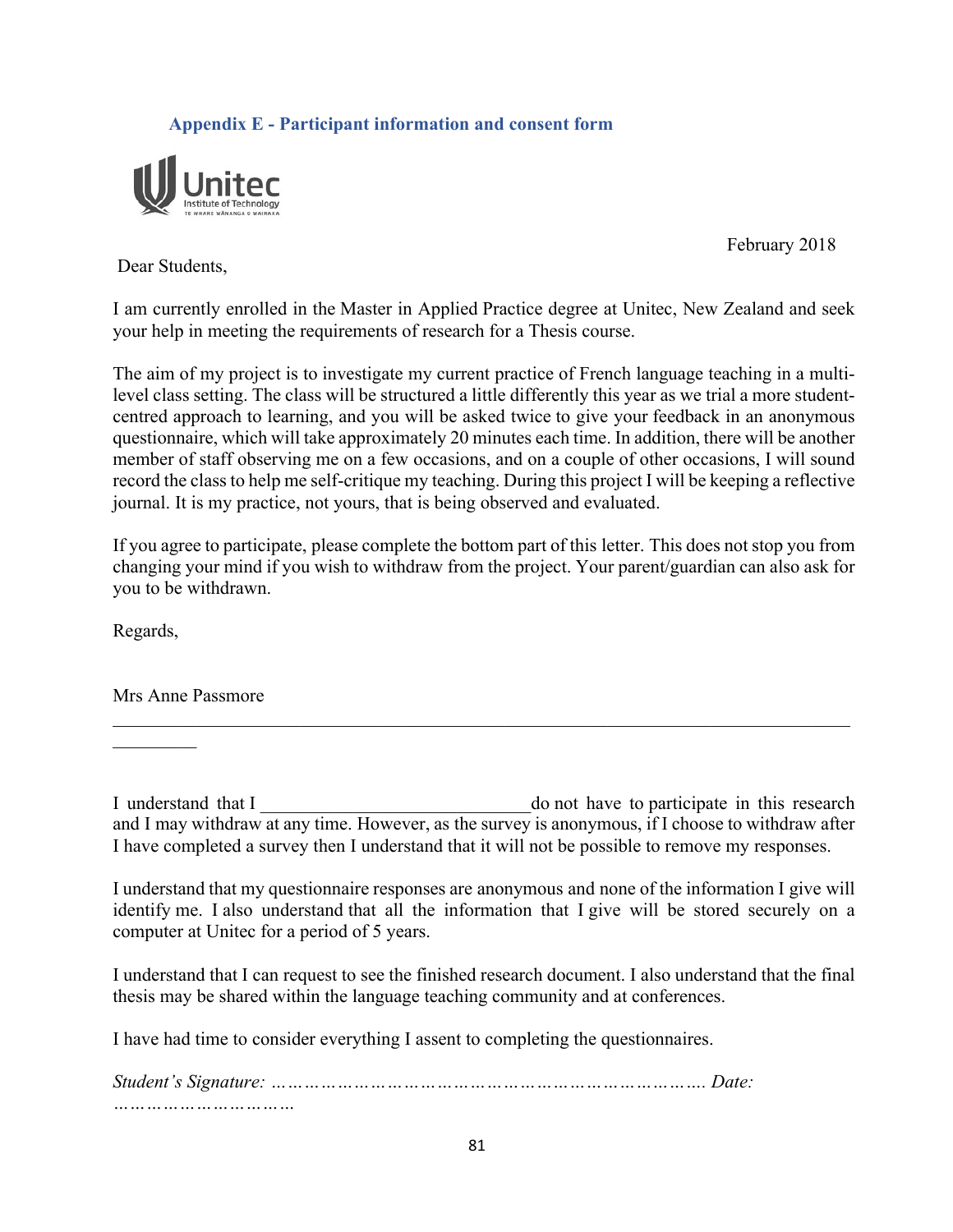### Appendix E - Participant information and consent form

February 2018

Dear Students,

I am currently enrolled in the Master in Applied Practice degree at Unitec, New Zealand and seek your help in meeting the requirements of research for a Thesis course.

The aim of my project is to investigate my current practice of French language teaching in a multi-level class setting. The class will be structured a little differently this year as we trial a more student-centred approach to learning, and you will be asked twice to give your feedback in an anonymous questionnaire, which will take approximately 20 minutes each time. In addition, there will be another member of staff observing me on a few occasions, and on a couple of other occasions, I will sound record the class to help me self-critique my teaching. During this project I will be keeping a reflective journal. It is my practice, not yours, that is being observed and evaluated.

If you agree to participate, please complete the bottom part of this letter. This does not stop you from changing your mind if you wish to withdraw from the project. Your parent/guardian can also ask for you to be withdrawn.

Regards,

Mrs Anne Passmore

---

I understand that I \_\_\_\_\_\_\_\_\_\_\_\_\_\_\_\_\_\_\_\_\_\_\_\_\_\_\_\_\_ do not have to participate in this research and I may withdraw at any time. However, as the survey is anonymous, if I choose to withdraw after I have completed a survey then I understand that it will not be possible to remove my responses.

I understand that my questionnaire responses are anonymous and none of the information I give will identify me. I also understand that all the information that I give will be stored securely on a computer at Unitec for a period of 5 years.

I understand that I can request to see the finished research document. I also understand that the final thesis may be shared within the language teaching community and at conferences.

I have had time to consider everything I assent to completing the questionnaires.

*Student's Signature: ……………………………………………………………………. Date: ……………………………*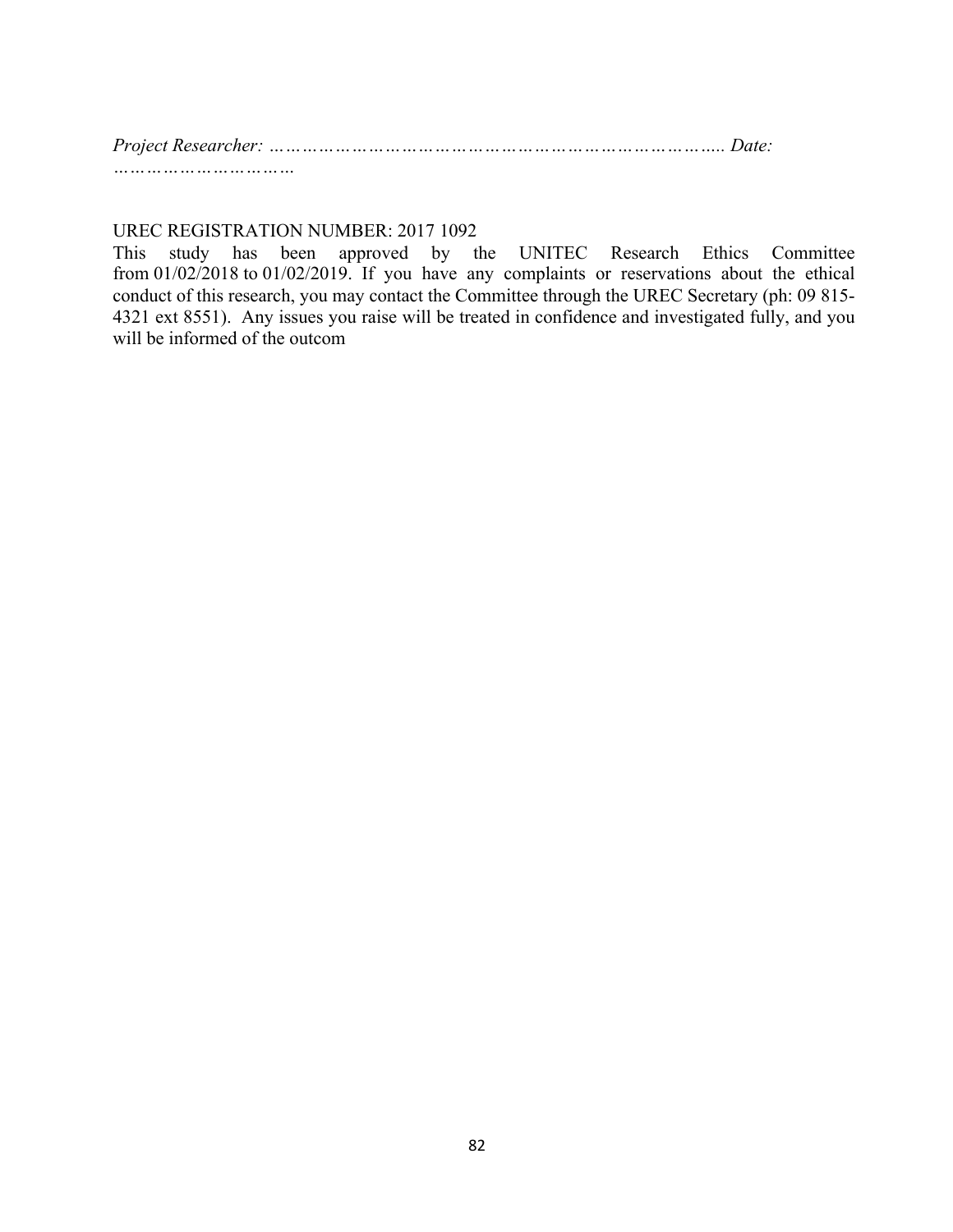*Project Researcher: …………………………………………………………………….. Date: ……………………………*

UREC REGISTRATION NUMBER: 2017 1092

This study has been approved by the UNITEC Research Ethics Committee from 01/02/2018 to 01/02/2019. If you have any complaints or reservations about the ethical conduct of this research, you may contact the Committee through the UREC Secretary (ph: 09 815-4321 ext 8551). Any issues you raise will be treated in confidence and investigated fully, and you will be informed of the outcom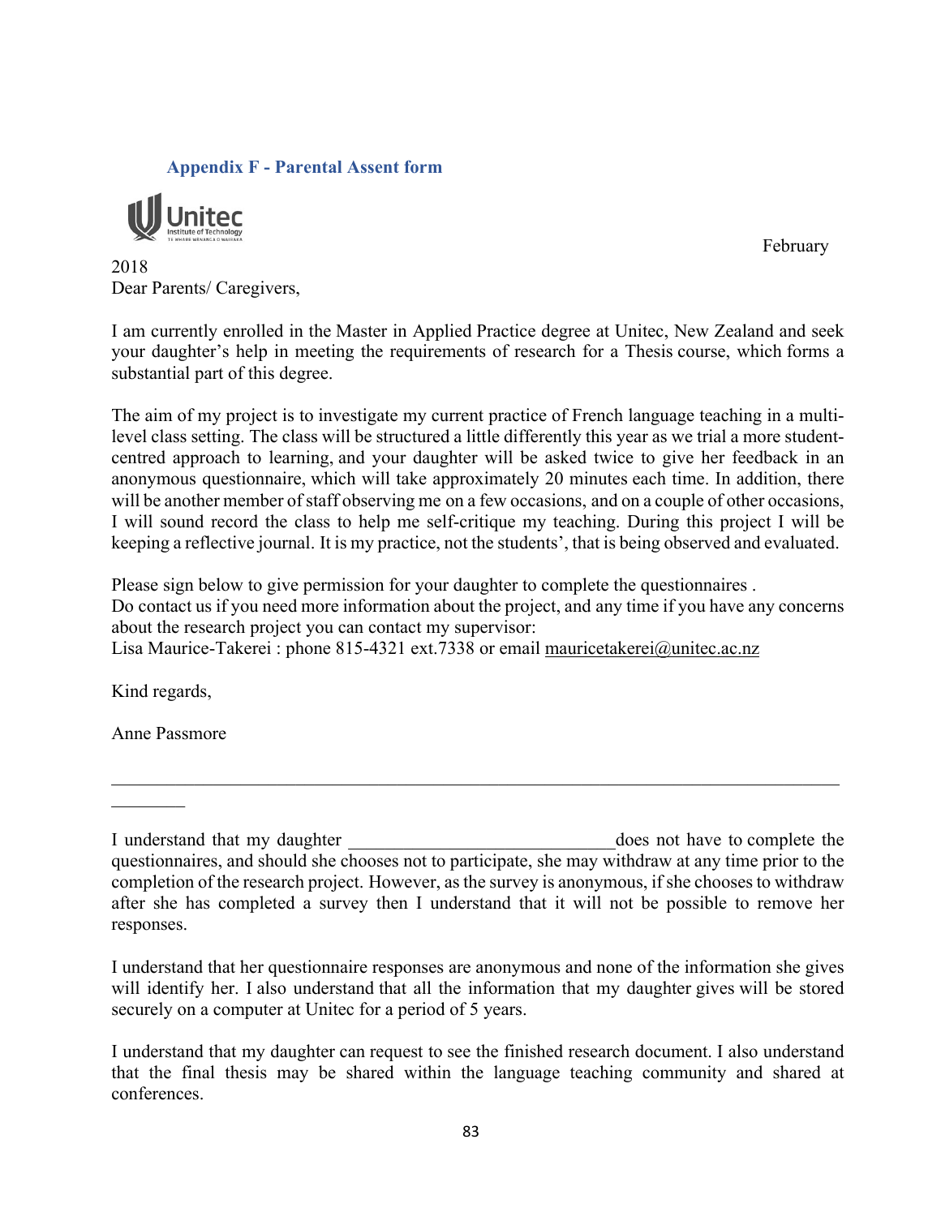### Appendix F - Parental Assent form

February 2018

Dear Parents/ Caregivers,

I am currently enrolled in the Master in Applied Practice degree at Unitec, New Zealand and seek your daughter's help in meeting the requirements of research for a Thesis course, which forms a substantial part of this degree.

The aim of my project is to investigate my current practice of French language teaching in a multi-level class setting. The class will be structured a little differently this year as we trial a more student-centred approach to learning, and your daughter will be asked twice to give her feedback in an anonymous questionnaire, which will take approximately 20 minutes each time. In addition, there will be another member of staff observing me on a few occasions, and on a couple of other occasions, I will sound record the class to help me self-critique my teaching. During this project I will be keeping a reflective journal. It is my practice, not the students', that is being observed and evaluated.

Please sign below to give permission for your daughter to complete the questionnaires .
Do contact us if you need more information about the project, and any time if you have any concerns about the research project you can contact my supervisor:
Lisa Maurice-Takerei : phone 815-4321 ext.7338 or email mauricetakerei@unitec.ac.nz

Kind regards,

Anne Passmore

---

I understand that my daughter ____________________________ does not have to complete the questionnaires, and should she chooses not to participate, she may withdraw at any time prior to the completion of the research project. However, as the survey is anonymous, if she chooses to withdraw after she has completed a survey then I understand that it will not be possible to remove her responses.

I understand that her questionnaire responses are anonymous and none of the information she gives will identify her. I also understand that all the information that my daughter gives will be stored securely on a computer at Unitec for a period of 5 years.

I understand that my daughter can request to see the finished research document. I also understand that the final thesis may be shared within the language teaching community and shared at conferences.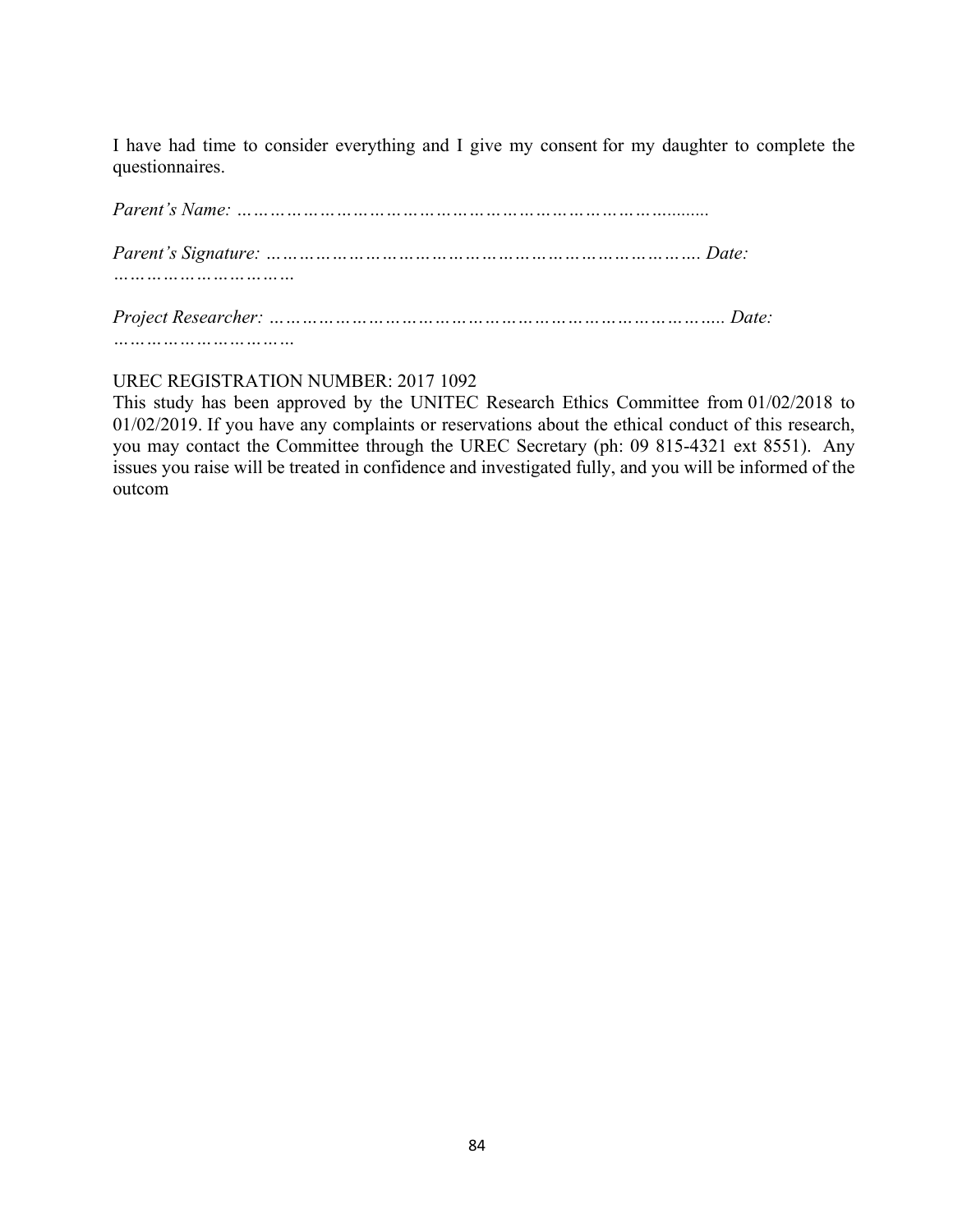I have had time to consider everything and I give my consent for my daughter to complete the questionnaires.

*Parent's Name: ……………………………………………………………………..........*

*Parent's Signature: ……………………………………………………………………. Date: …………………………*

*Project Researcher: ……………………………………………………………………….. Date: …………………………*

UREC REGISTRATION NUMBER: 2017 1092

This study has been approved by the UNITEC Research Ethics Committee from 01/02/2018 to 01/02/2019. If you have any complaints or reservations about the ethical conduct of this research, you may contact the Committee through the UREC Secretary (ph: 09 815-4321 ext 8551). Any issues you raise will be treated in confidence and investigated fully, and you will be informed of the outcom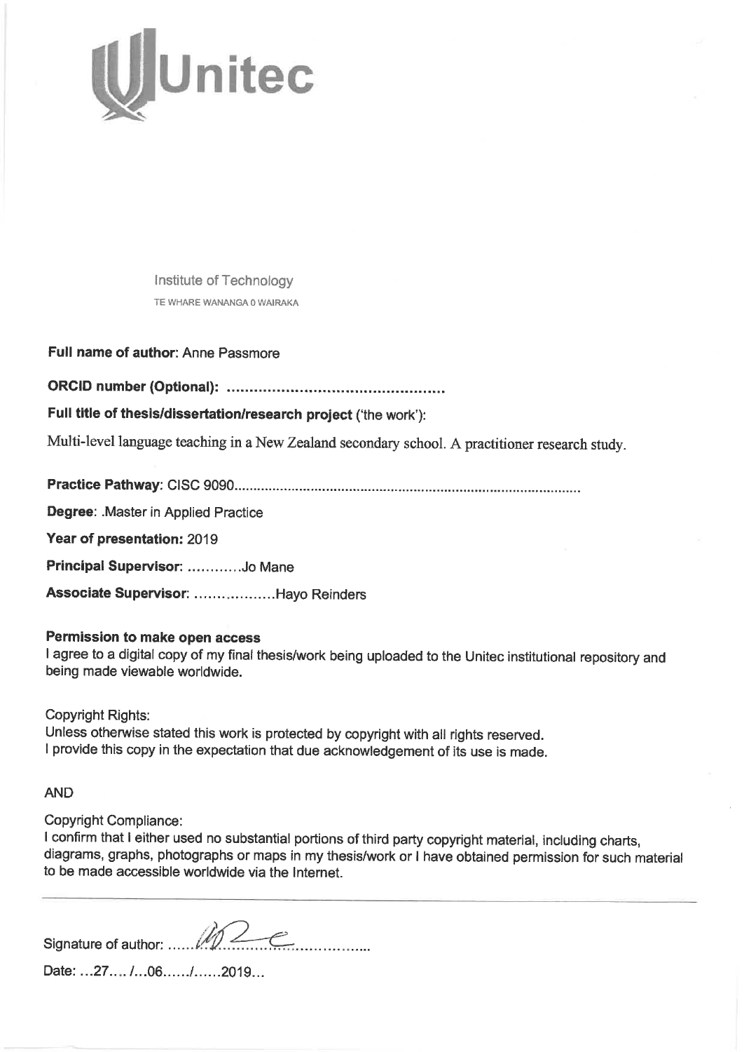# Unitec

Institute of Technology

TE WHARE WANANGA O WAIRAKA

**Full name of author**: Anne Passmore

**ORCID number (Optional):** ................................................

**Full title of thesis/dissertation/research project** ('the work'):

Multi-level language teaching in a New Zealand secondary school. A practitioner research study.

**Practice Pathway**: CISC 9090..........................................................................................

**Degree**: .Master in Applied Practice

**Year of presentation:** 2019

**Principal Supervisor:** ............Jo Mane

**Associate Supervisor**: ..................Hayo Reinders

**Permission to make open access**

I agree to a digital copy of my final thesis/work being uploaded to the Unitec institutional repository and being made viewable worldwide.

Copyright Rights:

Unless otherwise stated this work is protected by copyright with all rights reserved.

I provide this copy in the expectation that due acknowledgement of its use is made.

AND

Copyright Compliance:

I confirm that I either used no substantial portions of third party copyright material, including charts, diagrams, graphs, photographs or maps in my thesis/work or I have obtained permission for such material to be made accessible worldwide via the Internet.

---

Signature of author: ......................................

Date: ...27.... /...06....../......2019...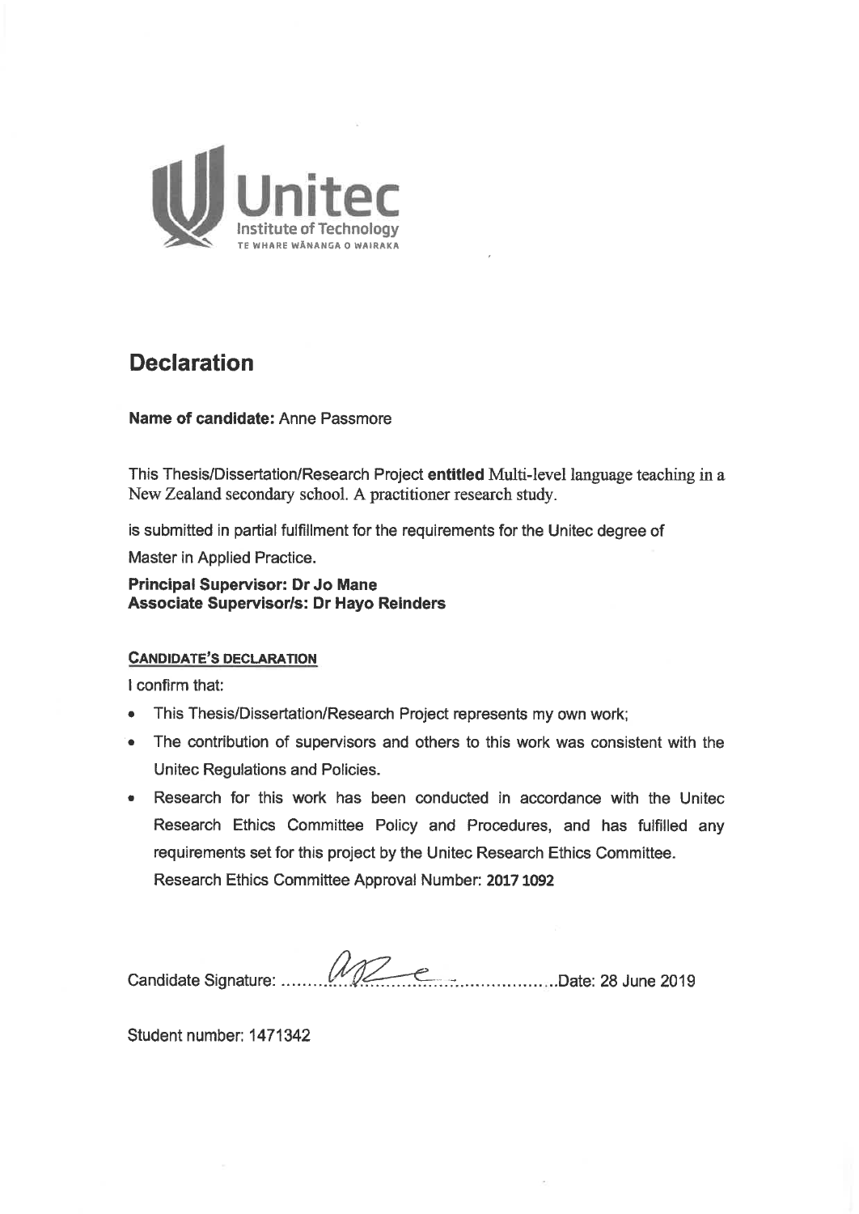Unitec
Institute of Technology
TE WHARE WĀNANGA O WAIRAKA

# Declaration

**Name of candidate:** Anne Passmore

This Thesis/Dissertation/Research Project **entitled** Multi-level language teaching in a New Zealand secondary school. A practitioner research study.

is submitted in partial fulfillment for the requirements for the Unitec degree of Master in Applied Practice.

**Principal Supervisor: Dr Jo Mane**
**Associate Supervisor/s: Dr Hayo Reinders**

**CANDIDATE'S DECLARATION**

I confirm that:

- This Thesis/Dissertation/Research Project represents my own work;
- The contribution of supervisors and others to this work was consistent with the Unitec Regulations and Policies.
- Research for this work has been conducted in accordance with the Unitec Research Ethics Committee Policy and Procedures, and has fulfilled any requirements set for this project by the Unitec Research Ethics Committee.
  Research Ethics Committee Approval Number: **2017 1092**

Candidate Signature: ........................................Date: 28 June 2019

Student number: 1471342